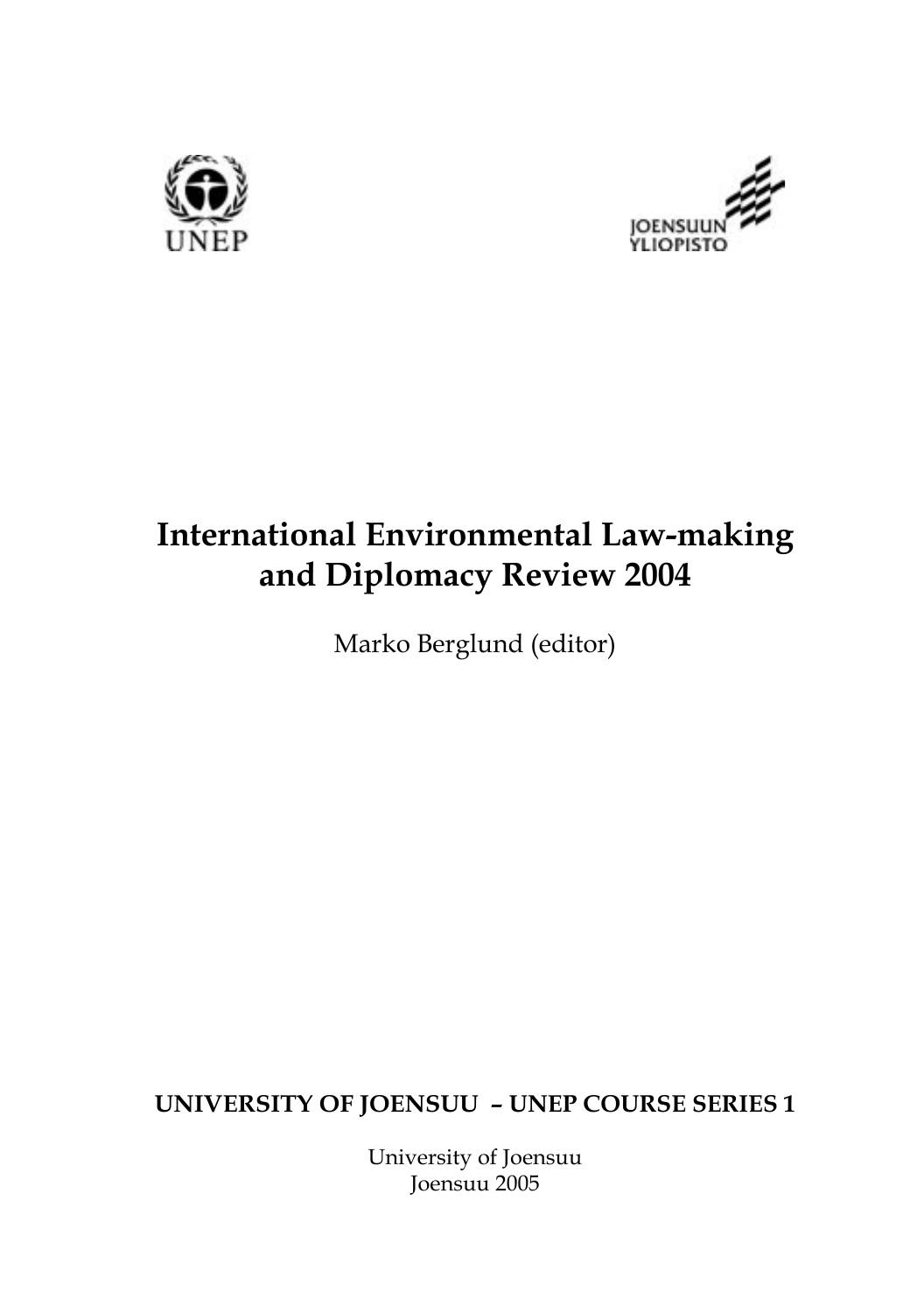UNEP

JOENSUUN YLIOPISTO

# International Environmental Law-making and Diplomacy Review 2004

Marko Berglund (editor)

**UNIVERSITY OF JOENSUU – UNEP COURSE SERIES 1**

University of Joensuu
Joensuu 2005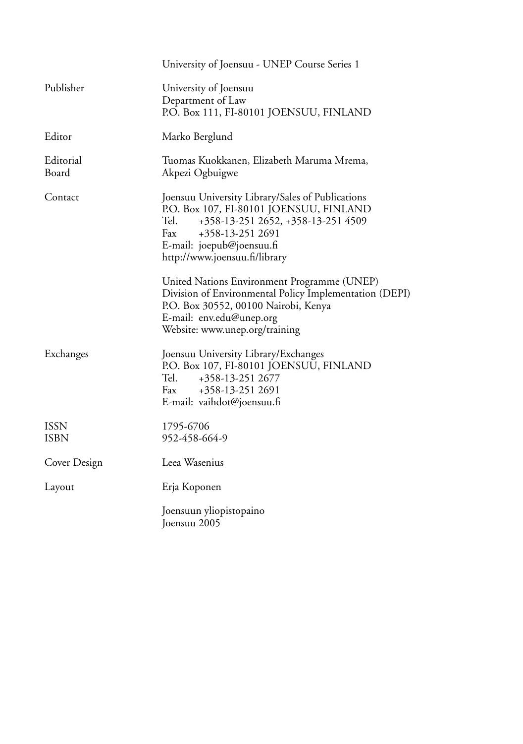University of Joensuu - UNEP Course Series 1

| | |
|---|---|
| Publisher | University of Joensuu<br>Department of Law<br>P.O. Box 111, FI-80101 JOENSUU, FINLAND |
| Editor | Marko Berglund |
| Editorial Board | Tuomas Kuokkanen, Elizabeth Maruma Mrema, Akpezi Ogbuigwe |
| Contact | Joensuu University Library/Sales of Publications<br>P.O. Box 107, FI-80101 JOENSUU, FINLAND<br>Tel. +358-13-251 2652, +358-13-251 4509<br>Fax +358-13-251 2691<br>E-mail: joepub@joensuu.fi<br>http://www.joensuu.fi/library<br><br>United Nations Environment Programme (UNEP)<br>Division of Environmental Policy Implementation (DEPI)<br>P.O. Box 30552, 00100 Nairobi, Kenya<br>E-mail: env.edu@unep.org<br>Website: www.unep.org/training |
| Exchanges | Joensuu University Library/Exchanges<br>P.O. Box 107, FI-80101 JOENSUU, FINLAND<br>Tel. +358-13-251 2677<br>Fax +358-13-251 2691<br>E-mail: vaihdot@joensuu.fi |
| ISSN<br>ISBN | 1795-6706<br>952-458-664-9 |
| Cover Design | Leea Wasenius |
| Layout | Erja Koponen |

Joensuun yliopistopaino
Joensuu 2005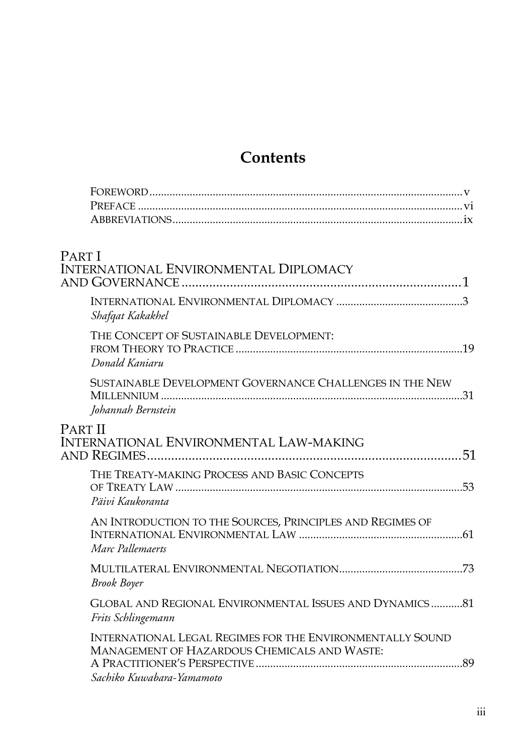# Contents

- Foreword ... v
- Preface ... vi
- Abbreviations ... ix

## Part I
## International Environmental Diplomacy and Governance ... 1

- International Environmental Diplomacy ... 3
  *Shafqat Kakakhel*
- The Concept of Sustainable Development: from Theory to Practice ... 19
  *Donald Kaniaru*
- Sustainable Development Governance Challenges in the New Millennium ... 31
  *Johannah Bernstein*

## Part II
## International Environmental Law-making and Regimes ... 51

- The Treaty-making Process and Basic Concepts of Treaty Law ... 53
  *Päivi Kaukoranta*
- An Introduction to the Sources, Principles and Regimes of International Environmental Law ... 61
  *Marc Pallemaerts*
- Multilateral Environmental Negotiation ... 73
  *Brook Boyer*
- Global and Regional Environmental Issues and Dynamics ... 81
  *Frits Schlingemann*
- International Legal Regimes for the Environmentally Sound Management of Hazardous Chemicals and Waste: A Practitioner's Perspective ... 89
  *Sachiko Kuwabara-Yamamoto*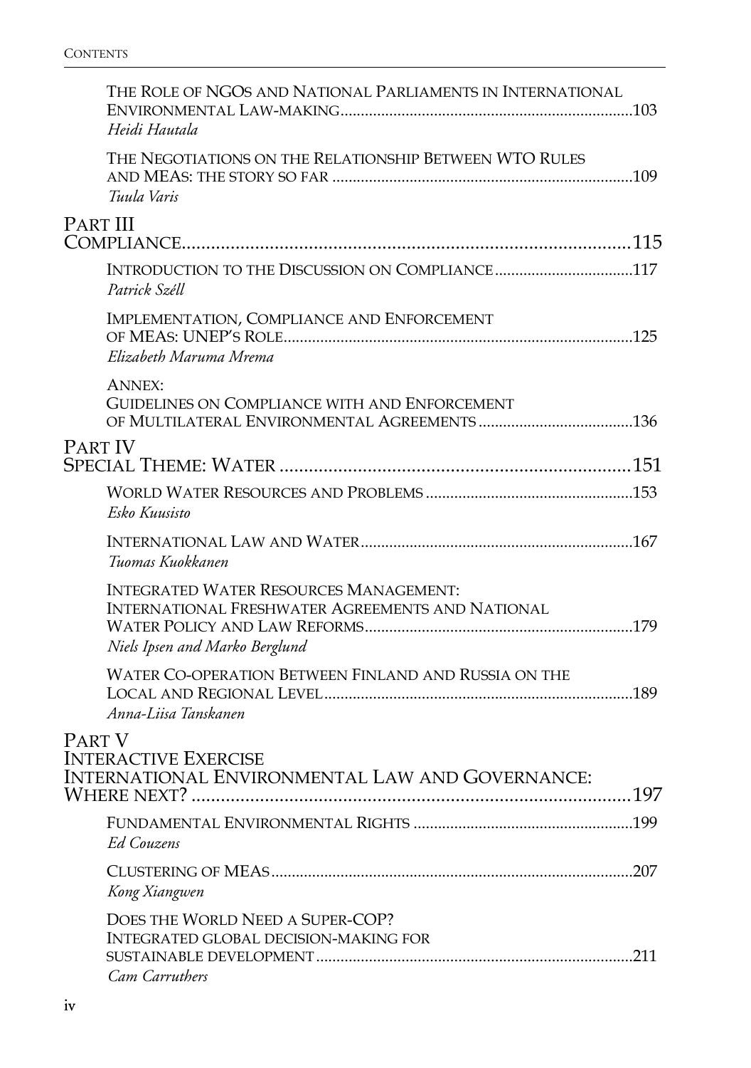THE ROLE OF NGOS AND NATIONAL PARLIAMENTS IN INTERNATIONAL ENVIRONMENTAL LAW-MAKING ....... 103
*Heidi Hautala*

THE NEGOTIATIONS ON THE RELATIONSHIP BETWEEN WTO RULES AND MEAS: THE STORY SO FAR ....... 109
*Tuula Varis*

## PART III
## COMPLIANCE ....... 115

INTRODUCTION TO THE DISCUSSION ON COMPLIANCE ....... 117
*Patrick Széll*

IMPLEMENTATION, COMPLIANCE AND ENFORCEMENT OF MEAS: UNEP'S ROLE ....... 125
*Elizabeth Maruma Mrema*

ANNEX:
GUIDELINES ON COMPLIANCE WITH AND ENFORCEMENT OF MULTILATERAL ENVIRONMENTAL AGREEMENTS ....... 136

## PART IV
## SPECIAL THEME: WATER ....... 151

WORLD WATER RESOURCES AND PROBLEMS ....... 153
*Esko Kuusisto*

INTERNATIONAL LAW AND WATER ....... 167
*Tuomas Kuokkanen*

INTEGRATED WATER RESOURCES MANAGEMENT: INTERNATIONAL FRESHWATER AGREEMENTS AND NATIONAL WATER POLICY AND LAW REFORMS ....... 179
*Niels Ipsen and Marko Berglund*

WATER CO-OPERATION BETWEEN FINLAND AND RUSSIA ON THE LOCAL AND REGIONAL LEVEL ....... 189
*Anna-Liisa Tanskanen*

## PART V
## INTERACTIVE EXERCISE
## INTERNATIONAL ENVIRONMENTAL LAW AND GOVERNANCE: WHERE NEXT? ....... 197

FUNDAMENTAL ENVIRONMENTAL RIGHTS ....... 199
*Ed Couzens*

CLUSTERING OF MEAS ....... 207
*Kong Xiangwen*

DOES THE WORLD NEED A SUPER-COP? INTEGRATED GLOBAL DECISION-MAKING FOR SUSTAINABLE DEVELOPMENT ....... 211
*Cam Carruthers*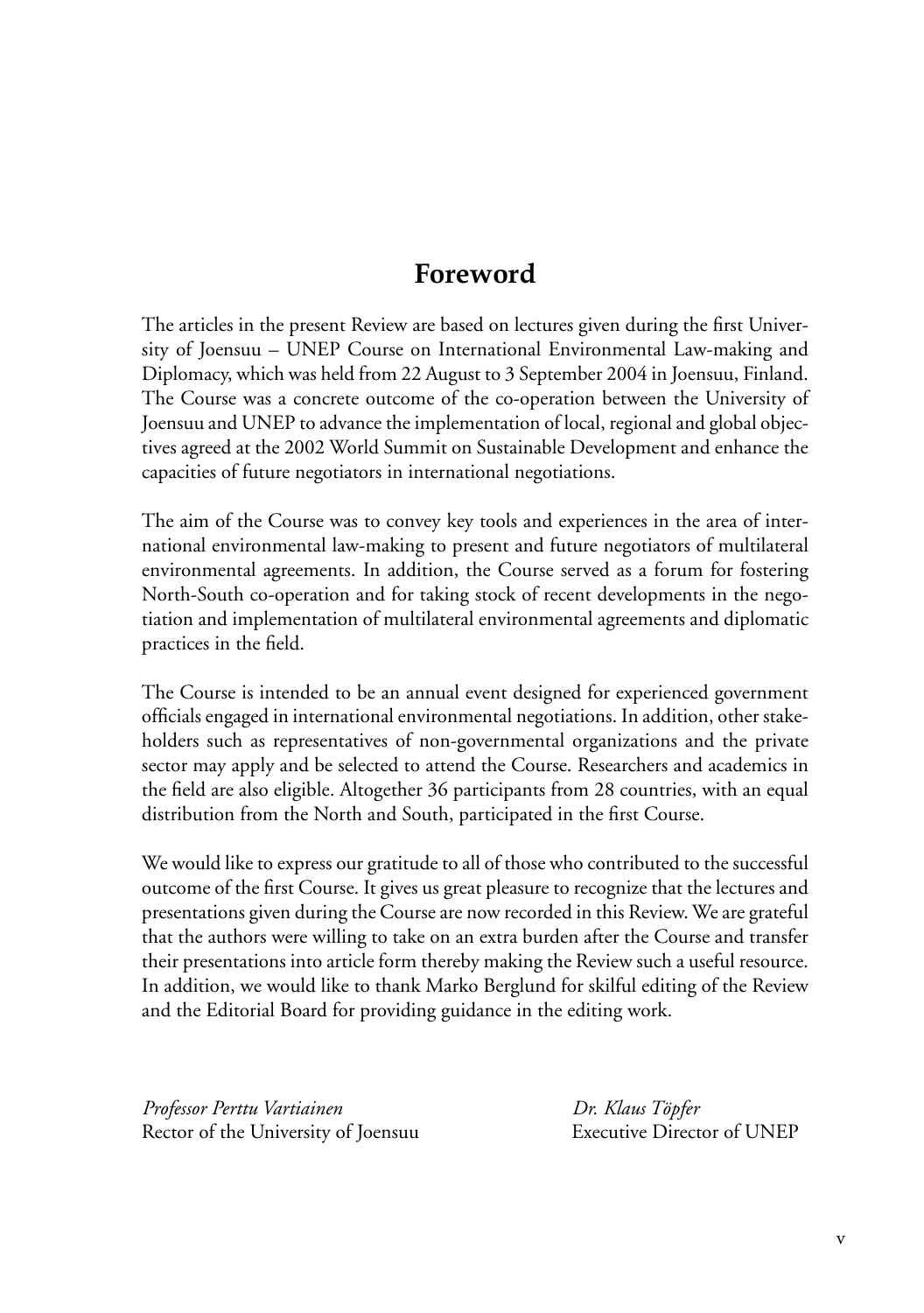## Foreword

The articles in the present Review are based on lectures given during the first University of Joensuu – UNEP Course on International Environmental Law-making and Diplomacy, which was held from 22 August to 3 September 2004 in Joensuu, Finland. The Course was a concrete outcome of the co-operation between the University of Joensuu and UNEP to advance the implementation of local, regional and global objectives agreed at the 2002 World Summit on Sustainable Development and enhance the capacities of future negotiators in international negotiations.

The aim of the Course was to convey key tools and experiences in the area of international environmental law-making to present and future negotiators of multilateral environmental agreements. In addition, the Course served as a forum for fostering North-South co-operation and for taking stock of recent developments in the negotiation and implementation of multilateral environmental agreements and diplomatic practices in the field.

The Course is intended to be an annual event designed for experienced government officials engaged in international environmental negotiations. In addition, other stakeholders such as representatives of non-governmental organizations and the private sector may apply and be selected to attend the Course. Researchers and academics in the field are also eligible. Altogether 36 participants from 28 countries, with an equal distribution from the North and South, participated in the first Course.

We would like to express our gratitude to all of those who contributed to the successful outcome of the first Course. It gives us great pleasure to recognize that the lectures and presentations given during the Course are now recorded in this Review. We are grateful that the authors were willing to take on an extra burden after the Course and transfer their presentations into article form thereby making the Review such a useful resource. In addition, we would like to thank Marko Berglund for skilful editing of the Review and the Editorial Board for providing guidance in the editing work.

*Professor Perttu Vartiainen*
Rector of the University of Joensuu

*Dr. Klaus Töpfer*
Executive Director of UNEP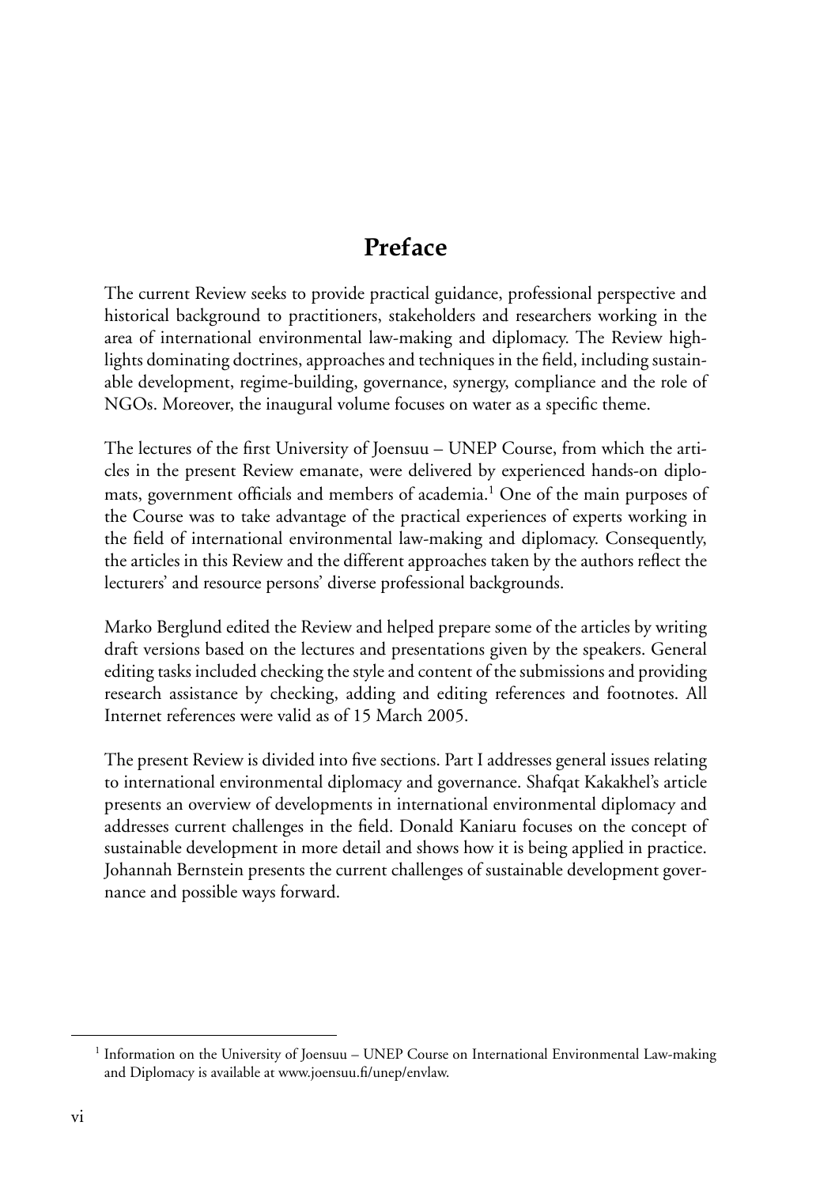# Preface

The current Review seeks to provide practical guidance, professional perspective and historical background to practitioners, stakeholders and researchers working in the area of international environmental law-making and diplomacy. The Review highlights dominating doctrines, approaches and techniques in the field, including sustainable development, regime-building, governance, synergy, compliance and the role of NGOs. Moreover, the inaugural volume focuses on water as a specific theme.

The lectures of the first University of Joensuu – UNEP Course, from which the articles in the present Review emanate, were delivered by experienced hands-on diplomats, government officials and members of academia.[1] One of the main purposes of the Course was to take advantage of the practical experiences of experts working in the field of international environmental law-making and diplomacy. Consequently, the articles in this Review and the different approaches taken by the authors reflect the lecturers' and resource persons' diverse professional backgrounds.

Marko Berglund edited the Review and helped prepare some of the articles by writing draft versions based on the lectures and presentations given by the speakers. General editing tasks included checking the style and content of the submissions and providing research assistance by checking, adding and editing references and footnotes. All Internet references were valid as of 15 March 2005.

The present Review is divided into five sections. Part I addresses general issues relating to international environmental diplomacy and governance. Shafqat Kakakhel's article presents an overview of developments in international environmental diplomacy and addresses current challenges in the field. Donald Kaniaru focuses on the concept of sustainable development in more detail and shows how it is being applied in practice. Johannah Bernstein presents the current challenges of sustainable development governance and possible ways forward.

[1] Information on the University of Joensuu – UNEP Course on International Environmental Law-making and Diplomacy is available at www.joensuu.fi/unep/envlaw.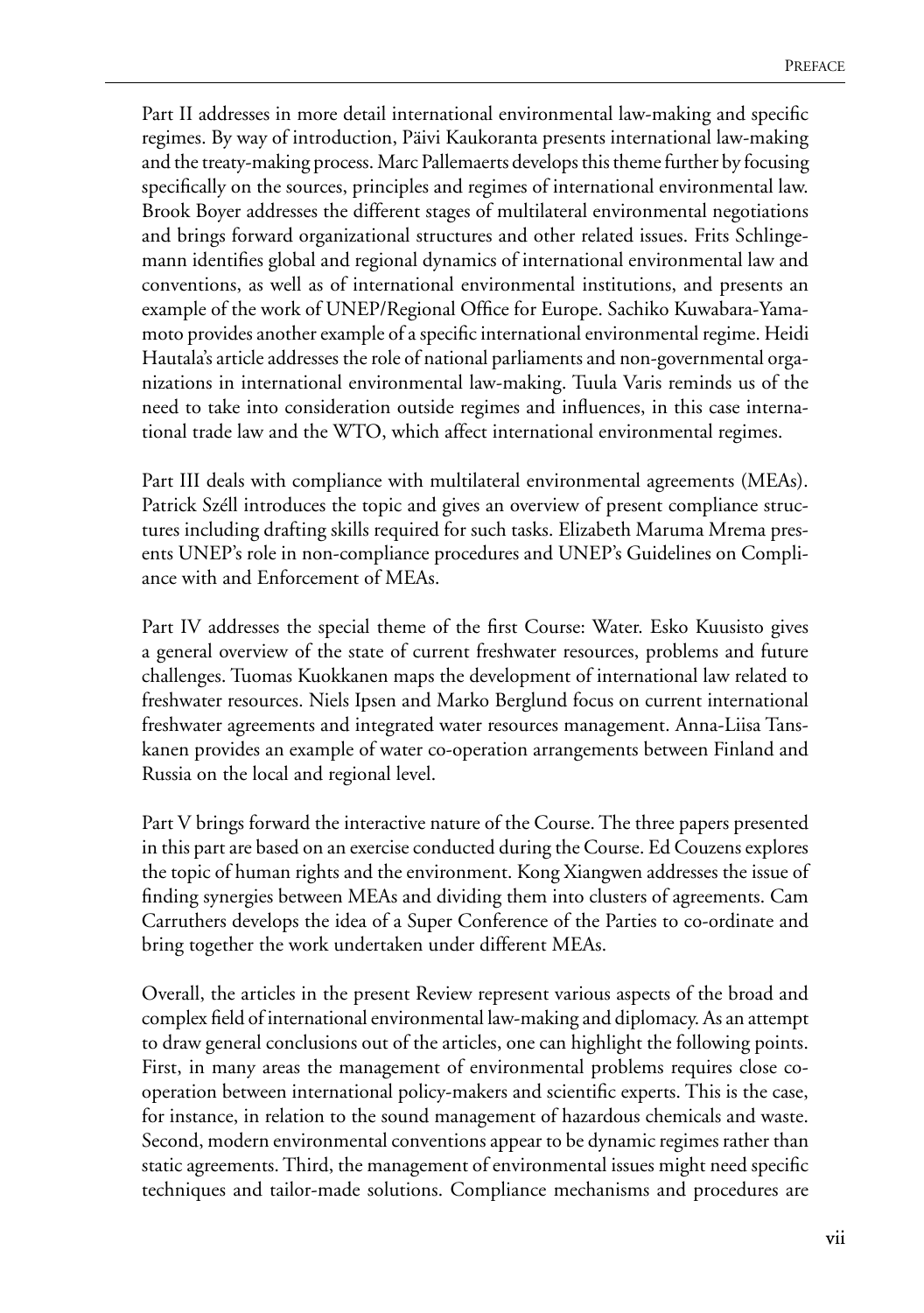Part II addresses in more detail international environmental law-making and specific regimes. By way of introduction, Päivi Kaukoranta presents international law-making and the treaty-making process. Marc Pallemaerts develops this theme further by focusing specifically on the sources, principles and regimes of international environmental law. Brook Boyer addresses the different stages of multilateral environmental negotiations and brings forward organizational structures and other related issues. Frits Schlingemann identifies global and regional dynamics of international environmental law and conventions, as well as of international environmental institutions, and presents an example of the work of UNEP/Regional Office for Europe. Sachiko Kuwabara-Yamamoto provides another example of a specific international environmental regime. Heidi Hautala's article addresses the role of national parliaments and non-governmental organizations in international environmental law-making. Tuula Varis reminds us of the need to take into consideration outside regimes and influences, in this case international trade law and the WTO, which affect international environmental regimes.

Part III deals with compliance with multilateral environmental agreements (MEAs). Patrick Széll introduces the topic and gives an overview of present compliance structures including drafting skills required for such tasks. Elizabeth Maruma Mrema presents UNEP's role in non-compliance procedures and UNEP's Guidelines on Compliance with and Enforcement of MEAs.

Part IV addresses the special theme of the first Course: Water. Esko Kuusisto gives a general overview of the state of current freshwater resources, problems and future challenges. Tuomas Kuokkanen maps the development of international law related to freshwater resources. Niels Ipsen and Marko Berglund focus on current international freshwater agreements and integrated water resources management. Anna-Liisa Tanskanen provides an example of water co-operation arrangements between Finland and Russia on the local and regional level.

Part V brings forward the interactive nature of the Course. The three papers presented in this part are based on an exercise conducted during the Course. Ed Couzens explores the topic of human rights and the environment. Kong Xiangwen addresses the issue of finding synergies between MEAs and dividing them into clusters of agreements. Cam Carruthers develops the idea of a Super Conference of the Parties to co-ordinate and bring together the work undertaken under different MEAs.

Overall, the articles in the present Review represent various aspects of the broad and complex field of international environmental law-making and diplomacy. As an attempt to draw general conclusions out of the articles, one can highlight the following points. First, in many areas the management of environmental problems requires close co-operation between international policy-makers and scientific experts. This is the case, for instance, in relation to the sound management of hazardous chemicals and waste. Second, modern environmental conventions appear to be dynamic regimes rather than static agreements. Third, the management of environmental issues might need specific techniques and tailor-made solutions. Compliance mechanisms and procedures are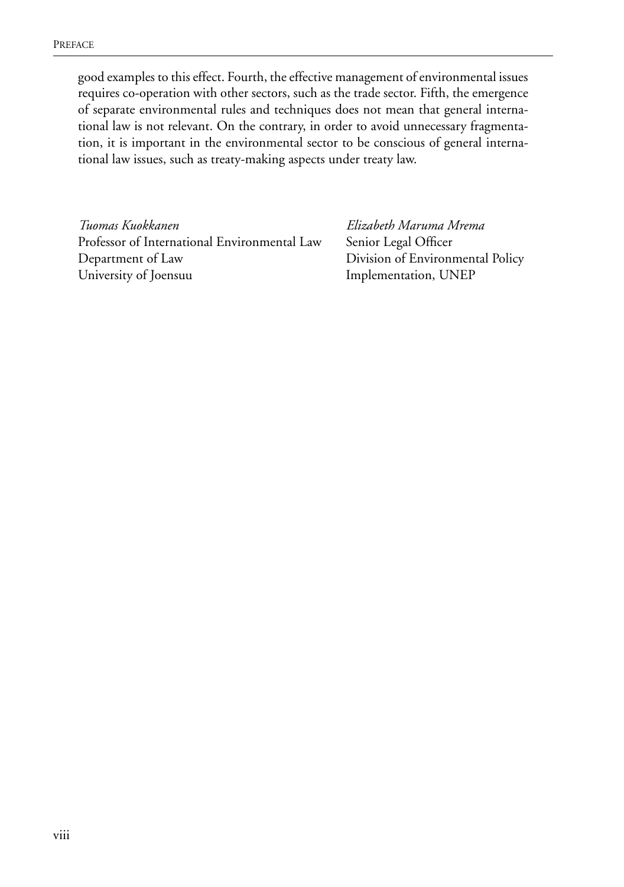good examples to this effect. Fourth, the effective management of environmental issues requires co-operation with other sectors, such as the trade sector. Fifth, the emergence of separate environmental rules and techniques does not mean that general international law is not relevant. On the contrary, in order to avoid unnecessary fragmentation, it is important in the environmental sector to be conscious of general international law issues, such as treaty-making aspects under treaty law.

*Tuomas Kuokkanen*
Professor of International Environmental Law
Department of Law
University of Joensuu

*Elizabeth Maruma Mrema*
Senior Legal Officer
Division of Environmental Policy
Implementation, UNEP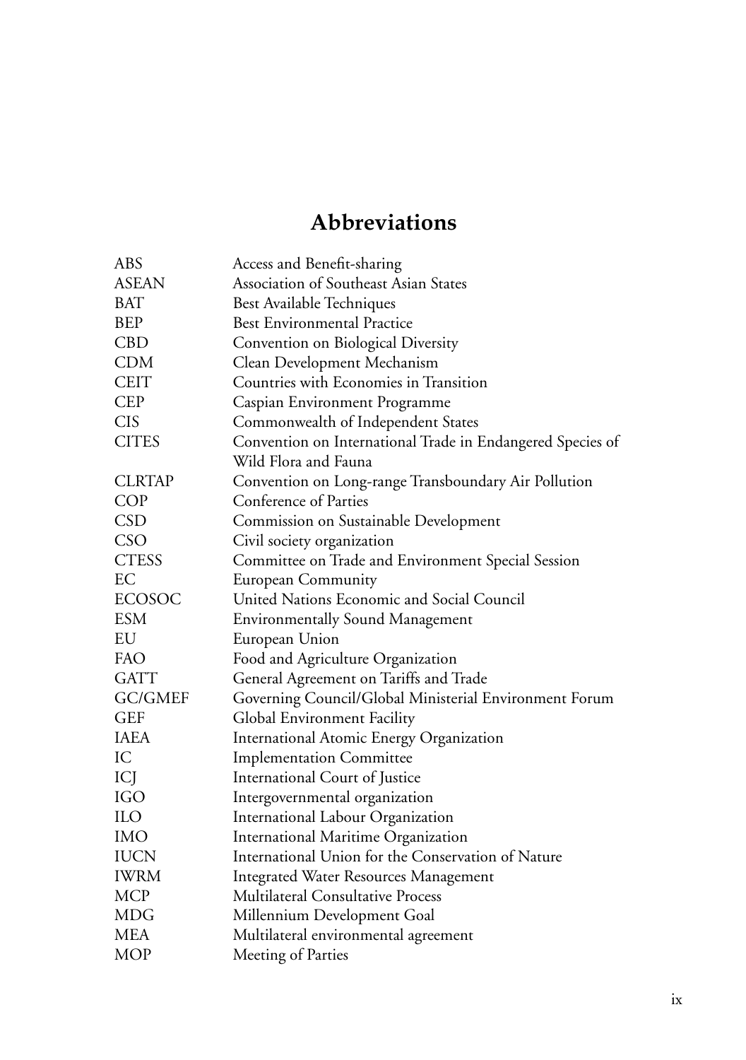# Abbreviations

| | |
|---|---|
| ABS | Access and Benefit-sharing |
| ASEAN | Association of Southeast Asian States |
| BAT | Best Available Techniques |
| BEP | Best Environmental Practice |
| CBD | Convention on Biological Diversity |
| CDM | Clean Development Mechanism |
| CEIT | Countries with Economies in Transition |
| CEP | Caspian Environment Programme |
| CIS | Commonwealth of Independent States |
| CITES | Convention on International Trade in Endangered Species of Wild Flora and Fauna |
| CLRTAP | Convention on Long-range Transboundary Air Pollution |
| COP | Conference of Parties |
| CSD | Commission on Sustainable Development |
| CSO | Civil society organization |
| CTESS | Committee on Trade and Environment Special Session |
| EC | European Community |
| ECOSOC | United Nations Economic and Social Council |
| ESM | Environmentally Sound Management |
| EU | European Union |
| FAO | Food and Agriculture Organization |
| GATT | General Agreement on Tariffs and Trade |
| GC/GMEF | Governing Council/Global Ministerial Environment Forum |
| GEF | Global Environment Facility |
| IAEA | International Atomic Energy Organization |
| IC | Implementation Committee |
| ICJ | International Court of Justice |
| IGO | Intergovernmental organization |
| ILO | International Labour Organization |
| IMO | International Maritime Organization |
| IUCN | International Union for the Conservation of Nature |
| IWRM | Integrated Water Resources Management |
| MCP | Multilateral Consultative Process |
| MDG | Millennium Development Goal |
| MEA | Multilateral environmental agreement |
| MOP | Meeting of Parties |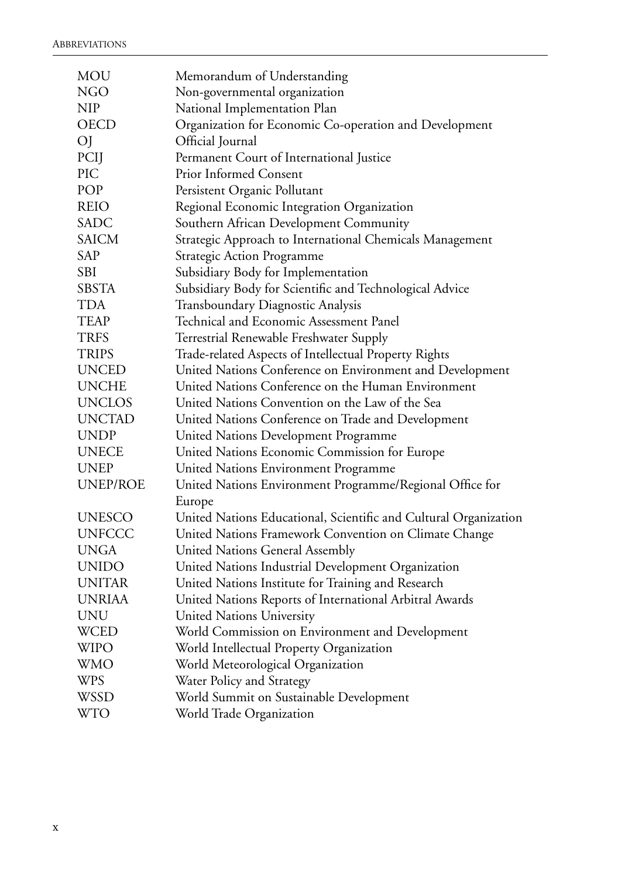| | |
|---|---|
| MOU | Memorandum of Understanding |
| NGO | Non-governmental organization |
| NIP | National Implementation Plan |
| OECD | Organization for Economic Co-operation and Development |
| OJ | Official Journal |
| PCIJ | Permanent Court of International Justice |
| PIC | Prior Informed Consent |
| POP | Persistent Organic Pollutant |
| REIO | Regional Economic Integration Organization |
| SADC | Southern African Development Community |
| SAICM | Strategic Approach to International Chemicals Management |
| SAP | Strategic Action Programme |
| SBI | Subsidiary Body for Implementation |
| SBSTA | Subsidiary Body for Scientific and Technological Advice |
| TDA | Transboundary Diagnostic Analysis |
| TEAP | Technical and Economic Assessment Panel |
| TRFS | Terrestrial Renewable Freshwater Supply |
| TRIPS | Trade-related Aspects of Intellectual Property Rights |
| UNCED | United Nations Conference on Environment and Development |
| UNCHE | United Nations Conference on the Human Environment |
| UNCLOS | United Nations Convention on the Law of the Sea |
| UNCTAD | United Nations Conference on Trade and Development |
| UNDP | United Nations Development Programme |
| UNECE | United Nations Economic Commission for Europe |
| UNEP | United Nations Environment Programme |
| UNEP/ROE | United Nations Environment Programme/Regional Office for Europe |
| UNESCO | United Nations Educational, Scientific and Cultural Organization |
| UNFCCC | United Nations Framework Convention on Climate Change |
| UNGA | United Nations General Assembly |
| UNIDO | United Nations Industrial Development Organization |
| UNITAR | United Nations Institute for Training and Research |
| UNRIAA | United Nations Reports of International Arbitral Awards |
| UNU | United Nations University |
| WCED | World Commission on Environment and Development |
| WIPO | World Intellectual Property Organization |
| WMO | World Meteorological Organization |
| WPS | Water Policy and Strategy |
| WSSD | World Summit on Sustainable Development |
| WTO | World Trade Organization |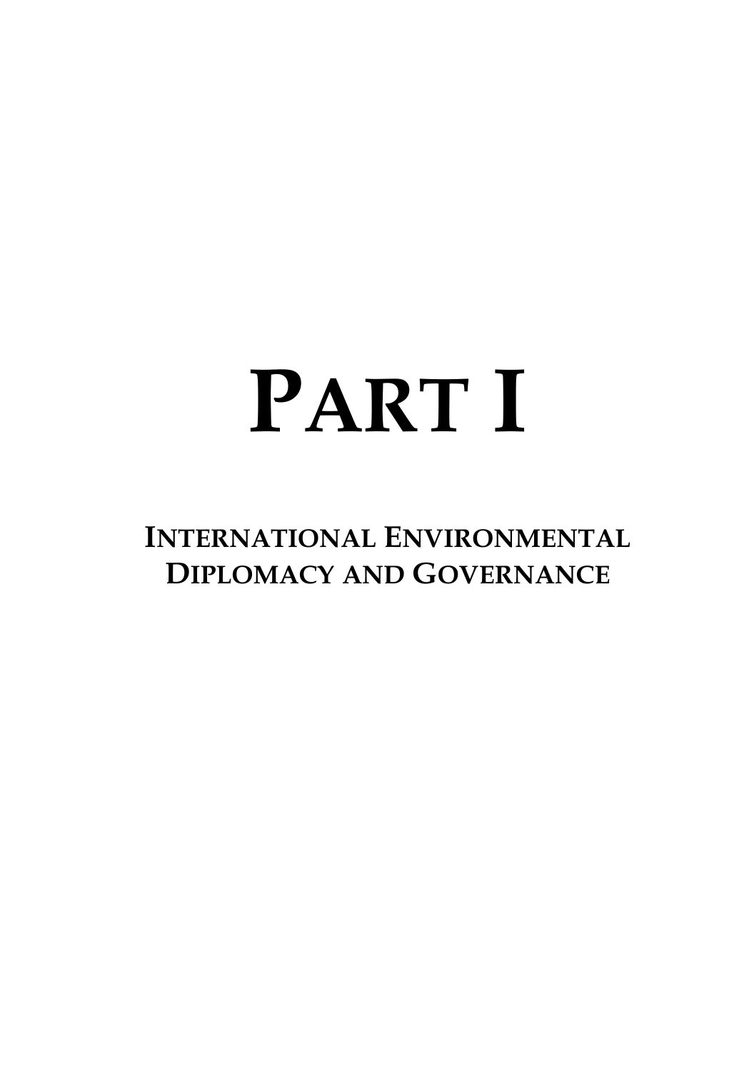# PART I

## INTERNATIONAL ENVIRONMENTAL DIPLOMACY AND GOVERNANCE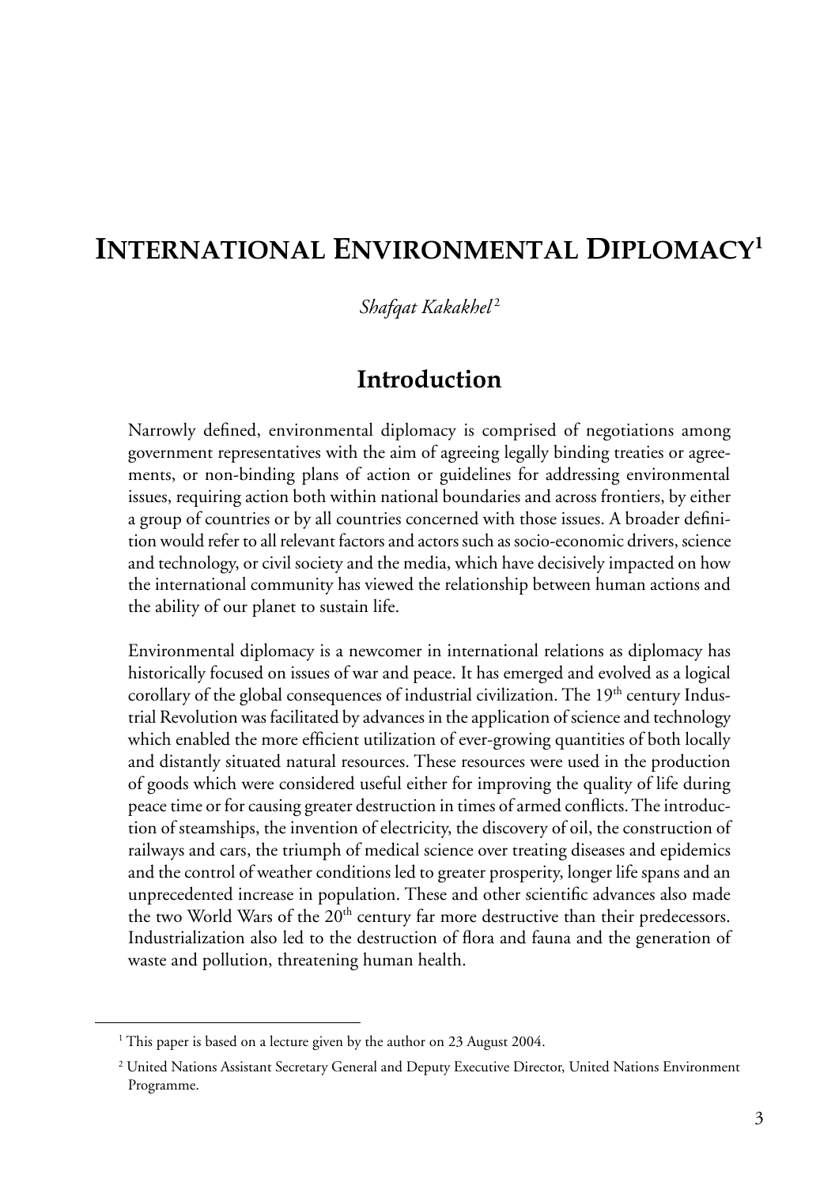# International Environmental Diplomacy[1]

*Shafqat Kakakhel*[2]

## Introduction

Narrowly defined, environmental diplomacy is comprised of negotiations among government representatives with the aim of agreeing legally binding treaties or agreements, or non-binding plans of action or guidelines for addressing environmental issues, requiring action both within national boundaries and across frontiers, by either a group of countries or by all countries concerned with those issues. A broader definition would refer to all relevant factors and actors such as socio-economic drivers, science and technology, or civil society and the media, which have decisively impacted on how the international community has viewed the relationship between human actions and the ability of our planet to sustain life.

Environmental diplomacy is a newcomer in international relations as diplomacy has historically focused on issues of war and peace. It has emerged and evolved as a logical corollary of the global consequences of industrial civilization. The 19th century Industrial Revolution was facilitated by advances in the application of science and technology which enabled the more efficient utilization of ever-growing quantities of both locally and distantly situated natural resources. These resources were used in the production of goods which were considered useful either for improving the quality of life during peace time or for causing greater destruction in times of armed conflicts. The introduction of steamships, the invention of electricity, the discovery of oil, the construction of railways and cars, the triumph of medical science over treating diseases and epidemics and the control of weather conditions led to greater prosperity, longer life spans and an unprecedented increase in population. These and other scientific advances also made the two World Wars of the 20th century far more destructive than their predecessors. Industrialization also led to the destruction of flora and fauna and the generation of waste and pollution, threatening human health.

---

[1] This paper is based on a lecture given by the author on 23 August 2004.

[2] United Nations Assistant Secretary General and Deputy Executive Director, United Nations Environment Programme.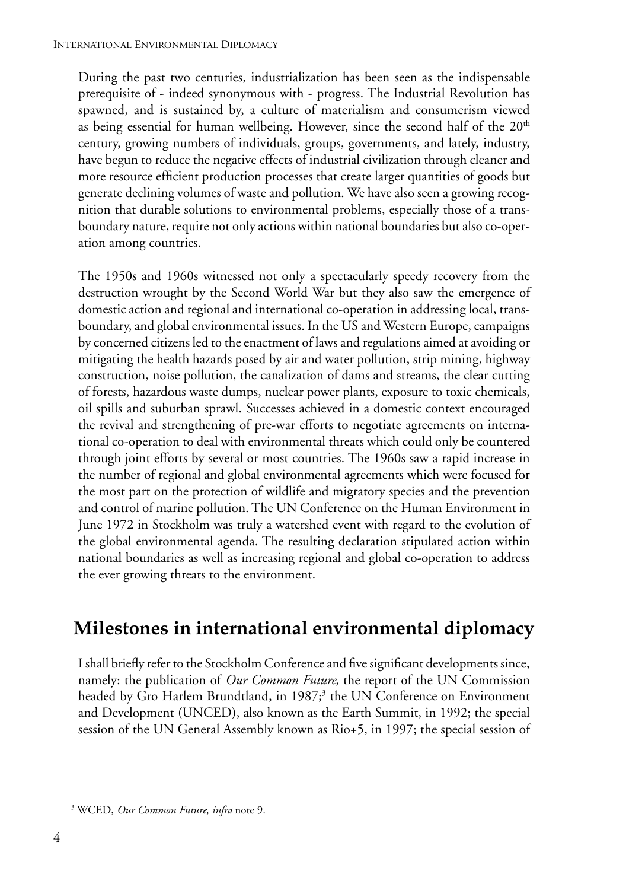During the past two centuries, industrialization has been seen as the indispensable prerequisite of - indeed synonymous with - progress. The Industrial Revolution has spawned, and is sustained by, a culture of materialism and consumerism viewed as being essential for human wellbeing. However, since the second half of the 20th century, growing numbers of individuals, groups, governments, and lately, industry, have begun to reduce the negative effects of industrial civilization through cleaner and more resource efficient production processes that create larger quantities of goods but generate declining volumes of waste and pollution. We have also seen a growing recognition that durable solutions to environmental problems, especially those of a transboundary nature, require not only actions within national boundaries but also co-operation among countries.

The 1950s and 1960s witnessed not only a spectacularly speedy recovery from the destruction wrought by the Second World War but they also saw the emergence of domestic action and regional and international co-operation in addressing local, transboundary, and global environmental issues. In the US and Western Europe, campaigns by concerned citizens led to the enactment of laws and regulations aimed at avoiding or mitigating the health hazards posed by air and water pollution, strip mining, highway construction, noise pollution, the canalization of dams and streams, the clear cutting of forests, hazardous waste dumps, nuclear power plants, exposure to toxic chemicals, oil spills and suburban sprawl. Successes achieved in a domestic context encouraged the revival and strengthening of pre-war efforts to negotiate agreements on international co-operation to deal with environmental threats which could only be countered through joint efforts by several or most countries. The 1960s saw a rapid increase in the number of regional and global environmental agreements which were focused for the most part on the protection of wildlife and migratory species and the prevention and control of marine pollution. The UN Conference on the Human Environment in June 1972 in Stockholm was truly a watershed event with regard to the evolution of the global environmental agenda. The resulting declaration stipulated action within national boundaries as well as increasing regional and global co-operation to address the ever growing threats to the environment.

## Milestones in international environmental diplomacy

I shall briefly refer to the Stockholm Conference and five significant developments since, namely: the publication of *Our Common Future*, the report of the UN Commission headed by Gro Harlem Brundtland, in 1987;[3] the UN Conference on Environment and Development (UNCED), also known as the Earth Summit, in 1992; the special session of the UN General Assembly known as Rio+5, in 1997; the special session of

[3] WCED, *Our Common Future*, *infra* note 9.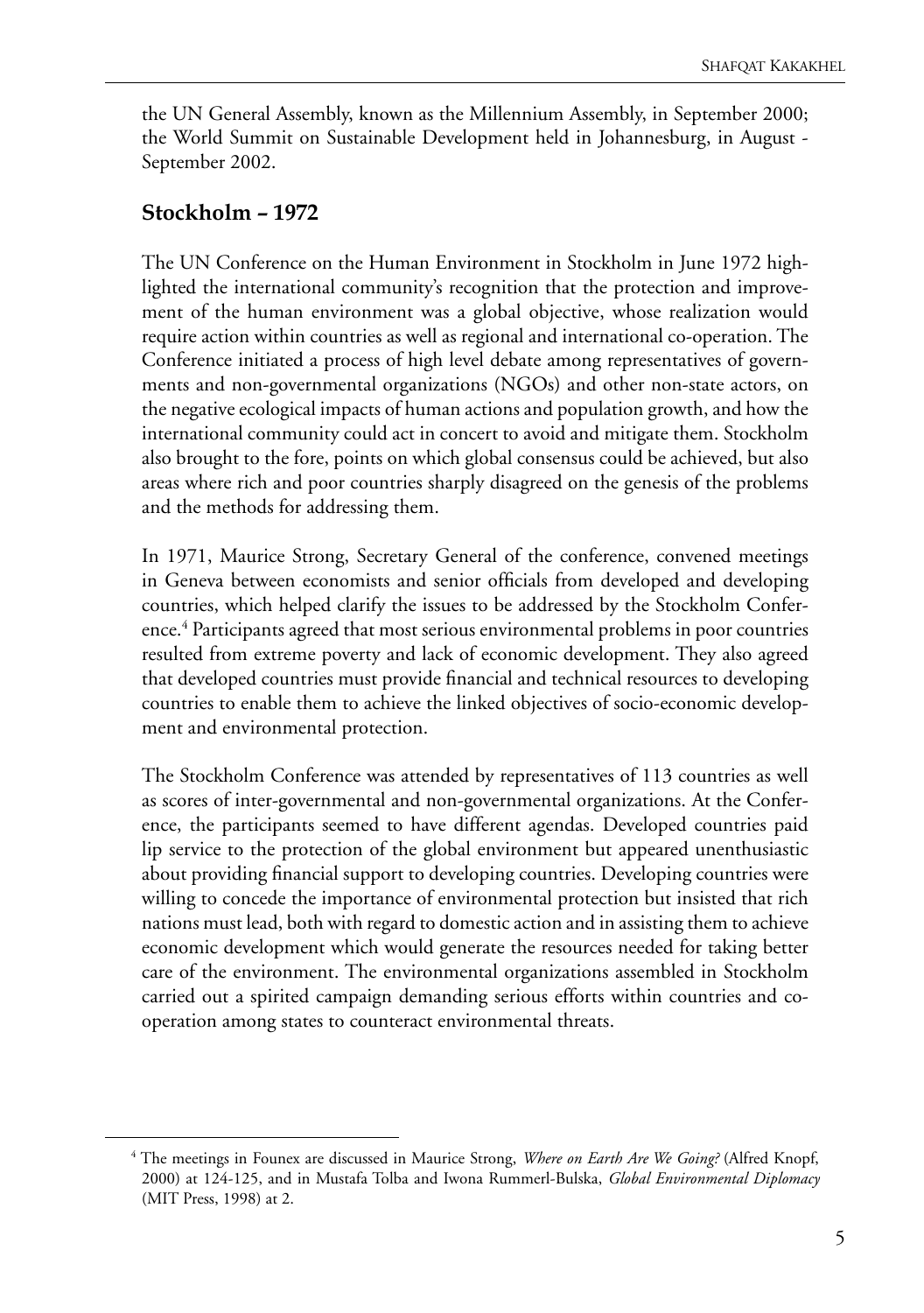the UN General Assembly, known as the Millennium Assembly, in September 2000; the World Summit on Sustainable Development held in Johannesburg, in August - September 2002.

## Stockholm – 1972

The UN Conference on the Human Environment in Stockholm in June 1972 highlighted the international community's recognition that the protection and improvement of the human environment was a global objective, whose realization would require action within countries as well as regional and international co-operation. The Conference initiated a process of high level debate among representatives of governments and non-governmental organizations (NGOs) and other non-state actors, on the negative ecological impacts of human actions and population growth, and how the international community could act in concert to avoid and mitigate them. Stockholm also brought to the fore, points on which global consensus could be achieved, but also areas where rich and poor countries sharply disagreed on the genesis of the problems and the methods for addressing them.

In 1971, Maurice Strong, Secretary General of the conference, convened meetings in Geneva between economists and senior officials from developed and developing countries, which helped clarify the issues to be addressed by the Stockholm Conference.[4] Participants agreed that most serious environmental problems in poor countries resulted from extreme poverty and lack of economic development. They also agreed that developed countries must provide financial and technical resources to developing countries to enable them to achieve the linked objectives of socio-economic development and environmental protection.

The Stockholm Conference was attended by representatives of 113 countries as well as scores of inter-governmental and non-governmental organizations. At the Conference, the participants seemed to have different agendas. Developed countries paid lip service to the protection of the global environment but appeared unenthusiastic about providing financial support to developing countries. Developing countries were willing to concede the importance of environmental protection but insisted that rich nations must lead, both with regard to domestic action and in assisting them to achieve economic development which would generate the resources needed for taking better care of the environment. The environmental organizations assembled in Stockholm carried out a spirited campaign demanding serious efforts within countries and co-operation among states to counteract environmental threats.

---

[4] The meetings in Founex are discussed in Maurice Strong, *Where on Earth Are We Going?* (Alfred Knopf, 2000) at 124-125, and in Mustafa Tolba and Iwona Rummerl-Bulska, *Global Environmental Diplomacy* (MIT Press, 1998) at 2.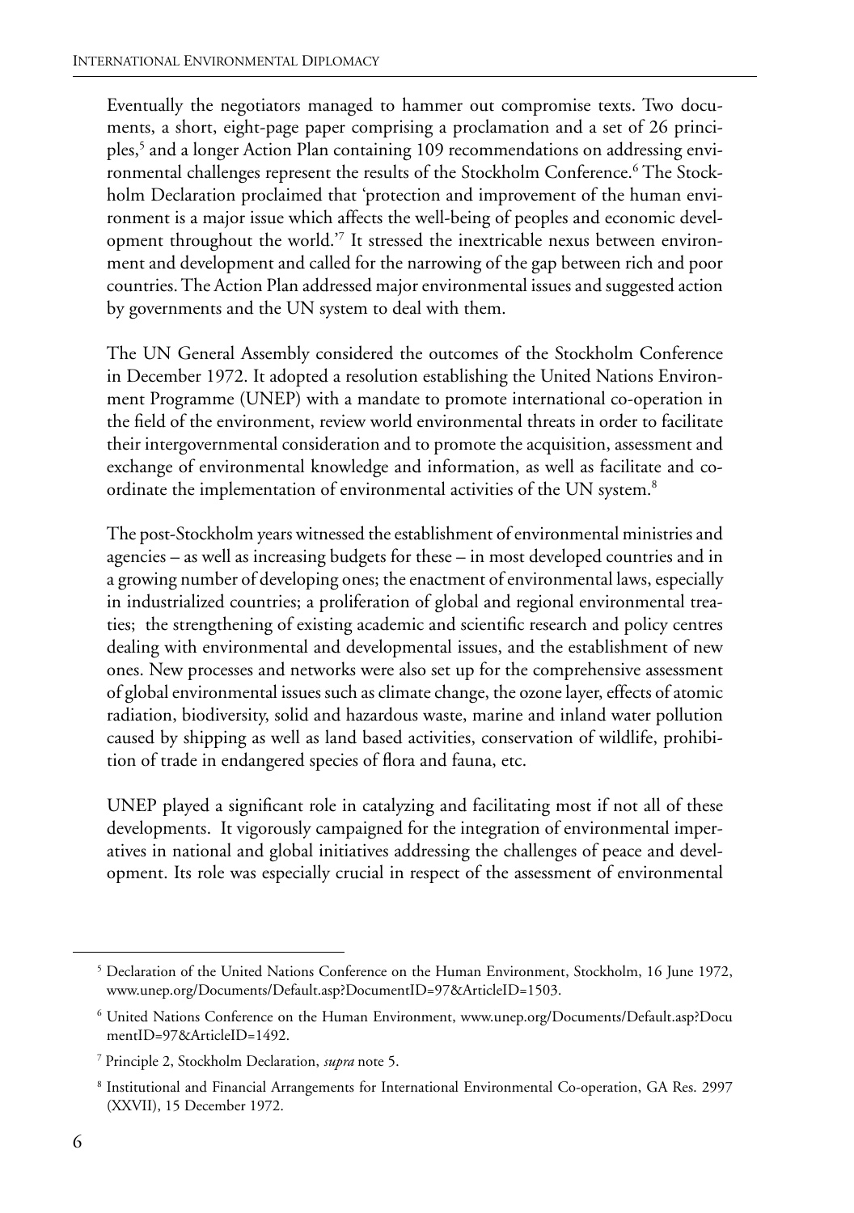Eventually the negotiators managed to hammer out compromise texts. Two documents, a short, eight-page paper comprising a proclamation and a set of 26 principles,[5] and a longer Action Plan containing 109 recommendations on addressing environmental challenges represent the results of the Stockholm Conference.[6] The Stockholm Declaration proclaimed that 'protection and improvement of the human environment is a major issue which affects the well-being of peoples and economic development throughout the world.'[7] It stressed the inextricable nexus between environment and development and called for the narrowing of the gap between rich and poor countries. The Action Plan addressed major environmental issues and suggested action by governments and the UN system to deal with them.

The UN General Assembly considered the outcomes of the Stockholm Conference in December 1972. It adopted a resolution establishing the United Nations Environment Programme (UNEP) with a mandate to promote international co-operation in the field of the environment, review world environmental threats in order to facilitate their intergovernmental consideration and to promote the acquisition, assessment and exchange of environmental knowledge and information, as well as facilitate and co-ordinate the implementation of environmental activities of the UN system.[8]

The post-Stockholm years witnessed the establishment of environmental ministries and agencies – as well as increasing budgets for these – in most developed countries and in a growing number of developing ones; the enactment of environmental laws, especially in industrialized countries; a proliferation of global and regional environmental treaties; the strengthening of existing academic and scientific research and policy centres dealing with environmental and developmental issues, and the establishment of new ones. New processes and networks were also set up for the comprehensive assessment of global environmental issues such as climate change, the ozone layer, effects of atomic radiation, biodiversity, solid and hazardous waste, marine and inland water pollution caused by shipping as well as land based activities, conservation of wildlife, prohibition of trade in endangered species of flora and fauna, etc.

UNEP played a significant role in catalyzing and facilitating most if not all of these developments. It vigorously campaigned for the integration of environmental imperatives in national and global initiatives addressing the challenges of peace and development. Its role was especially crucial in respect of the assessment of environmental

---

[5] Declaration of the United Nations Conference on the Human Environment, Stockholm, 16 June 1972, www.unep.org/Documents/Default.asp?DocumentID=97&ArticleID=1503.

[6] United Nations Conference on the Human Environment, www.unep.org/Documents/Default.asp?DocumentID=97&ArticleID=1492.

[7] Principle 2, Stockholm Declaration, *supra* note 5.

[8] Institutional and Financial Arrangements for International Environmental Co-operation, GA Res. 2997 (XXVII), 15 December 1972.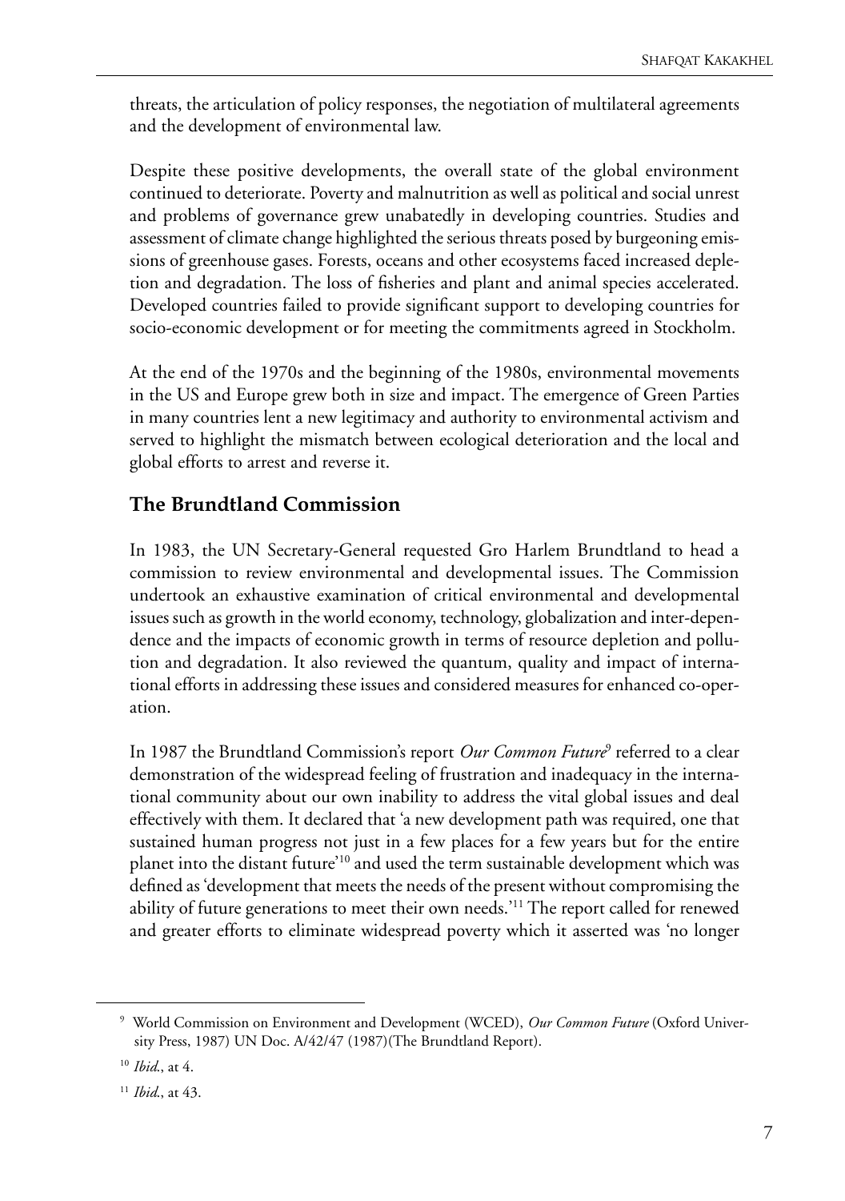threats, the articulation of policy responses, the negotiation of multilateral agreements and the development of environmental law.

Despite these positive developments, the overall state of the global environment continued to deteriorate. Poverty and malnutrition as well as political and social unrest and problems of governance grew unabatedly in developing countries. Studies and assessment of climate change highlighted the serious threats posed by burgeoning emissions of greenhouse gases. Forests, oceans and other ecosystems faced increased depletion and degradation. The loss of fisheries and plant and animal species accelerated. Developed countries failed to provide significant support to developing countries for socio-economic development or for meeting the commitments agreed in Stockholm.

At the end of the 1970s and the beginning of the 1980s, environmental movements in the US and Europe grew both in size and impact. The emergence of Green Parties in many countries lent a new legitimacy and authority to environmental activism and served to highlight the mismatch between ecological deterioration and the local and global efforts to arrest and reverse it.

## The Brundtland Commission

In 1983, the UN Secretary-General requested Gro Harlem Brundtland to head a commission to review environmental and developmental issues. The Commission undertook an exhaustive examination of critical environmental and developmental issues such as growth in the world economy, technology, globalization and inter-dependence and the impacts of economic growth in terms of resource depletion and pollution and degradation. It also reviewed the quantum, quality and impact of international efforts in addressing these issues and considered measures for enhanced co-operation.

In 1987 the Brundtland Commission's report *Our Common Future*[9] referred to a clear demonstration of the widespread feeling of frustration and inadequacy in the international community about our own inability to address the vital global issues and deal effectively with them. It declared that 'a new development path was required, one that sustained human progress not just in a few places for a few years but for the entire planet into the distant future'[10] and used the term sustainable development which was defined as 'development that meets the needs of the present without compromising the ability of future generations to meet their own needs.'[11] The report called for renewed and greater efforts to eliminate widespread poverty which it asserted was 'no longer

---

[9] World Commission on Environment and Development (WCED), *Our Common Future* (Oxford University Press, 1987) UN Doc. A/42/47 (1987)(The Brundtland Report).

[10] *Ibid*., at 4.

[11] *Ibid*., at 43.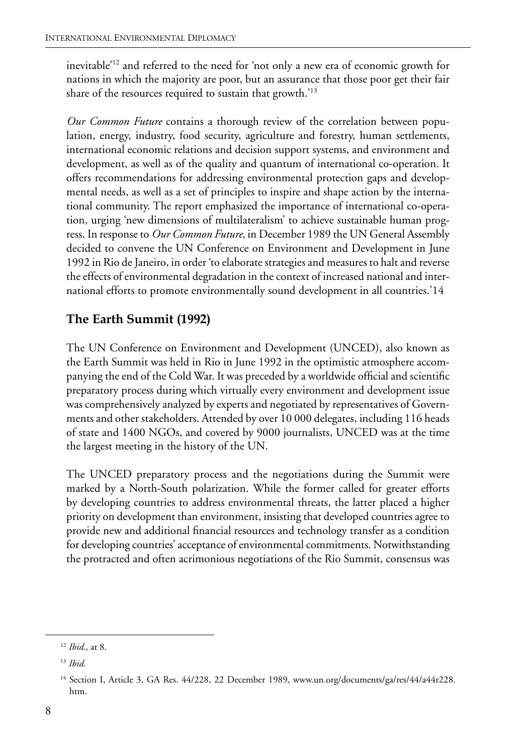inevitable'[12] and referred to the need for 'not only a new era of economic growth for nations in which the majority are poor, but an assurance that those poor get their fair share of the resources required to sustain that growth.'[13]

*Our Common Future* contains a thorough review of the correlation between population, energy, industry, food security, agriculture and forestry, human settlements, international economic relations and decision support systems, and environment and development, as well as of the quality and quantum of international co-operation. It offers recommendations for addressing environmental protection gaps and developmental needs, as well as a set of principles to inspire and shape action by the international community. The report emphasized the importance of international co-operation, urging 'new dimensions of multilateralism' to achieve sustainable human progress. In response to *Our Common Future*, in December 1989 the UN General Assembly decided to convene the UN Conference on Environment and Development in June 1992 in Rio de Janeiro, in order 'to elaborate strategies and measures to halt and reverse the effects of environmental degradation in the context of increased national and international efforts to promote environmentally sound development in all countries.'14

## The Earth Summit (1992)

The UN Conference on Environment and Development (UNCED), also known as the Earth Summit was held in Rio in June 1992 in the optimistic atmosphere accompanying the end of the Cold War. It was preceded by a worldwide official and scientific preparatory process during which virtually every environment and development issue was comprehensively analyzed by experts and negotiated by representatives of Governments and other stakeholders. Attended by over 10 000 delegates, including 116 heads of state and 1400 NGOs, and covered by 9000 journalists, UNCED was at the time the largest meeting in the history of the UN.

The UNCED preparatory process and the negotiations during the Summit were marked by a North-South polarization. While the former called for greater efforts by developing countries to address environmental threats, the latter placed a higher priority on development than environment, insisting that developed countries agree to provide new and additional financial resources and technology transfer as a condition for developing countries' acceptance of environmental commitments. Notwithstanding the protracted and often acrimonious negotiations of the Rio Summit, consensus was

---

[12] *Ibid.*, at 8.

[13] *Ibid.*

[14] Section I, Article 3, GA Res. 44/228, 22 December 1989, www.un.org/documents/ga/res/44/a44r228.htm.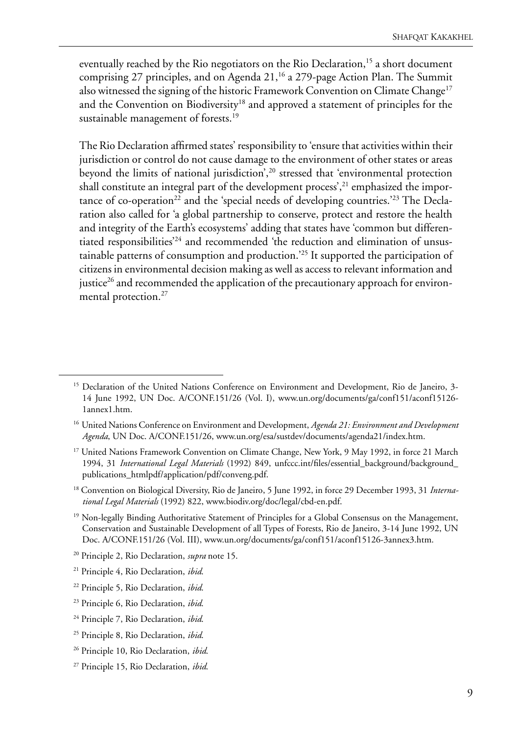eventually reached by the Rio negotiators on the Rio Declaration,[15] a short document comprising 27 principles, and on Agenda 21,[16] a 279-page Action Plan. The Summit also witnessed the signing of the historic Framework Convention on Climate Change[17] and the Convention on Biodiversity[18] and approved a statement of principles for the sustainable management of forests.[19]

The Rio Declaration affirmed states' responsibility to 'ensure that activities within their jurisdiction or control do not cause damage to the environment of other states or areas beyond the limits of national jurisdiction',[20] stressed that 'environmental protection shall constitute an integral part of the development process',[21] emphasized the importance of co-operation[22] and the 'special needs of developing countries.'[23] The Declaration also called for 'a global partnership to conserve, protect and restore the health and integrity of the Earth's ecosystems' adding that states have 'common but differentiated responsibilities'[24] and recommended 'the reduction and elimination of unsustainable patterns of consumption and production.'[25] It supported the participation of citizens in environmental decision making as well as access to relevant information and justice[26] and recommended the application of the precautionary approach for environmental protection.[27]

---

[15] Declaration of the United Nations Conference on Environment and Development, Rio de Janeiro, 3-14 June 1992, UN Doc. A/CONF.151/26 (Vol. I), www.un.org/documents/ga/conf151/aconf15126-1annex1.htm.

[16] United Nations Conference on Environment and Development, *Agenda 21: Environment and Development Agenda*, UN Doc. A/CONF.151/26, www.un.org/esa/sustdev/documents/agenda21/index.htm.

[17] United Nations Framework Convention on Climate Change, New York, 9 May 1992, in force 21 March 1994, 31 *International Legal Materials* (1992) 849, unfccc.int/files/essential_background/background_publications_htmlpdf/application/pdf/conveng.pdf.

[18] Convention on Biological Diversity, Rio de Janeiro, 5 June 1992, in force 29 December 1993, 31 *International Legal Materials* (1992) 822, www.biodiv.org/doc/legal/cbd-en.pdf.

[19] Non-legally Binding Authoritative Statement of Principles for a Global Consensus on the Management, Conservation and Sustainable Development of all Types of Forests, Rio de Janeiro, 3-14 June 1992, UN Doc. A/CONF.151/26 (Vol. III), www.un.org/documents/ga/conf151/aconf15126-3annex3.htm.

[20] Principle 2, Rio Declaration, *supra* note 15.

[21] Principle 4, Rio Declaration, *ibid.*

[22] Principle 5, Rio Declaration, *ibid.*

[23] Principle 6, Rio Declaration, *ibid.*

[24] Principle 7, Rio Declaration, *ibid.*

[25] Principle 8, Rio Declaration, *ibid.*

[26] Principle 10, Rio Declaration, *ibid.*

[27] Principle 15, Rio Declaration, *ibid.*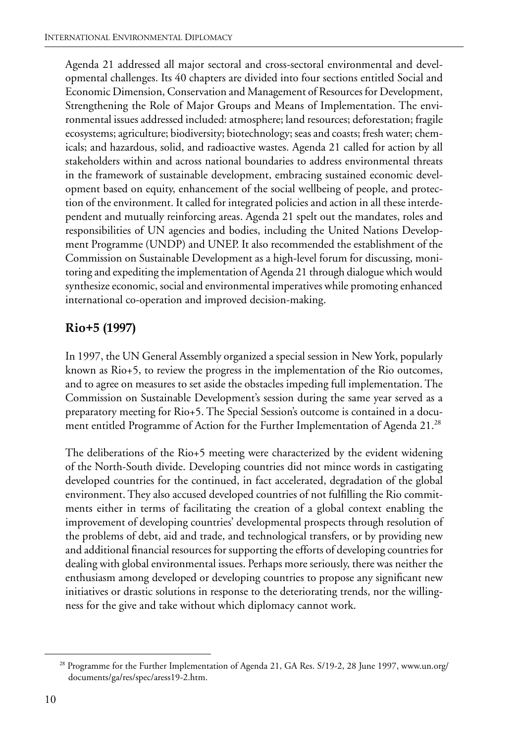Agenda 21 addressed all major sectoral and cross-sectoral environmental and developmental challenges. Its 40 chapters are divided into four sections entitled Social and Economic Dimension, Conservation and Management of Resources for Development, Strengthening the Role of Major Groups and Means of Implementation. The environmental issues addressed included: atmosphere; land resources; deforestation; fragile ecosystems; agriculture; biodiversity; biotechnology; seas and coasts; fresh water; chemicals; and hazardous, solid, and radioactive wastes. Agenda 21 called for action by all stakeholders within and across national boundaries to address environmental threats in the framework of sustainable development, embracing sustained economic development based on equity, enhancement of the social wellbeing of people, and protection of the environment. It called for integrated policies and action in all these interdependent and mutually reinforcing areas. Agenda 21 spelt out the mandates, roles and responsibilities of UN agencies and bodies, including the United Nations Development Programme (UNDP) and UNEP. It also recommended the establishment of the Commission on Sustainable Development as a high-level forum for discussing, monitoring and expediting the implementation of Agenda 21 through dialogue which would synthesize economic, social and environmental imperatives while promoting enhanced international co-operation and improved decision-making.

## Rio+5 (1997)

In 1997, the UN General Assembly organized a special session in New York, popularly known as Rio+5, to review the progress in the implementation of the Rio outcomes, and to agree on measures to set aside the obstacles impeding full implementation. The Commission on Sustainable Development's session during the same year served as a preparatory meeting for Rio+5. The Special Session's outcome is contained in a document entitled Programme of Action for the Further Implementation of Agenda 21.[28]

The deliberations of the Rio+5 meeting were characterized by the evident widening of the North-South divide. Developing countries did not mince words in castigating developed countries for the continued, in fact accelerated, degradation of the global environment. They also accused developed countries of not fulfilling the Rio commitments either in terms of facilitating the creation of a global context enabling the improvement of developing countries' developmental prospects through resolution of the problems of debt, aid and trade, and technological transfers, or by providing new and additional financial resources for supporting the efforts of developing countries for dealing with global environmental issues. Perhaps more seriously, there was neither the enthusiasm among developed or developing countries to propose any significant new initiatives or drastic solutions in response to the deteriorating trends, nor the willingness for the give and take without which diplomacy cannot work.

---

[28] Programme for the Further Implementation of Agenda 21, GA Res. S/19-2, 28 June 1997, www.un.org/documents/ga/res/spec/aress19-2.htm.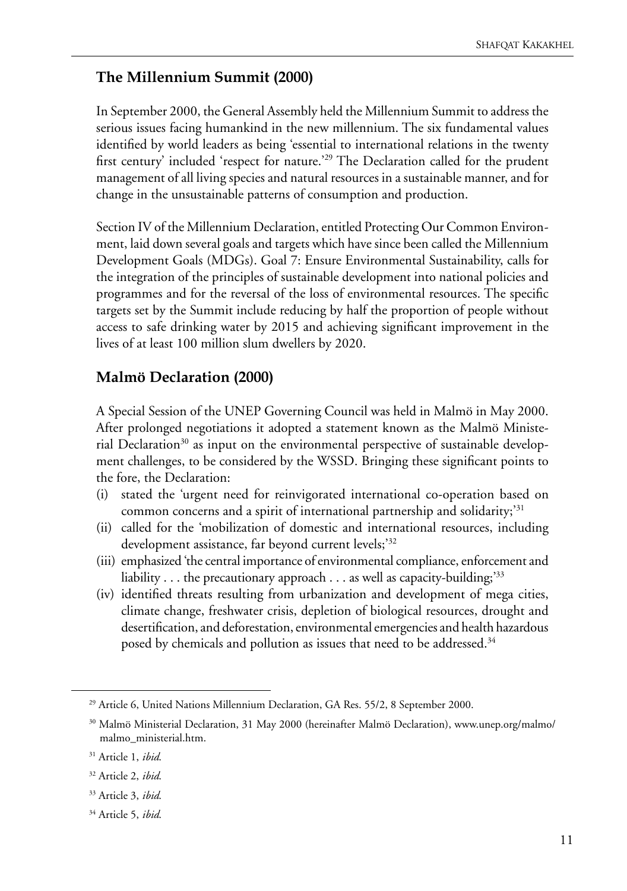## The Millennium Summit (2000)

In September 2000, the General Assembly held the Millennium Summit to address the serious issues facing humankind in the new millennium. The six fundamental values identified by world leaders as being 'essential to international relations in the twenty first century' included 'respect for nature.'[29] The Declaration called for the prudent management of all living species and natural resources in a sustainable manner, and for change in the unsustainable patterns of consumption and production.

Section IV of the Millennium Declaration, entitled Protecting Our Common Environment, laid down several goals and targets which have since been called the Millennium Development Goals (MDGs). Goal 7: Ensure Environmental Sustainability, calls for the integration of the principles of sustainable development into national policies and programmes and for the reversal of the loss of environmental resources. The specific targets set by the Summit include reducing by half the proportion of people without access to safe drinking water by 2015 and achieving significant improvement in the lives of at least 100 million slum dwellers by 2020.

## Malmö Declaration (2000)

A Special Session of the UNEP Governing Council was held in Malmö in May 2000. After prolonged negotiations it adopted a statement known as the Malmö Ministerial Declaration[30] as input on the environmental perspective of sustainable development challenges, to be considered by the WSSD. Bringing these significant points to the fore, the Declaration:

(i) stated the 'urgent need for reinvigorated international co-operation based on common concerns and a spirit of international partnership and solidarity;'[31]
(ii) called for the 'mobilization of domestic and international resources, including development assistance, far beyond current levels;'[32]
(iii) emphasized 'the central importance of environmental compliance, enforcement and liability . . . the precautionary approach . . . as well as capacity-building;'[33]
(iv) identified threats resulting from urbanization and development of mega cities, climate change, freshwater crisis, depletion of biological resources, drought and desertification, and deforestation, environmental emergencies and health hazardous posed by chemicals and pollution as issues that need to be addressed.[34]

---

[29] Article 6, United Nations Millennium Declaration, GA Res. 55/2, 8 September 2000.

[30] Malmö Ministerial Declaration, 31 May 2000 (hereinafter Malmö Declaration), www.unep.org/malmo/malmo_ministerial.htm.

[31] Article 1, *ibid.*

[32] Article 2, *ibid.*

[33] Article 3, *ibid.*

[34] Article 5, *ibid.*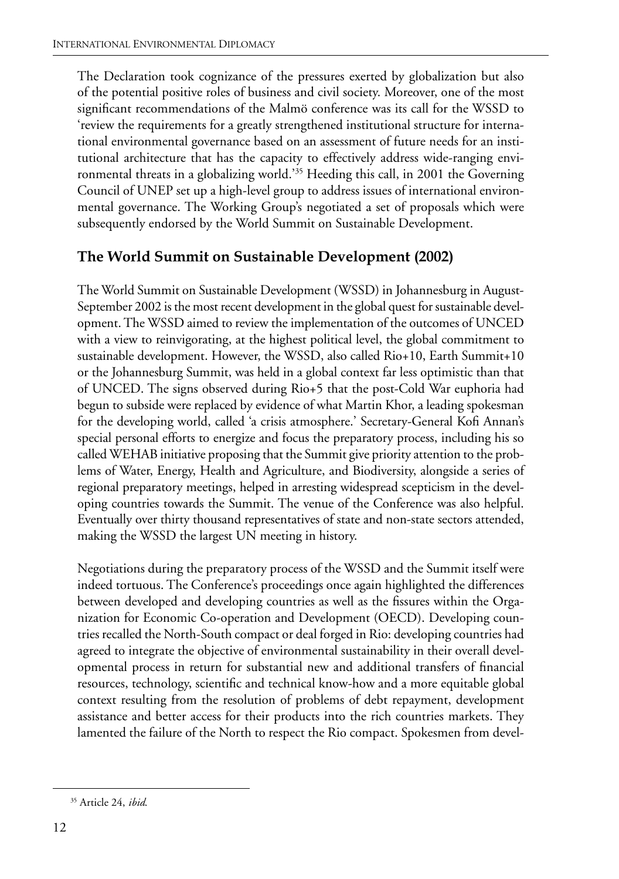The Declaration took cognizance of the pressures exerted by globalization but also of the potential positive roles of business and civil society. Moreover, one of the most significant recommendations of the Malmö conference was its call for the WSSD to 'review the requirements for a greatly strengthened institutional structure for international environmental governance based on an assessment of future needs for an institutional architecture that has the capacity to effectively address wide-ranging environmental threats in a globalizing world.'[35] Heeding this call, in 2001 the Governing Council of UNEP set up a high-level group to address issues of international environmental governance. The Working Group's negotiated a set of proposals which were subsequently endorsed by the World Summit on Sustainable Development.

## The World Summit on Sustainable Development (2002)

The World Summit on Sustainable Development (WSSD) in Johannesburg in August-September 2002 is the most recent development in the global quest for sustainable development. The WSSD aimed to review the implementation of the outcomes of UNCED with a view to reinvigorating, at the highest political level, the global commitment to sustainable development. However, the WSSD, also called Rio+10, Earth Summit+10 or the Johannesburg Summit, was held in a global context far less optimistic than that of UNCED. The signs observed during Rio+5 that the post-Cold War euphoria had begun to subside were replaced by evidence of what Martin Khor, a leading spokesman for the developing world, called 'a crisis atmosphere.' Secretary-General Kofi Annan's special personal efforts to energize and focus the preparatory process, including his so called WEHAB initiative proposing that the Summit give priority attention to the problems of Water, Energy, Health and Agriculture, and Biodiversity, alongside a series of regional preparatory meetings, helped in arresting widespread scepticism in the developing countries towards the Summit. The venue of the Conference was also helpful. Eventually over thirty thousand representatives of state and non-state sectors attended, making the WSSD the largest UN meeting in history.

Negotiations during the preparatory process of the WSSD and the Summit itself were indeed tortuous. The Conference's proceedings once again highlighted the differences between developed and developing countries as well as the fissures within the Organization for Economic Co-operation and Development (OECD). Developing countries recalled the North-South compact or deal forged in Rio: developing countries had agreed to integrate the objective of environmental sustainability in their overall developmental process in return for substantial new and additional transfers of financial resources, technology, scientific and technical know-how and a more equitable global context resulting from the resolution of problems of debt repayment, development assistance and better access for their products into the rich countries markets. They lamented the failure of the North to respect the Rio compact. Spokesmen from devel-

[35] Article 24, *ibid.*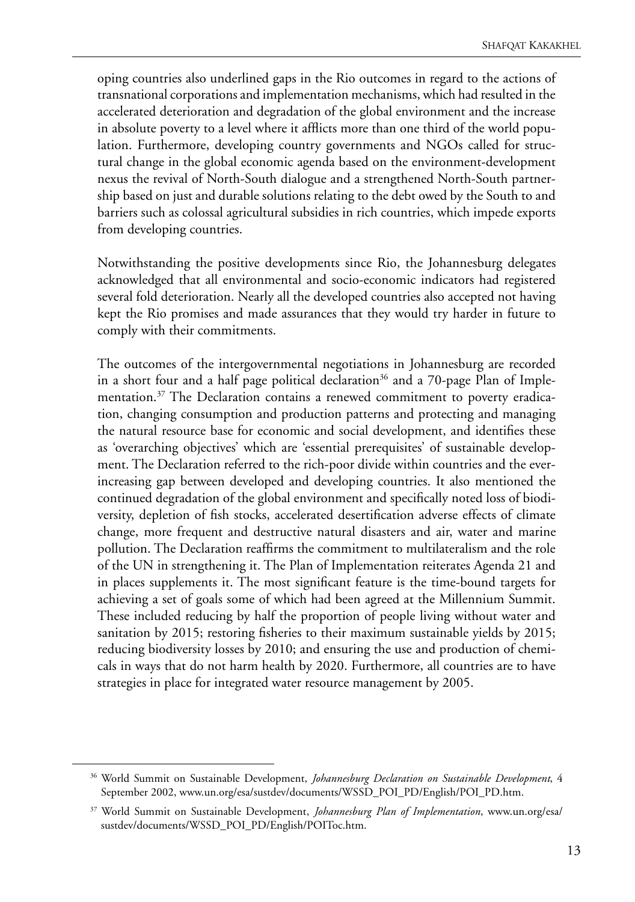oping countries also underlined gaps in the Rio outcomes in regard to the actions of transnational corporations and implementation mechanisms, which had resulted in the accelerated deterioration and degradation of the global environment and the increase in absolute poverty to a level where it afflicts more than one third of the world population. Furthermore, developing country governments and NGOs called for structural change in the global economic agenda based on the environment-development nexus the revival of North-South dialogue and a strengthened North-South partnership based on just and durable solutions relating to the debt owed by the South to and barriers such as colossal agricultural subsidies in rich countries, which impede exports from developing countries.

Notwithstanding the positive developments since Rio, the Johannesburg delegates acknowledged that all environmental and socio-economic indicators had registered several fold deterioration. Nearly all the developed countries also accepted not having kept the Rio promises and made assurances that they would try harder in future to comply with their commitments.

The outcomes of the intergovernmental negotiations in Johannesburg are recorded in a short four and a half page political declaration[36] and a 70-page Plan of Implementation.[37] The Declaration contains a renewed commitment to poverty eradication, changing consumption and production patterns and protecting and managing the natural resource base for economic and social development, and identifies these as 'overarching objectives' which are 'essential prerequisites' of sustainable development. The Declaration referred to the rich-poor divide within countries and the ever-increasing gap between developed and developing countries. It also mentioned the continued degradation of the global environment and specifically noted loss of biodiversity, depletion of fish stocks, accelerated desertification adverse effects of climate change, more frequent and destructive natural disasters and air, water and marine pollution. The Declaration reaffirms the commitment to multilateralism and the role of the UN in strengthening it. The Plan of Implementation reiterates Agenda 21 and in places supplements it. The most significant feature is the time-bound targets for achieving a set of goals some of which had been agreed at the Millennium Summit. These included reducing by half the proportion of people living without water and sanitation by 2015; restoring fisheries to their maximum sustainable yields by 2015; reducing biodiversity losses by 2010; and ensuring the use and production of chemicals in ways that do not harm health by 2020. Furthermore, all countries are to have strategies in place for integrated water resource management by 2005.

---

[36] World Summit on Sustainable Development, *Johannesburg Declaration on Sustainable Development*, 4 September 2002, www.un.org/esa/sustdev/documents/WSSD_POI_PD/English/POI_PD.htm.

[37] World Summit on Sustainable Development, *Johannesburg Plan of Implementation*, www.un.org/esa/sustdev/documents/WSSD_POI_PD/English/POIToc.htm.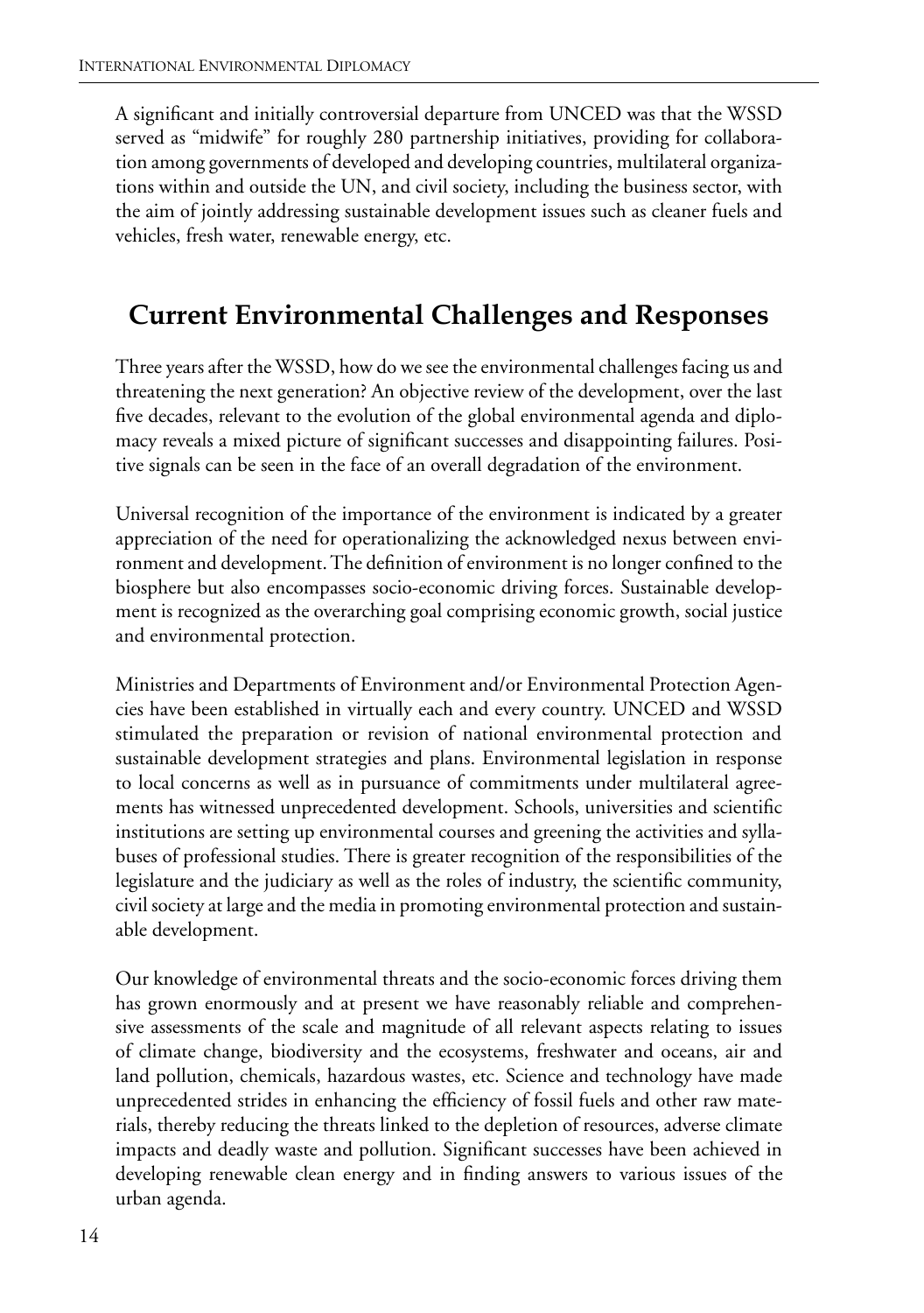A significant and initially controversial departure from UNCED was that the WSSD served as "midwife" for roughly 280 partnership initiatives, providing for collaboration among governments of developed and developing countries, multilateral organizations within and outside the UN, and civil society, including the business sector, with the aim of jointly addressing sustainable development issues such as cleaner fuels and vehicles, fresh water, renewable energy, etc.

## Current Environmental Challenges and Responses

Three years after the WSSD, how do we see the environmental challenges facing us and threatening the next generation? An objective review of the development, over the last five decades, relevant to the evolution of the global environmental agenda and diplomacy reveals a mixed picture of significant successes and disappointing failures. Positive signals can be seen in the face of an overall degradation of the environment.

Universal recognition of the importance of the environment is indicated by a greater appreciation of the need for operationalizing the acknowledged nexus between environment and development. The definition of environment is no longer confined to the biosphere but also encompasses socio-economic driving forces. Sustainable development is recognized as the overarching goal comprising economic growth, social justice and environmental protection.

Ministries and Departments of Environment and/or Environmental Protection Agencies have been established in virtually each and every country. UNCED and WSSD stimulated the preparation or revision of national environmental protection and sustainable development strategies and plans. Environmental legislation in response to local concerns as well as in pursuance of commitments under multilateral agreements has witnessed unprecedented development. Schools, universities and scientific institutions are setting up environmental courses and greening the activities and syllabuses of professional studies. There is greater recognition of the responsibilities of the legislature and the judiciary as well as the roles of industry, the scientific community, civil society at large and the media in promoting environmental protection and sustainable development.

Our knowledge of environmental threats and the socio-economic forces driving them has grown enormously and at present we have reasonably reliable and comprehensive assessments of the scale and magnitude of all relevant aspects relating to issues of climate change, biodiversity and the ecosystems, freshwater and oceans, air and land pollution, chemicals, hazardous wastes, etc. Science and technology have made unprecedented strides in enhancing the efficiency of fossil fuels and other raw materials, thereby reducing the threats linked to the depletion of resources, adverse climate impacts and deadly waste and pollution. Significant successes have been achieved in developing renewable clean energy and in finding answers to various issues of the urban agenda.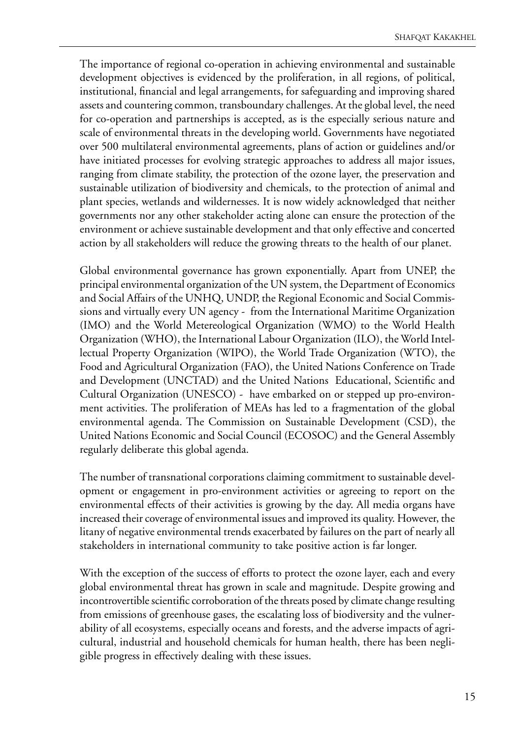The importance of regional co-operation in achieving environmental and sustainable development objectives is evidenced by the proliferation, in all regions, of political, institutional, financial and legal arrangements, for safeguarding and improving shared assets and countering common, transboundary challenges. At the global level, the need for co-operation and partnerships is accepted, as is the especially serious nature and scale of environmental threats in the developing world. Governments have negotiated over 500 multilateral environmental agreements, plans of action or guidelines and/or have initiated processes for evolving strategic approaches to address all major issues, ranging from climate stability, the protection of the ozone layer, the preservation and sustainable utilization of biodiversity and chemicals, to the protection of animal and plant species, wetlands and wildernesses. It is now widely acknowledged that neither governments nor any other stakeholder acting alone can ensure the protection of the environment or achieve sustainable development and that only effective and concerted action by all stakeholders will reduce the growing threats to the health of our planet.

Global environmental governance has grown exponentially. Apart from UNEP, the principal environmental organization of the UN system, the Department of Economics and Social Affairs of the UNHQ, UNDP, the Regional Economic and Social Commissions and virtually every UN agency - from the International Maritime Organization (IMO) and the World Metereological Organization (WMO) to the World Health Organization (WHO), the International Labour Organization (ILO), the World Intellectual Property Organization (WIPO), the World Trade Organization (WTO), the Food and Agricultural Organization (FAO), the United Nations Conference on Trade and Development (UNCTAD) and the United Nations Educational, Scientific and Cultural Organization (UNESCO) - have embarked on or stepped up pro-environment activities. The proliferation of MEAs has led to a fragmentation of the global environmental agenda. The Commission on Sustainable Development (CSD), the United Nations Economic and Social Council (ECOSOC) and the General Assembly regularly deliberate this global agenda.

The number of transnational corporations claiming commitment to sustainable development or engagement in pro-environment activities or agreeing to report on the environmental effects of their activities is growing by the day. All media organs have increased their coverage of environmental issues and improved its quality. However, the litany of negative environmental trends exacerbated by failures on the part of nearly all stakeholders in international community to take positive action is far longer.

With the exception of the success of efforts to protect the ozone layer, each and every global environmental threat has grown in scale and magnitude. Despite growing and incontrovertible scientific corroboration of the threats posed by climate change resulting from emissions of greenhouse gases, the escalating loss of biodiversity and the vulnerability of all ecosystems, especially oceans and forests, and the adverse impacts of agricultural, industrial and household chemicals for human health, there has been negligible progress in effectively dealing with these issues.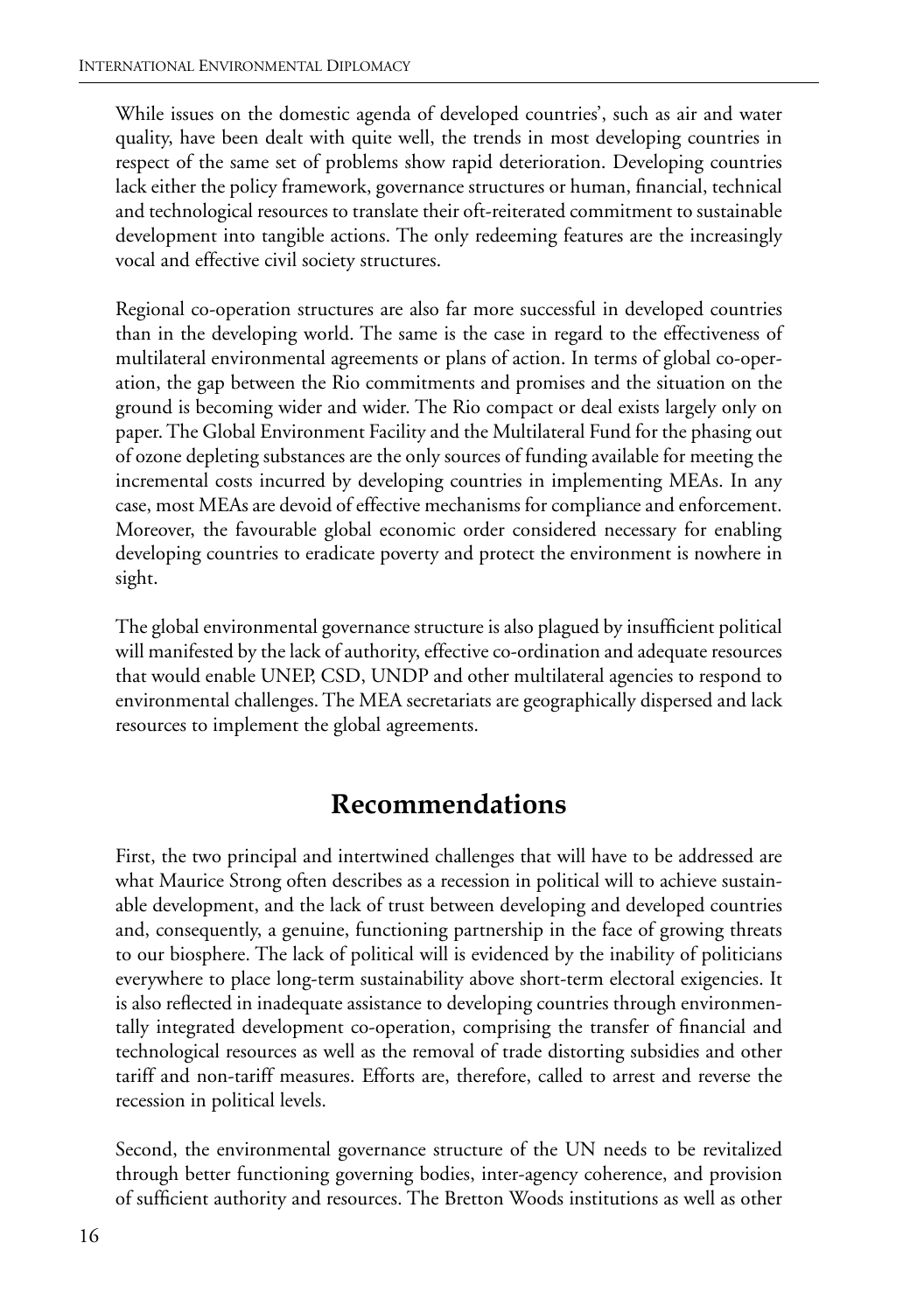While issues on the domestic agenda of developed countries', such as air and water quality, have been dealt with quite well, the trends in most developing countries in respect of the same set of problems show rapid deterioration. Developing countries lack either the policy framework, governance structures or human, financial, technical and technological resources to translate their oft-reiterated commitment to sustainable development into tangible actions. The only redeeming features are the increasingly vocal and effective civil society structures.

Regional co-operation structures are also far more successful in developed countries than in the developing world. The same is the case in regard to the effectiveness of multilateral environmental agreements or plans of action. In terms of global co-operation, the gap between the Rio commitments and promises and the situation on the ground is becoming wider and wider. The Rio compact or deal exists largely only on paper. The Global Environment Facility and the Multilateral Fund for the phasing out of ozone depleting substances are the only sources of funding available for meeting the incremental costs incurred by developing countries in implementing MEAs. In any case, most MEAs are devoid of effective mechanisms for compliance and enforcement. Moreover, the favourable global economic order considered necessary for enabling developing countries to eradicate poverty and protect the environment is nowhere in sight.

The global environmental governance structure is also plagued by insufficient political will manifested by the lack of authority, effective co-ordination and adequate resources that would enable UNEP, CSD, UNDP and other multilateral agencies to respond to environmental challenges. The MEA secretariats are geographically dispersed and lack resources to implement the global agreements.

## Recommendations

First, the two principal and intertwined challenges that will have to be addressed are what Maurice Strong often describes as a recession in political will to achieve sustainable development, and the lack of trust between developing and developed countries and, consequently, a genuine, functioning partnership in the face of growing threats to our biosphere. The lack of political will is evidenced by the inability of politicians everywhere to place long-term sustainability above short-term electoral exigencies. It is also reflected in inadequate assistance to developing countries through environmentally integrated development co-operation, comprising the transfer of financial and technological resources as well as the removal of trade distorting subsidies and other tariff and non-tariff measures. Efforts are, therefore, called to arrest and reverse the recession in political levels.

Second, the environmental governance structure of the UN needs to be revitalized through better functioning governing bodies, inter-agency coherence, and provision of sufficient authority and resources. The Bretton Woods institutions as well as other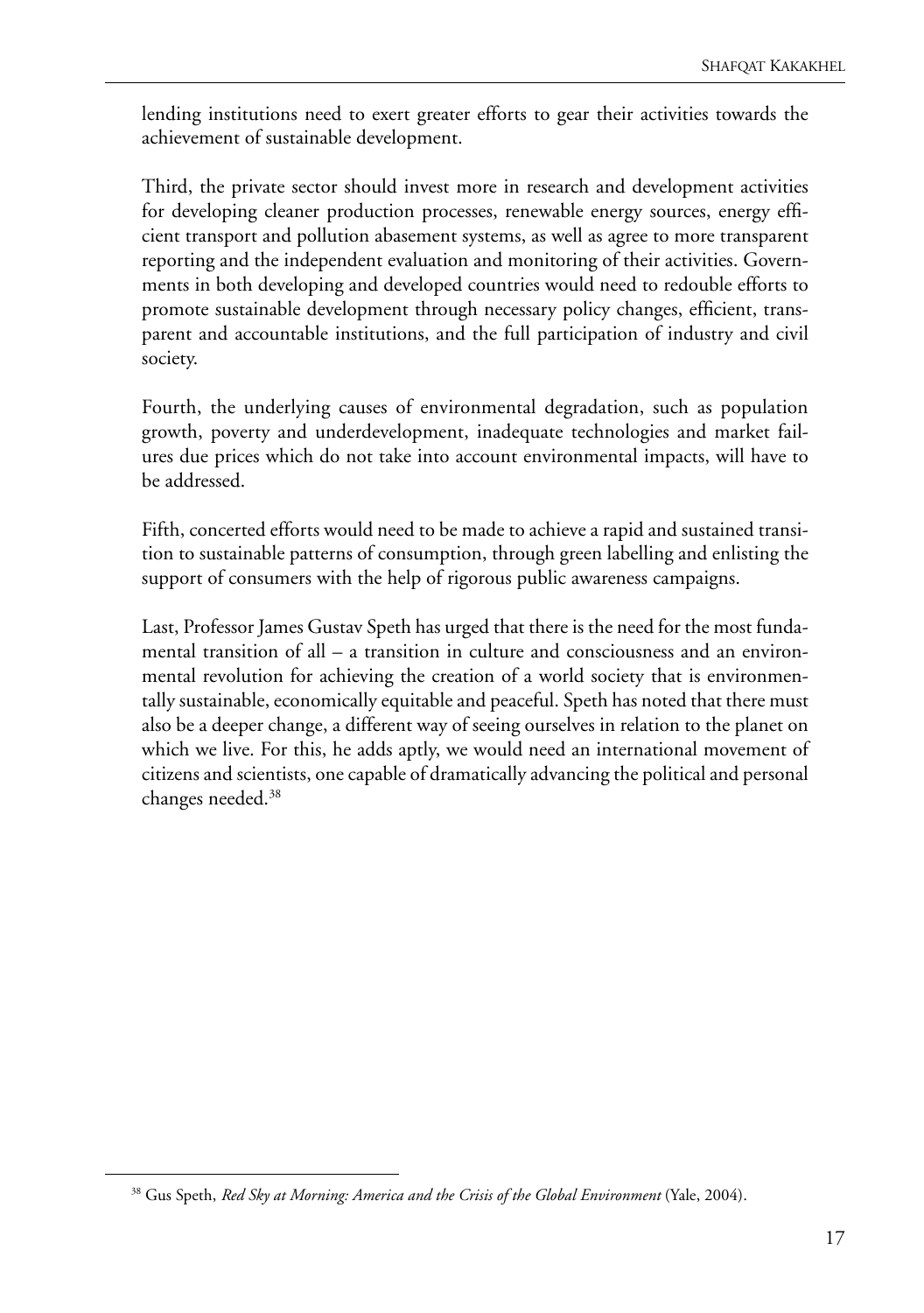lending institutions need to exert greater efforts to gear their activities towards the achievement of sustainable development.

Third, the private sector should invest more in research and development activities for developing cleaner production processes, renewable energy sources, energy efficient transport and pollution abasement systems, as well as agree to more transparent reporting and the independent evaluation and monitoring of their activities. Governments in both developing and developed countries would need to redouble efforts to promote sustainable development through necessary policy changes, efficient, transparent and accountable institutions, and the full participation of industry and civil society.

Fourth, the underlying causes of environmental degradation, such as population growth, poverty and underdevelopment, inadequate technologies and market failures due prices which do not take into account environmental impacts, will have to be addressed.

Fifth, concerted efforts would need to be made to achieve a rapid and sustained transition to sustainable patterns of consumption, through green labelling and enlisting the support of consumers with the help of rigorous public awareness campaigns.

Last, Professor James Gustav Speth has urged that there is the need for the most fundamental transition of all – a transition in culture and consciousness and an environmental revolution for achieving the creation of a world society that is environmentally sustainable, economically equitable and peaceful. Speth has noted that there must also be a deeper change, a different way of seeing ourselves in relation to the planet on which we live. For this, he adds aptly, we would need an international movement of citizens and scientists, one capable of dramatically advancing the political and personal changes needed.[38]

---

[38] Gus Speth, *Red Sky at Morning: America and the Crisis of the Global Environment* (Yale, 2004).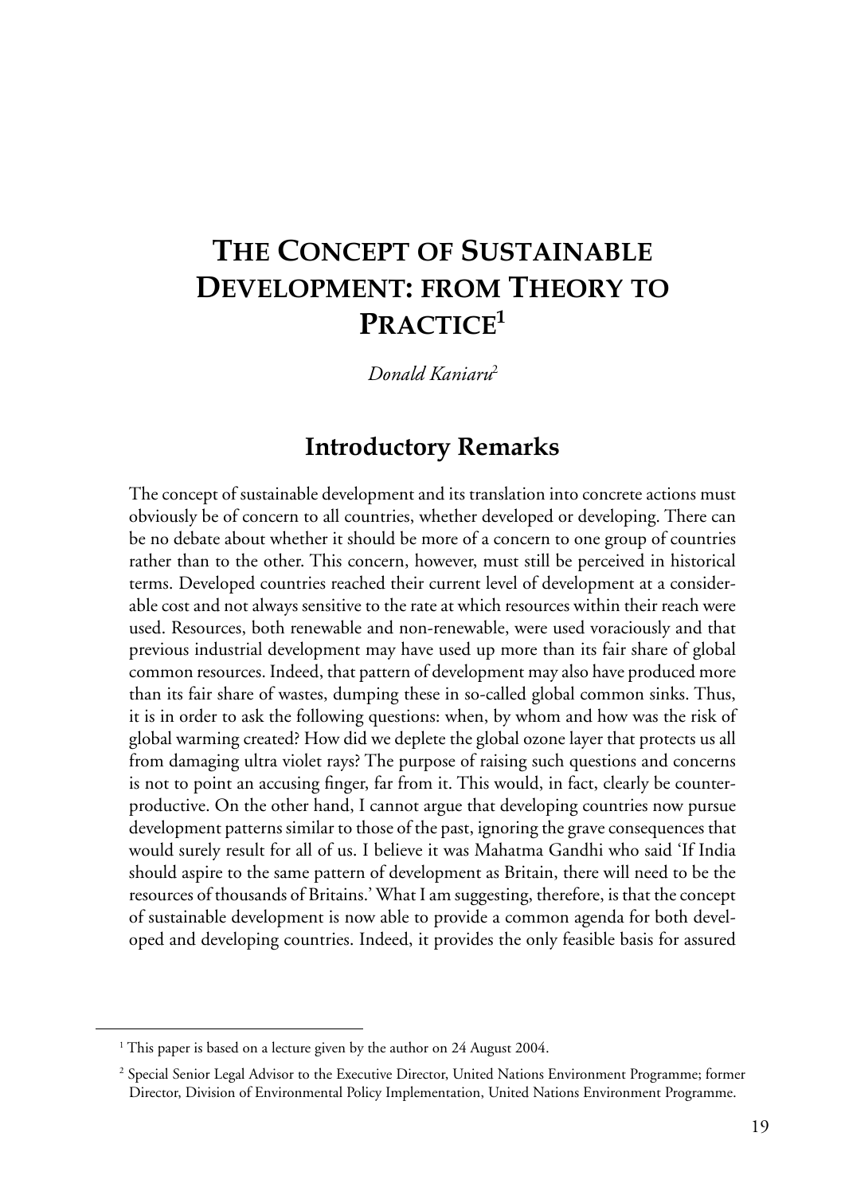# The Concept of Sustainable Development: from Theory to Practice[1]

*Donald Kaniaru*[2]

## Introductory Remarks

The concept of sustainable development and its translation into concrete actions must obviously be of concern to all countries, whether developed or developing. There can be no debate about whether it should be more of a concern to one group of countries rather than to the other. This concern, however, must still be perceived in historical terms. Developed countries reached their current level of development at a considerable cost and not always sensitive to the rate at which resources within their reach were used. Resources, both renewable and non-renewable, were used voraciously and that previous industrial development may have used up more than its fair share of global common resources. Indeed, that pattern of development may also have produced more than its fair share of wastes, dumping these in so-called global common sinks. Thus, it is in order to ask the following questions: when, by whom and how was the risk of global warming created? How did we deplete the global ozone layer that protects us all from damaging ultra violet rays? The purpose of raising such questions and concerns is not to point an accusing finger, far from it. This would, in fact, clearly be counter-productive. On the other hand, I cannot argue that developing countries now pursue development patterns similar to those of the past, ignoring the grave consequences that would surely result for all of us. I believe it was Mahatma Gandhi who said 'If India should aspire to the same pattern of development as Britain, there will need to be the resources of thousands of Britains.' What I am suggesting, therefore, is that the concept of sustainable development is now able to provide a common agenda for both developed and developing countries. Indeed, it provides the only feasible basis for assured

---

[1] This paper is based on a lecture given by the author on 24 August 2004.

[2] Special Senior Legal Advisor to the Executive Director, United Nations Environment Programme; former Director, Division of Environmental Policy Implementation, United Nations Environment Programme.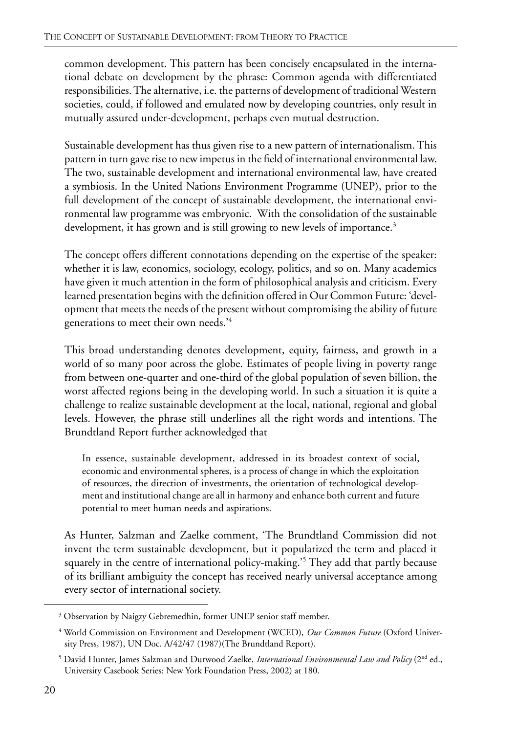common development. This pattern has been concisely encapsulated in the international debate on development by the phrase: Common agenda with differentiated responsibilities. The alternative, i.e. the patterns of development of traditional Western societies, could, if followed and emulated now by developing countries, only result in mutually assured under-development, perhaps even mutual destruction.

Sustainable development has thus given rise to a new pattern of internationalism. This pattern in turn gave rise to new impetus in the field of international environmental law. The two, sustainable development and international environmental law, have created a symbiosis. In the United Nations Environment Programme (UNEP), prior to the full development of the concept of sustainable development, the international environmental law programme was embryonic. With the consolidation of the sustainable development, it has grown and is still growing to new levels of importance.[3]

The concept offers different connotations depending on the expertise of the speaker: whether it is law, economics, sociology, ecology, politics, and so on. Many academics have given it much attention in the form of philosophical analysis and criticism. Every learned presentation begins with the definition offered in Our Common Future: 'development that meets the needs of the present without compromising the ability of future generations to meet their own needs.'[4]

This broad understanding denotes development, equity, fairness, and growth in a world of so many poor across the globe. Estimates of people living in poverty range from between one-quarter and one-third of the global population of seven billion, the worst affected regions being in the developing world. In such a situation it is quite a challenge to realize sustainable development at the local, national, regional and global levels. However, the phrase still underlines all the right words and intentions. The Brundtland Report further acknowledged that

> In essence, sustainable development, addressed in its broadest context of social, economic and environmental spheres, is a process of change in which the exploitation of resources, the direction of investments, the orientation of technological development and institutional change are all in harmony and enhance both current and future potential to meet human needs and aspirations.

As Hunter, Salzman and Zaelke comment, 'The Brundtland Commission did not invent the term sustainable development, but it popularized the term and placed it squarely in the centre of international policy-making.'[5] They add that partly because of its brilliant ambiguity the concept has received nearly universal acceptance among every sector of international society.

---

[3] Observation by Naigzy Gebremedhin, former UNEP senior staff member.

[4] World Commission on Environment and Development (WCED), *Our Common Future* (Oxford University Press, 1987), UN Doc. A/42/47 (1987)(The Brundtland Report).

[5] David Hunter, James Salzman and Durwood Zaelke, *International Environmental Law and Policy* (2nd ed., University Casebook Series: New York Foundation Press, 2002) at 180.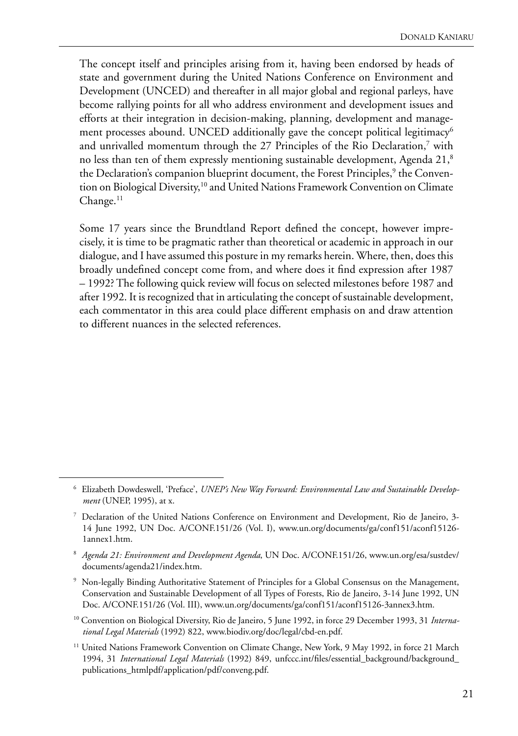The concept itself and principles arising from it, having been endorsed by heads of state and government during the United Nations Conference on Environment and Development (UNCED) and thereafter in all major global and regional parleys, have become rallying points for all who address environment and development issues and efforts at their integration in decision-making, planning, development and management processes abound. UNCED additionally gave the concept political legitimacy[6] and unrivalled momentum through the 27 Principles of the Rio Declaration,[7] with no less than ten of them expressly mentioning sustainable development, Agenda 21,[8] the Declaration's companion blueprint document, the Forest Principles,[9] the Convention on Biological Diversity,[10] and United Nations Framework Convention on Climate Change.[11]

Some 17 years since the Brundtland Report defined the concept, however imprecisely, it is time to be pragmatic rather than theoretical or academic in approach in our dialogue, and I have assumed this posture in my remarks herein. Where, then, does this broadly undefined concept come from, and where does it find expression after 1987 – 1992? The following quick review will focus on selected milestones before 1987 and after 1992. It is recognized that in articulating the concept of sustainable development, each commentator in this area could place different emphasis on and draw attention to different nuances in the selected references.

---

[6] Elizabeth Dowdeswell, 'Preface', *UNEP's New Way Forward: Environmental Law and Sustainable Development* (UNEP, 1995), at x.

[7] Declaration of the United Nations Conference on Environment and Development, Rio de Janeiro, 3-14 June 1992, UN Doc. A/CONF.151/26 (Vol. I), www.un.org/documents/ga/conf151/aconf15126-1annex1.htm.

[8] *Agenda 21: Environment and Development Agenda*, UN Doc. A/CONF.151/26, www.un.org/esa/sustdev/documents/agenda21/index.htm.

[9] Non-legally Binding Authoritative Statement of Principles for a Global Consensus on the Management, Conservation and Sustainable Development of all Types of Forests, Rio de Janeiro, 3-14 June 1992, UN Doc. A/CONF.151/26 (Vol. III), www.un.org/documents/ga/conf151/aconf15126-3annex3.htm.

[10] Convention on Biological Diversity, Rio de Janeiro, 5 June 1992, in force 29 December 1993, 31 *International Legal Materials* (1992) 822, www.biodiv.org/doc/legal/cbd-en.pdf.

[11] United Nations Framework Convention on Climate Change, New York, 9 May 1992, in force 21 March 1994, 31 *International Legal Materials* (1992) 849, unfccc.int/files/essential_background/background_publications_htmlpdf/application/pdf/conveng.pdf.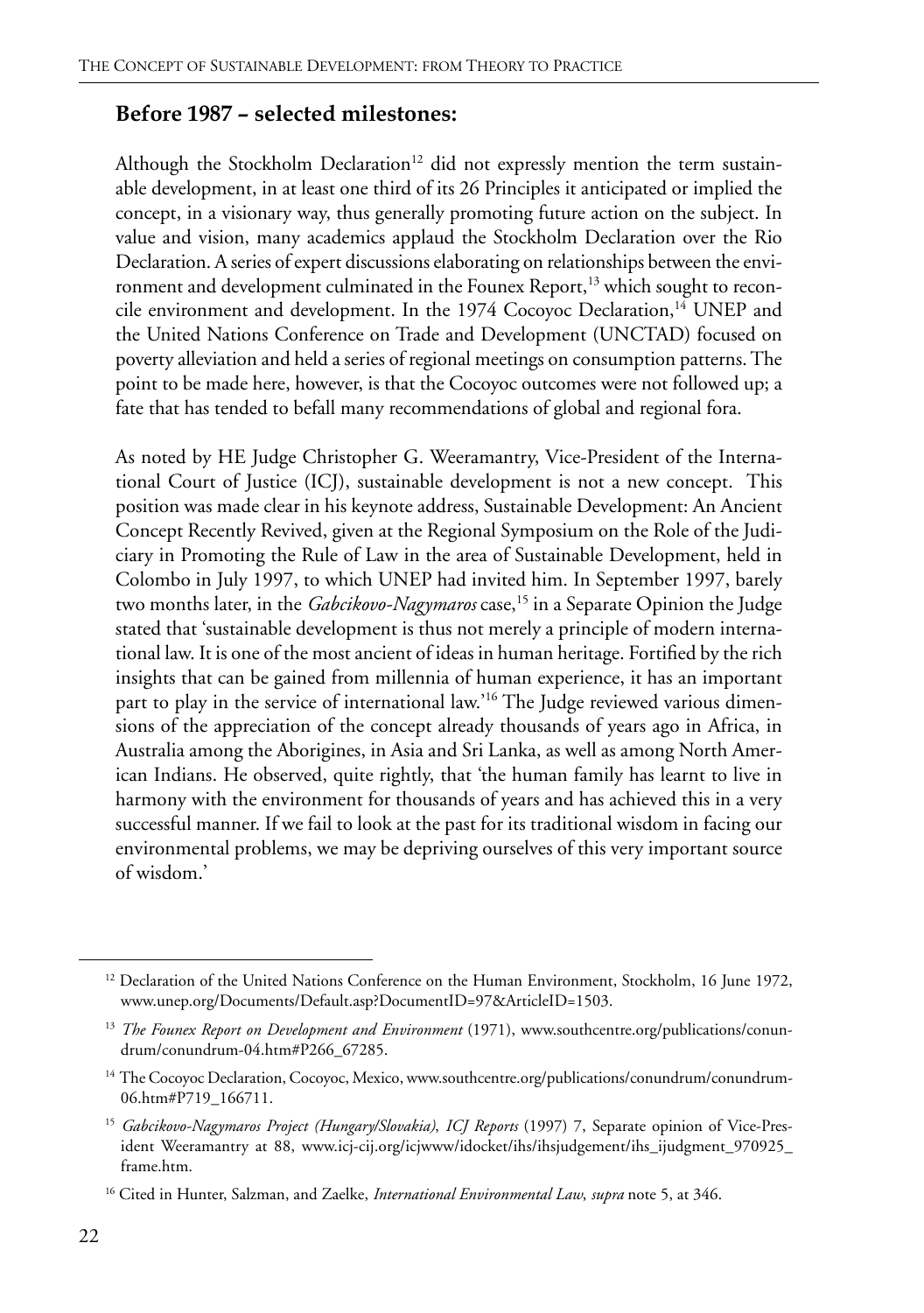## Before 1987 – selected milestones:

Although the Stockholm Declaration[12] did not expressly mention the term sustainable development, in at least one third of its 26 Principles it anticipated or implied the concept, in a visionary way, thus generally promoting future action on the subject. In value and vision, many academics applaud the Stockholm Declaration over the Rio Declaration. A series of expert discussions elaborating on relationships between the environment and development culminated in the Founex Report,[13] which sought to reconcile environment and development. In the 1974 Cocoyoc Declaration,[14] UNEP and the United Nations Conference on Trade and Development (UNCTAD) focused on poverty alleviation and held a series of regional meetings on consumption patterns. The point to be made here, however, is that the Cocoyoc outcomes were not followed up; a fate that has tended to befall many recommendations of global and regional fora.

As noted by HE Judge Christopher G. Weeramantry, Vice-President of the International Court of Justice (ICJ), sustainable development is not a new concept. This position was made clear in his keynote address, Sustainable Development: An Ancient Concept Recently Revived, given at the Regional Symposium on the Role of the Judiciary in Promoting the Rule of Law in the area of Sustainable Development, held in Colombo in July 1997, to which UNEP had invited him. In September 1997, barely two months later, in the *Gabcikovo-Nagymaros* case,[15] in a Separate Opinion the Judge stated that 'sustainable development is thus not merely a principle of modern international law. It is one of the most ancient of ideas in human heritage. Fortified by the rich insights that can be gained from millennia of human experience, it has an important part to play in the service of international law.'[16] The Judge reviewed various dimensions of the appreciation of the concept already thousands of years ago in Africa, in Australia among the Aborigines, in Asia and Sri Lanka, as well as among North American Indians. He observed, quite rightly, that 'the human family has learnt to live in harmony with the environment for thousands of years and has achieved this in a very successful manner. If we fail to look at the past for its traditional wisdom in facing our environmental problems, we may be depriving ourselves of this very important source of wisdom.'

---

[12] Declaration of the United Nations Conference on the Human Environment, Stockholm, 16 June 1972, www.unep.org/Documents/Default.asp?DocumentID=97&ArticleID=1503.

[13] *The Founex Report on Development and Environment* (1971), www.southcentre.org/publications/conundrum/conundrum-04.htm#P266_67285.

[14] The Cocoyoc Declaration, Cocoyoc, Mexico, www.southcentre.org/publications/conundrum/conundrum-06.htm#P719_166711.

[15] *Gabcikovo-Nagymaros Project (Hungary/Slovakia)*, *ICJ Reports* (1997) 7, Separate opinion of Vice-President Weeramantry at 88, www.icj-cij.org/icjwww/idocket/ihs/ihsjudgement/ihs_ijudgment_970925_frame.htm.

[16] Cited in Hunter, Salzman, and Zaelke, *International Environmental Law*, *supra* note 5, at 346.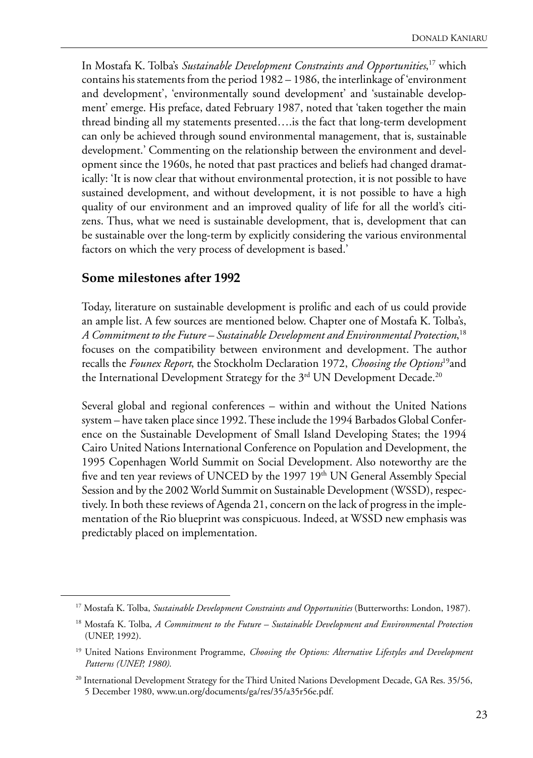In Mostafa K. Tolba's *Sustainable Development Constraints and Opportunities*,[17] which contains his statements from the period 1982 – 1986, the interlinkage of 'environment and development', 'environmentally sound development' and 'sustainable development' emerge. His preface, dated February 1987, noted that 'taken together the main thread binding all my statements presented….is the fact that long-term development can only be achieved through sound environmental management, that is, sustainable development.' Commenting on the relationship between the environment and development since the 1960s, he noted that past practices and beliefs had changed dramatically: 'It is now clear that without environmental protection, it is not possible to have sustained development, and without development, it is not possible to have a high quality of our environment and an improved quality of life for all the world's citizens. Thus, what we need is sustainable development, that is, development that can be sustainable over the long-term by explicitly considering the various environmental factors on which the very process of development is based.'

## Some milestones after 1992

Today, literature on sustainable development is prolific and each of us could provide an ample list. A few sources are mentioned below. Chapter one of Mostafa K. Tolba's, *A Commitment to the Future – Sustainable Development and Environmental Protection*,[18] focuses on the compatibility between environment and development. The author recalls the *Founex Report*, the Stockholm Declaration 1972, *Choosing the Options*[19] and the International Development Strategy for the 3rd UN Development Decade.[20]

Several global and regional conferences – within and without the United Nations system – have taken place since 1992. These include the 1994 Barbados Global Conference on the Sustainable Development of Small Island Developing States; the 1994 Cairo United Nations International Conference on Population and Development, the 1995 Copenhagen World Summit on Social Development. Also noteworthy are the five and ten year reviews of UNCED by the 1997 19th UN General Assembly Special Session and by the 2002 World Summit on Sustainable Development (WSSD), respectively. In both these reviews of Agenda 21, concern on the lack of progress in the implementation of the Rio blueprint was conspicuous. Indeed, at WSSD new emphasis was predictably placed on implementation.

---

[17] Mostafa K. Tolba, *Sustainable Development Constraints and Opportunities* (Butterworths: London, 1987).

[18] Mostafa K. Tolba, *A Commitment to the Future – Sustainable Development and Environmental Protection* (UNEP, 1992).

[19] United Nations Environment Programme, *Choosing the Options: Alternative Lifestyles and Development Patterns (UNEP, 1980).*

[20] International Development Strategy for the Third United Nations Development Decade, GA Res. 35/56, 5 December 1980, www.un.org/documents/ga/res/35/a35r56e.pdf.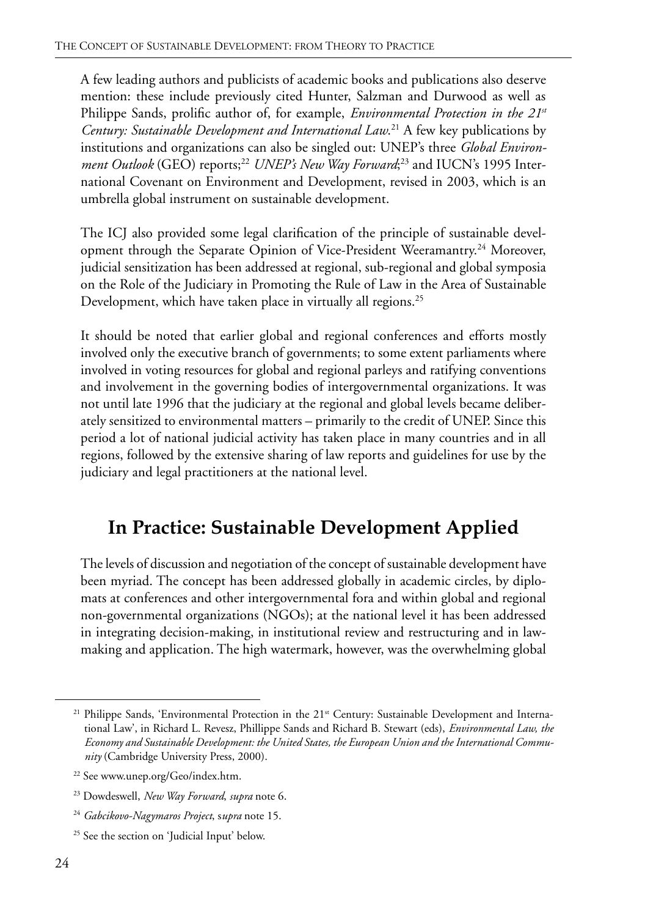A few leading authors and publicists of academic books and publications also deserve mention: these include previously cited Hunter, Salzman and Durwood as well as Philippe Sands, prolific author of, for example, *Environmental Protection in the 21st Century: Sustainable Development and International Law*.[21] A few key publications by institutions and organizations can also be singled out: UNEP's three *Global Environment Outlook* (GEO) reports;[22] *UNEP's New Way Forward*;[23] and IUCN's 1995 International Covenant on Environment and Development, revised in 2003, which is an umbrella global instrument on sustainable development.

The ICJ also provided some legal clarification of the principle of sustainable development through the Separate Opinion of Vice-President Weeramantry.[24] Moreover, judicial sensitization has been addressed at regional, sub-regional and global symposia on the Role of the Judiciary in Promoting the Rule of Law in the Area of Sustainable Development, which have taken place in virtually all regions.[25]

It should be noted that earlier global and regional conferences and efforts mostly involved only the executive branch of governments; to some extent parliaments where involved in voting resources for global and regional parleys and ratifying conventions and involvement in the governing bodies of intergovernmental organizations. It was not until late 1996 that the judiciary at the regional and global levels became deliberately sensitized to environmental matters – primarily to the credit of UNEP. Since this period a lot of national judicial activity has taken place in many countries and in all regions, followed by the extensive sharing of law reports and guidelines for use by the judiciary and legal practitioners at the national level.

## In Practice: Sustainable Development Applied

The levels of discussion and negotiation of the concept of sustainable development have been myriad. The concept has been addressed globally in academic circles, by diplomats at conferences and other intergovernmental fora and within global and regional non-governmental organizations (NGOs); at the national level it has been addressed in integrating decision-making, in institutional review and restructuring and in law-making and application. The high watermark, however, was the overwhelming global

---

[21] Philippe Sands, 'Environmental Protection in the 21st Century: Sustainable Development and International Law', in Richard L. Revesz, Phillippe Sands and Richard B. Stewart (eds), *Environmental Law, the Economy and Sustainable Development: the United States, the European Union and the International Community* (Cambridge University Press, 2000).

[22] See www.unep.org/Geo/index.htm.

[23] Dowdeswell, *New Way Forward*, *supra* note 6.

[24] *Gabcikovo-Nagymaros Project*, s*upra* note 15.

[25] See the section on 'Judicial Input' below.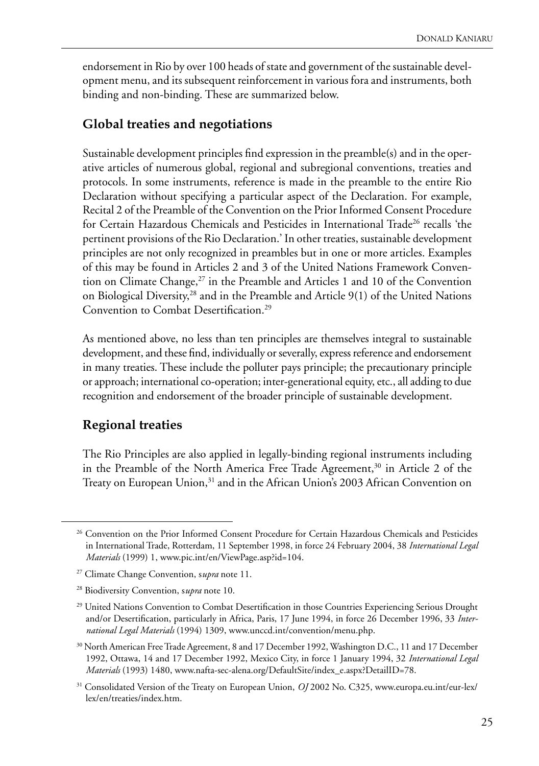endorsement in Rio by over 100 heads of state and government of the sustainable development menu, and its subsequent reinforcement in various fora and instruments, both binding and non-binding. These are summarized below.

## Global treaties and negotiations

Sustainable development principles find expression in the preamble(s) and in the operative articles of numerous global, regional and subregional conventions, treaties and protocols. In some instruments, reference is made in the preamble to the entire Rio Declaration without specifying a particular aspect of the Declaration. For example, Recital 2 of the Preamble of the Convention on the Prior Informed Consent Procedure for Certain Hazardous Chemicals and Pesticides in International Trade[26] recalls 'the pertinent provisions of the Rio Declaration.' In other treaties, sustainable development principles are not only recognized in preambles but in one or more articles. Examples of this may be found in Articles 2 and 3 of the United Nations Framework Convention on Climate Change,[27] in the Preamble and Articles 1 and 10 of the Convention on Biological Diversity,[28] and in the Preamble and Article 9(1) of the United Nations Convention to Combat Desertification.[29]

As mentioned above, no less than ten principles are themselves integral to sustainable development, and these find, individually or severally, express reference and endorsement in many treaties. These include the polluter pays principle; the precautionary principle or approach; international co-operation; inter-generational equity, etc., all adding to due recognition and endorsement of the broader principle of sustainable development.

## Regional treaties

The Rio Principles are also applied in legally-binding regional instruments including in the Preamble of the North America Free Trade Agreement,[30] in Article 2 of the Treaty on European Union,[31] and in the African Union's 2003 African Convention on

---

[26] Convention on the Prior Informed Consent Procedure for Certain Hazardous Chemicals and Pesticides in International Trade, Rotterdam, 11 September 1998, in force 24 February 2004, 38 *International Legal Materials* (1999) 1, www.pic.int/en/ViewPage.asp?id=104.

[27] Climate Change Convention, s*upra* note 11.

[28] Biodiversity Convention, s*upra* note 10.

[29] United Nations Convention to Combat Desertification in those Countries Experiencing Serious Drought and/or Desertification, particularly in Africa, Paris, 17 June 1994, in force 26 December 1996, 33 *International Legal Materials* (1994) 1309, www.unccd.int/convention/menu.php.

[30] North American Free Trade Agreement, 8 and 17 December 1992, Washington D.C., 11 and 17 December 1992, Ottawa, 14 and 17 December 1992, Mexico City, in force 1 January 1994, 32 *International Legal Materials* (1993) 1480, www.nafta-sec-alena.org/DefaultSite/index_e.aspx?DetailID=78.

[31] Consolidated Version of the Treaty on European Union, *OJ* 2002 No. C325, www.europa.eu.int/eur-lex/lex/en/treaties/index.htm.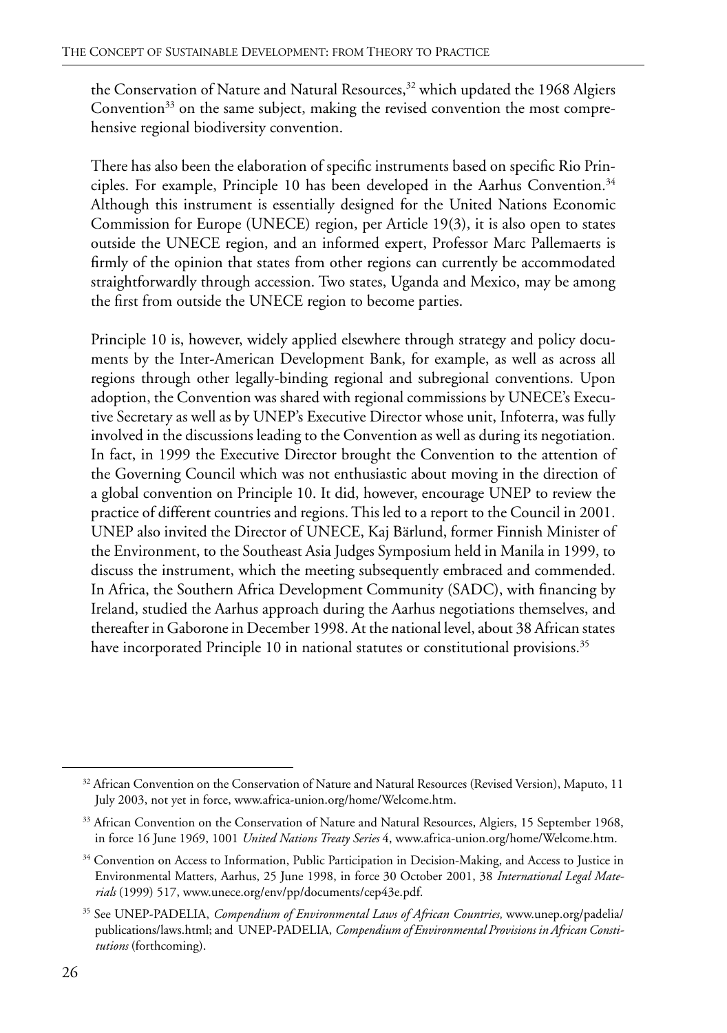the Conservation of Nature and Natural Resources,[32] which updated the 1968 Algiers Convention[33] on the same subject, making the revised convention the most comprehensive regional biodiversity convention.

There has also been the elaboration of specific instruments based on specific Rio Principles. For example, Principle 10 has been developed in the Aarhus Convention.[34] Although this instrument is essentially designed for the United Nations Economic Commission for Europe (UNECE) region, per Article 19(3), it is also open to states outside the UNECE region, and an informed expert, Professor Marc Pallemaerts is firmly of the opinion that states from other regions can currently be accommodated straightforwardly through accession. Two states, Uganda and Mexico, may be among the first from outside the UNECE region to become parties.

Principle 10 is, however, widely applied elsewhere through strategy and policy documents by the Inter-American Development Bank, for example, as well as across all regions through other legally-binding regional and subregional conventions. Upon adoption, the Convention was shared with regional commissions by UNECE's Executive Secretary as well as by UNEP's Executive Director whose unit, Infoterra, was fully involved in the discussions leading to the Convention as well as during its negotiation. In fact, in 1999 the Executive Director brought the Convention to the attention of the Governing Council which was not enthusiastic about moving in the direction of a global convention on Principle 10. It did, however, encourage UNEP to review the practice of different countries and regions. This led to a report to the Council in 2001. UNEP also invited the Director of UNECE, Kaj Bärlund, former Finnish Minister of the Environment, to the Southeast Asia Judges Symposium held in Manila in 1999, to discuss the instrument, which the meeting subsequently embraced and commended. In Africa, the Southern Africa Development Community (SADC), with financing by Ireland, studied the Aarhus approach during the Aarhus negotiations themselves, and thereafter in Gaborone in December 1998. At the national level, about 38 African states have incorporated Principle 10 in national statutes or constitutional provisions.[35]

---

[32] African Convention on the Conservation of Nature and Natural Resources (Revised Version), Maputo, 11 July 2003, not yet in force, www.africa-union.org/home/Welcome.htm.

[33] African Convention on the Conservation of Nature and Natural Resources, Algiers, 15 September 1968, in force 16 June 1969, 1001 *United Nations Treaty Series* 4, www.africa-union.org/home/Welcome.htm.

[34] Convention on Access to Information, Public Participation in Decision-Making, and Access to Justice in Environmental Matters, Aarhus, 25 June 1998, in force 30 October 2001, 38 *International Legal Materials* (1999) 517, www.unece.org/env/pp/documents/cep43e.pdf.

[35] See UNEP-PADELIA, *Compendium of Environmental Laws of African Countries,* www.unep.org/padelia/publications/laws.html; and UNEP-PADELIA, *Compendium of Environmental Provisions in African Constitutions* (forthcoming).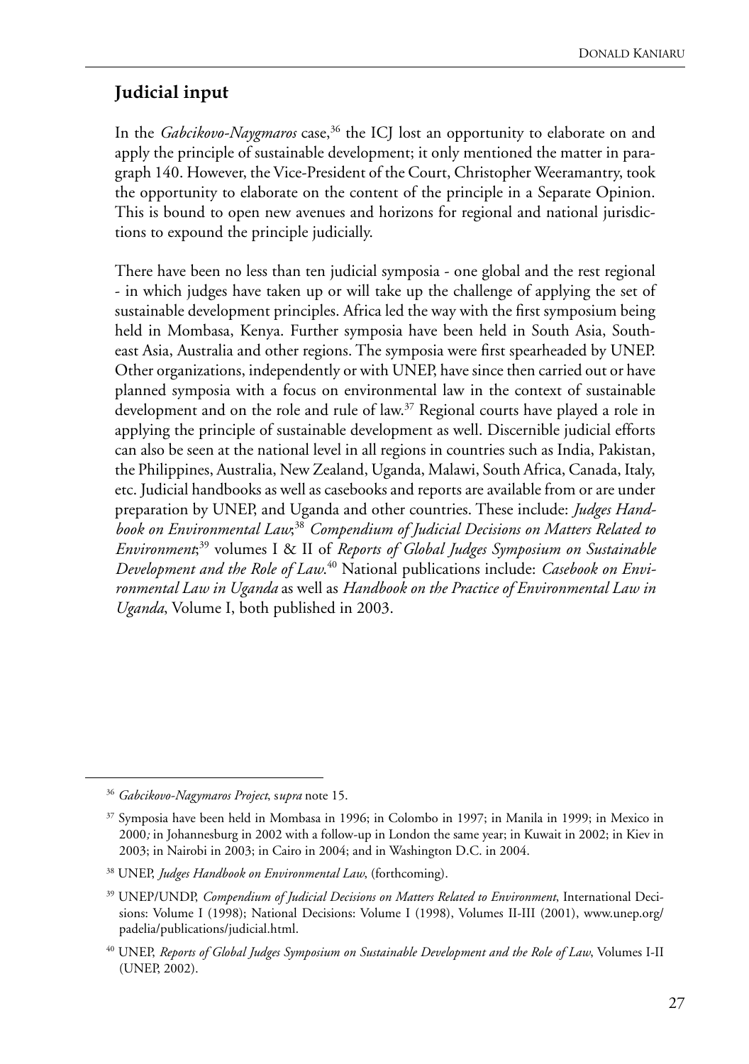## Judicial input

In the *Gabcikovo-Naygmaros* case,[36] the ICJ lost an opportunity to elaborate on and apply the principle of sustainable development; it only mentioned the matter in paragraph 140. However, the Vice-President of the Court, Christopher Weeramantry, took the opportunity to elaborate on the content of the principle in a Separate Opinion. This is bound to open new avenues and horizons for regional and national jurisdictions to expound the principle judicially.

There have been no less than ten judicial symposia - one global and the rest regional - in which judges have taken up or will take up the challenge of applying the set of sustainable development principles. Africa led the way with the first symposium being held in Mombasa, Kenya. Further symposia have been held in South Asia, Southeast Asia, Australia and other regions. The symposia were first spearheaded by UNEP. Other organizations, independently or with UNEP, have since then carried out or have planned symposia with a focus on environmental law in the context of sustainable development and on the role and rule of law.[37] Regional courts have played a role in applying the principle of sustainable development as well. Discernible judicial efforts can also be seen at the national level in all regions in countries such as India, Pakistan, the Philippines, Australia, New Zealand, Uganda, Malawi, South Africa, Canada, Italy, etc. Judicial handbooks as well as casebooks and reports are available from or are under preparation by UNEP, and Uganda and other countries. These include: *Judges Handbook on Environmental Law*;[38] *Compendium of Judicial Decisions on Matters Related to Environment*;[39] volumes I & II of *Reports of Global Judges Symposium on Sustainable Development and the Role of Law*.[40] National publications include: *Casebook on Environmental Law in Uganda* as well as *Handbook on the Practice of Environmental Law in Uganda*, Volume I, both published in 2003.

---

[36] *Gabcikovo-Nagymaros Project*, *supra* note 15.

[37] Symposia have been held in Mombasa in 1996; in Colombo in 1997; in Manila in 1999; in Mexico in 2000; in Johannesburg in 2002 with a follow-up in London the same year; in Kuwait in 2002; in Kiev in 2003; in Nairobi in 2003; in Cairo in 2004; and in Washington D.C. in 2004.

[38] UNEP, *Judges Handbook on Environmental Law*, (forthcoming).

[39] UNEP/UNDP, *Compendium of Judicial Decisions on Matters Related to Environment*, International Decisions: Volume I (1998); National Decisions: Volume I (1998), Volumes II-III (2001), www.unep.org/padelia/publications/judicial.html.

[40] UNEP, *Reports of Global Judges Symposium on Sustainable Development and the Role of Law*, Volumes I-II (UNEP, 2002).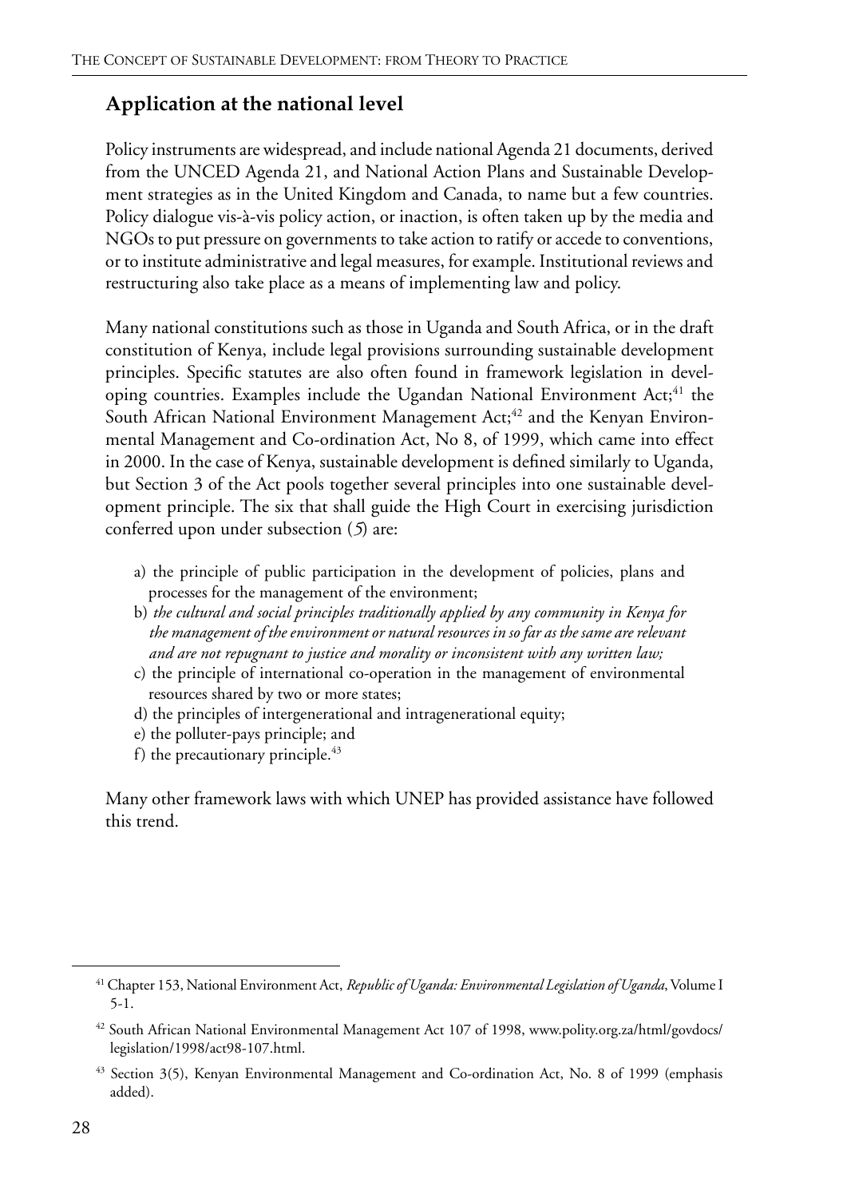## Application at the national level

Policy instruments are widespread, and include national Agenda 21 documents, derived from the UNCED Agenda 21, and National Action Plans and Sustainable Development strategies as in the United Kingdom and Canada, to name but a few countries. Policy dialogue vis-à-vis policy action, or inaction, is often taken up by the media and NGOs to put pressure on governments to take action to ratify or accede to conventions, or to institute administrative and legal measures, for example. Institutional reviews and restructuring also take place as a means of implementing law and policy.

Many national constitutions such as those in Uganda and South Africa, or in the draft constitution of Kenya, include legal provisions surrounding sustainable development principles. Specific statutes are also often found in framework legislation in developing countries. Examples include the Ugandan National Environment Act;[41] the South African National Environment Management Act;[42] and the Kenyan Environmental Management and Co-ordination Act, No 8, of 1999, which came into effect in 2000. In the case of Kenya, sustainable development is defined similarly to Uganda, but Section 3 of the Act pools together several principles into one sustainable development principle. The six that shall guide the High Court in exercising jurisdiction conferred upon under subsection (*5*) are:

a) the principle of public participation in the development of policies, plans and processes for the management of the environment;
b) *the cultural and social principles traditionally applied by any community in Kenya for the management of the environment or natural resources in so far as the same are relevant and are not repugnant to justice and morality or inconsistent with any written law;*
c) the principle of international co-operation in the management of environmental resources shared by two or more states;
d) the principles of intergenerational and intragenerational equity;
e) the polluter-pays principle; and
f) the precautionary principle.[43]

Many other framework laws with which UNEP has provided assistance have followed this trend.

---

[41] Chapter 153, National Environment Act, *Republic of Uganda: Environmental Legislation of Uganda*, Volume I 5-1.

[42] South African National Environmental Management Act 107 of 1998, www.polity.org.za/html/govdocs/legislation/1998/act98-107.html.

[43] Section 3(5), Kenyan Environmental Management and Co-ordination Act, No. 8 of 1999 (emphasis added).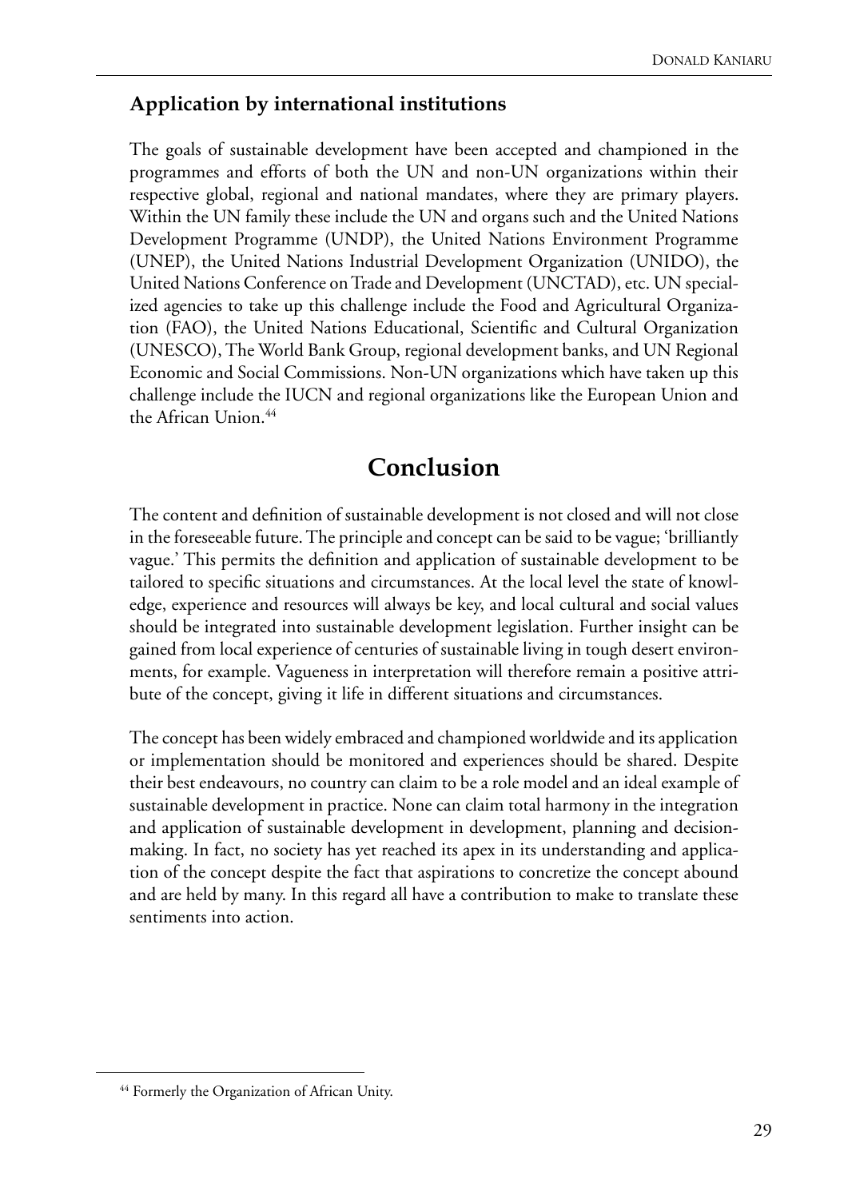### Application by international institutions

The goals of sustainable development have been accepted and championed in the programmes and efforts of both the UN and non-UN organizations within their respective global, regional and national mandates, where they are primary players. Within the UN family these include the UN and organs such and the United Nations Development Programme (UNDP), the United Nations Environment Programme (UNEP), the United Nations Industrial Development Organization (UNIDO), the United Nations Conference on Trade and Development (UNCTAD), etc. UN specialized agencies to take up this challenge include the Food and Agricultural Organization (FAO), the United Nations Educational, Scientific and Cultural Organization (UNESCO), The World Bank Group, regional development banks, and UN Regional Economic and Social Commissions. Non-UN organizations which have taken up this challenge include the IUCN and regional organizations like the European Union and the African Union.[44]

## Conclusion

The content and definition of sustainable development is not closed and will not close in the foreseeable future. The principle and concept can be said to be vague; 'brilliantly vague.' This permits the definition and application of sustainable development to be tailored to specific situations and circumstances. At the local level the state of knowledge, experience and resources will always be key, and local cultural and social values should be integrated into sustainable development legislation. Further insight can be gained from local experience of centuries of sustainable living in tough desert environments, for example. Vagueness in interpretation will therefore remain a positive attribute of the concept, giving it life in different situations and circumstances.

The concept has been widely embraced and championed worldwide and its application or implementation should be monitored and experiences should be shared. Despite their best endeavours, no country can claim to be a role model and an ideal example of sustainable development in practice. None can claim total harmony in the integration and application of sustainable development in development, planning and decision-making. In fact, no society has yet reached its apex in its understanding and application of the concept despite the fact that aspirations to concretize the concept abound and are held by many. In this regard all have a contribution to make to translate these sentiments into action.

[44] Formerly the Organization of African Unity.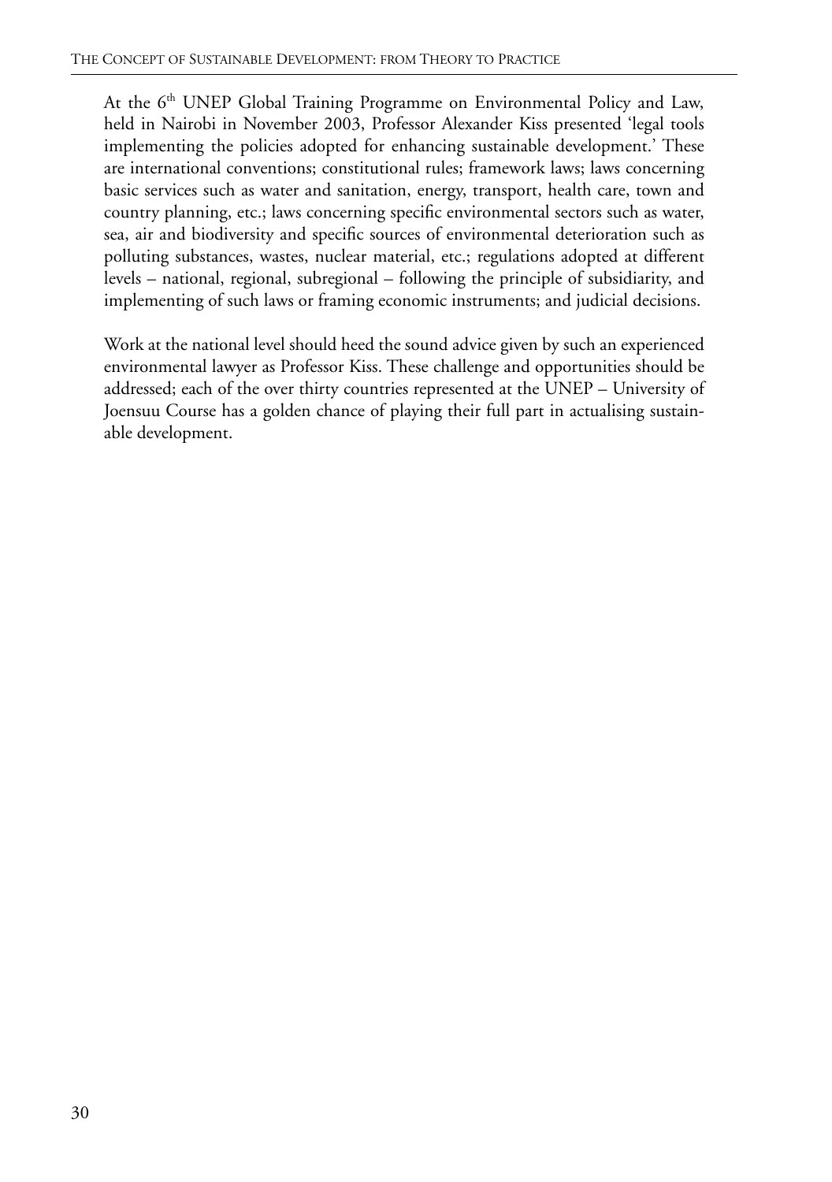At the 6th UNEP Global Training Programme on Environmental Policy and Law, held in Nairobi in November 2003, Professor Alexander Kiss presented 'legal tools implementing the policies adopted for enhancing sustainable development.' These are international conventions; constitutional rules; framework laws; laws concerning basic services such as water and sanitation, energy, transport, health care, town and country planning, etc.; laws concerning specific environmental sectors such as water, sea, air and biodiversity and specific sources of environmental deterioration such as polluting substances, wastes, nuclear material, etc.; regulations adopted at different levels – national, regional, subregional – following the principle of subsidiarity, and implementing of such laws or framing economic instruments; and judicial decisions.

Work at the national level should heed the sound advice given by such an experienced environmental lawyer as Professor Kiss. These challenge and opportunities should be addressed; each of the over thirty countries represented at the UNEP – University of Joensuu Course has a golden chance of playing their full part in actualising sustainable development.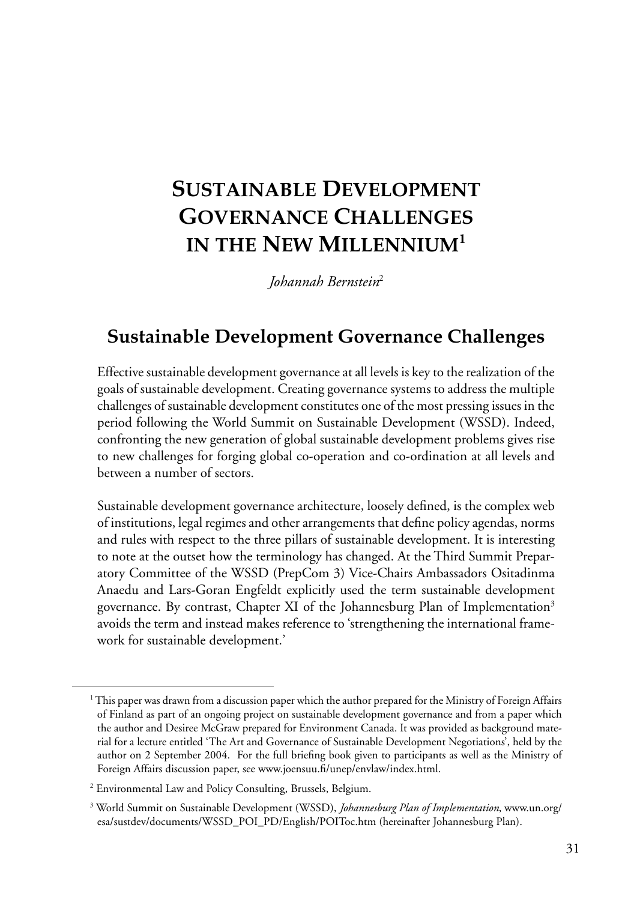# Sustainable Development Governance Challenges in the New Millennium[1]

*Johannah Bernstein*[2]

## Sustainable Development Governance Challenges

Effective sustainable development governance at all levels is key to the realization of the goals of sustainable development. Creating governance systems to address the multiple challenges of sustainable development constitutes one of the most pressing issues in the period following the World Summit on Sustainable Development (WSSD). Indeed, confronting the new generation of global sustainable development problems gives rise to new challenges for forging global co-operation and co-ordination at all levels and between a number of sectors.

Sustainable development governance architecture, loosely defined, is the complex web of institutions, legal regimes and other arrangements that define policy agendas, norms and rules with respect to the three pillars of sustainable development. It is interesting to note at the outset how the terminology has changed. At the Third Summit Preparatory Committee of the WSSD (PrepCom 3) Vice-Chairs Ambassadors Ositadinma Anaedu and Lars-Goran Engfeldt explicitly used the term sustainable development governance. By contrast, Chapter XI of the Johannesburg Plan of Implementation[3] avoids the term and instead makes reference to 'strengthening the international framework for sustainable development.'

---

[1] This paper was drawn from a discussion paper which the author prepared for the Ministry of Foreign Affairs of Finland as part of an ongoing project on sustainable development governance and from a paper which the author and Desiree McGraw prepared for Environment Canada. It was provided as background material for a lecture entitled 'The Art and Governance of Sustainable Development Negotiations', held by the author on 2 September 2004. For the full briefing book given to participants as well as the Ministry of Foreign Affairs discussion paper, see www.joensuu.fi/unep/envlaw/index.html.

[2] Environmental Law and Policy Consulting, Brussels, Belgium.

[3] World Summit on Sustainable Development (WSSD), *Johannesburg Plan of Implementation*, www.un.org/esa/sustdev/documents/WSSD_POI_PD/English/POIToc.htm (hereinafter Johannesburg Plan).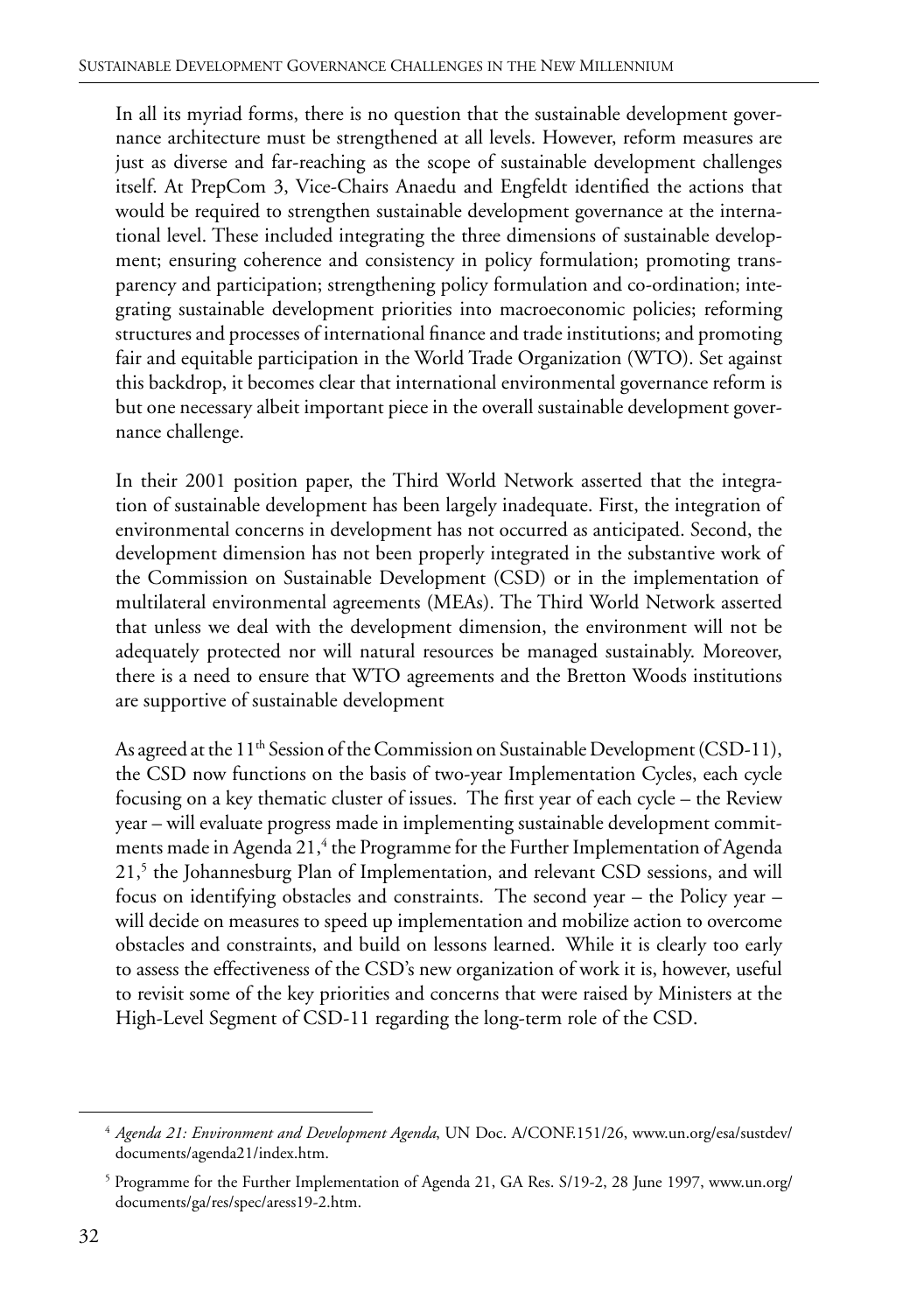In all its myriad forms, there is no question that the sustainable development governance architecture must be strengthened at all levels. However, reform measures are just as diverse and far-reaching as the scope of sustainable development challenges itself. At PrepCom 3, Vice-Chairs Anaedu and Engfeldt identified the actions that would be required to strengthen sustainable development governance at the international level. These included integrating the three dimensions of sustainable development; ensuring coherence and consistency in policy formulation; promoting transparency and participation; strengthening policy formulation and co-ordination; integrating sustainable development priorities into macroeconomic policies; reforming structures and processes of international finance and trade institutions; and promoting fair and equitable participation in the World Trade Organization (WTO). Set against this backdrop, it becomes clear that international environmental governance reform is but one necessary albeit important piece in the overall sustainable development governance challenge.

In their 2001 position paper, the Third World Network asserted that the integration of sustainable development has been largely inadequate. First, the integration of environmental concerns in development has not occurred as anticipated. Second, the development dimension has not been properly integrated in the substantive work of the Commission on Sustainable Development (CSD) or in the implementation of multilateral environmental agreements (MEAs). The Third World Network asserted that unless we deal with the development dimension, the environment will not be adequately protected nor will natural resources be managed sustainably. Moreover, there is a need to ensure that WTO agreements and the Bretton Woods institutions are supportive of sustainable development

As agreed at the 11th Session of the Commission on Sustainable Development (CSD-11), the CSD now functions on the basis of two-year Implementation Cycles, each cycle focusing on a key thematic cluster of issues. The first year of each cycle – the Review year – will evaluate progress made in implementing sustainable development commitments made in Agenda 21,[4] the Programme for the Further Implementation of Agenda 21,[5] the Johannesburg Plan of Implementation, and relevant CSD sessions, and will focus on identifying obstacles and constraints. The second year – the Policy year – will decide on measures to speed up implementation and mobilize action to overcome obstacles and constraints, and build on lessons learned. While it is clearly too early to assess the effectiveness of the CSD's new organization of work it is, however, useful to revisit some of the key priorities and concerns that were raised by Ministers at the High-Level Segment of CSD-11 regarding the long-term role of the CSD.

---

[4] *Agenda 21: Environment and Development Agenda*, UN Doc. A/CONF.151/26, www.un.org/esa/sustdev/documents/agenda21/index.htm.

[5] Programme for the Further Implementation of Agenda 21, GA Res. S/19-2, 28 June 1997, www.un.org/documents/ga/res/spec/aress19-2.htm.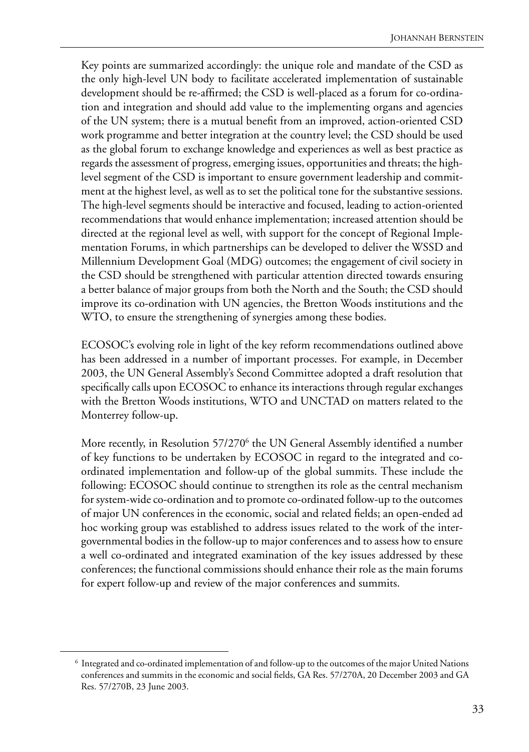Key points are summarized accordingly: the unique role and mandate of the CSD as the only high-level UN body to facilitate accelerated implementation of sustainable development should be re-affirmed; the CSD is well-placed as a forum for co-ordination and integration and should add value to the implementing organs and agencies of the UN system; there is a mutual benefit from an improved, action-oriented CSD work programme and better integration at the country level; the CSD should be used as the global forum to exchange knowledge and experiences as well as best practice as regards the assessment of progress, emerging issues, opportunities and threats; the high-level segment of the CSD is important to ensure government leadership and commitment at the highest level, as well as to set the political tone for the substantive sessions. The high-level segments should be interactive and focused, leading to action-oriented recommendations that would enhance implementation; increased attention should be directed at the regional level as well, with support for the concept of Regional Implementation Forums, in which partnerships can be developed to deliver the WSSD and Millennium Development Goal (MDG) outcomes; the engagement of civil society in the CSD should be strengthened with particular attention directed towards ensuring a better balance of major groups from both the North and the South; the CSD should improve its co-ordination with UN agencies, the Bretton Woods institutions and the WTO, to ensure the strengthening of synergies among these bodies.

ECOSOC's evolving role in light of the key reform recommendations outlined above has been addressed in a number of important processes. For example, in December 2003, the UN General Assembly's Second Committee adopted a draft resolution that specifically calls upon ECOSOC to enhance its interactions through regular exchanges with the Bretton Woods institutions, WTO and UNCTAD on matters related to the Monterrey follow-up.

More recently, in Resolution 57/270[6] the UN General Assembly identified a number of key functions to be undertaken by ECOSOC in regard to the integrated and co-ordinated implementation and follow-up of the global summits. These include the following: ECOSOC should continue to strengthen its role as the central mechanism for system-wide co-ordination and to promote co-ordinated follow-up to the outcomes of major UN conferences in the economic, social and related fields; an open-ended ad hoc working group was established to address issues related to the work of the intergovernmental bodies in the follow-up to major conferences and to assess how to ensure a well co-ordinated and integrated examination of the key issues addressed by these conferences; the functional commissions should enhance their role as the main forums for expert follow-up and review of the major conferences and summits.

[6] Integrated and co-ordinated implementation of and follow-up to the outcomes of the major United Nations conferences and summits in the economic and social fields, GA Res. 57/270A, 20 December 2003 and GA Res. 57/270B, 23 June 2003.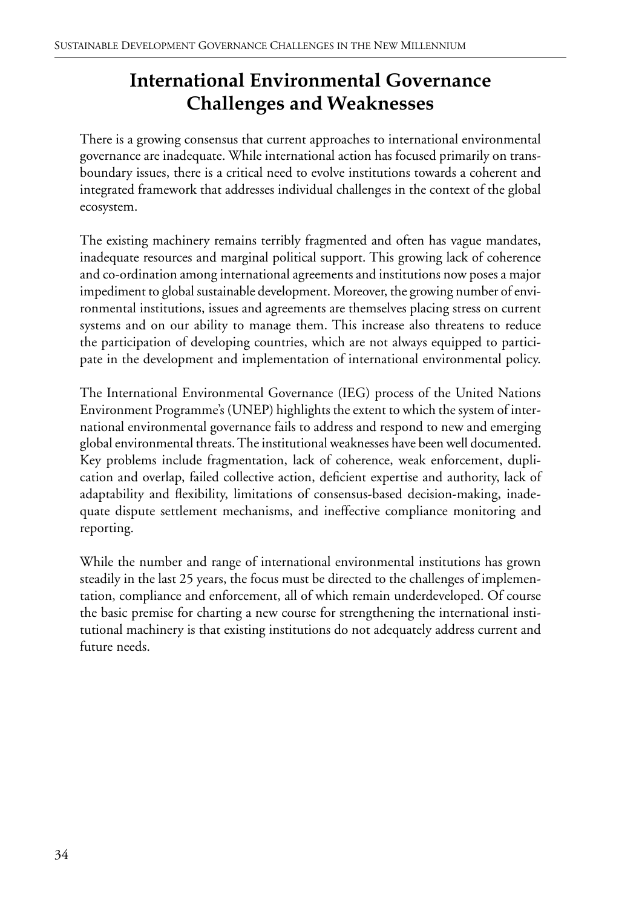## International Environmental Governance Challenges and Weaknesses

There is a growing consensus that current approaches to international environmental governance are inadequate. While international action has focused primarily on transboundary issues, there is a critical need to evolve institutions towards a coherent and integrated framework that addresses individual challenges in the context of the global ecosystem.

The existing machinery remains terribly fragmented and often has vague mandates, inadequate resources and marginal political support. This growing lack of coherence and co-ordination among international agreements and institutions now poses a major impediment to global sustainable development. Moreover, the growing number of environmental institutions, issues and agreements are themselves placing stress on current systems and on our ability to manage them. This increase also threatens to reduce the participation of developing countries, which are not always equipped to participate in the development and implementation of international environmental policy.

The International Environmental Governance (IEG) process of the United Nations Environment Programme's (UNEP) highlights the extent to which the system of international environmental governance fails to address and respond to new and emerging global environmental threats. The institutional weaknesses have been well documented. Key problems include fragmentation, lack of coherence, weak enforcement, duplication and overlap, failed collective action, deficient expertise and authority, lack of adaptability and flexibility, limitations of consensus-based decision-making, inadequate dispute settlement mechanisms, and ineffective compliance monitoring and reporting.

While the number and range of international environmental institutions has grown steadily in the last 25 years, the focus must be directed to the challenges of implementation, compliance and enforcement, all of which remain underdeveloped. Of course the basic premise for charting a new course for strengthening the international institutional machinery is that existing institutions do not adequately address current and future needs.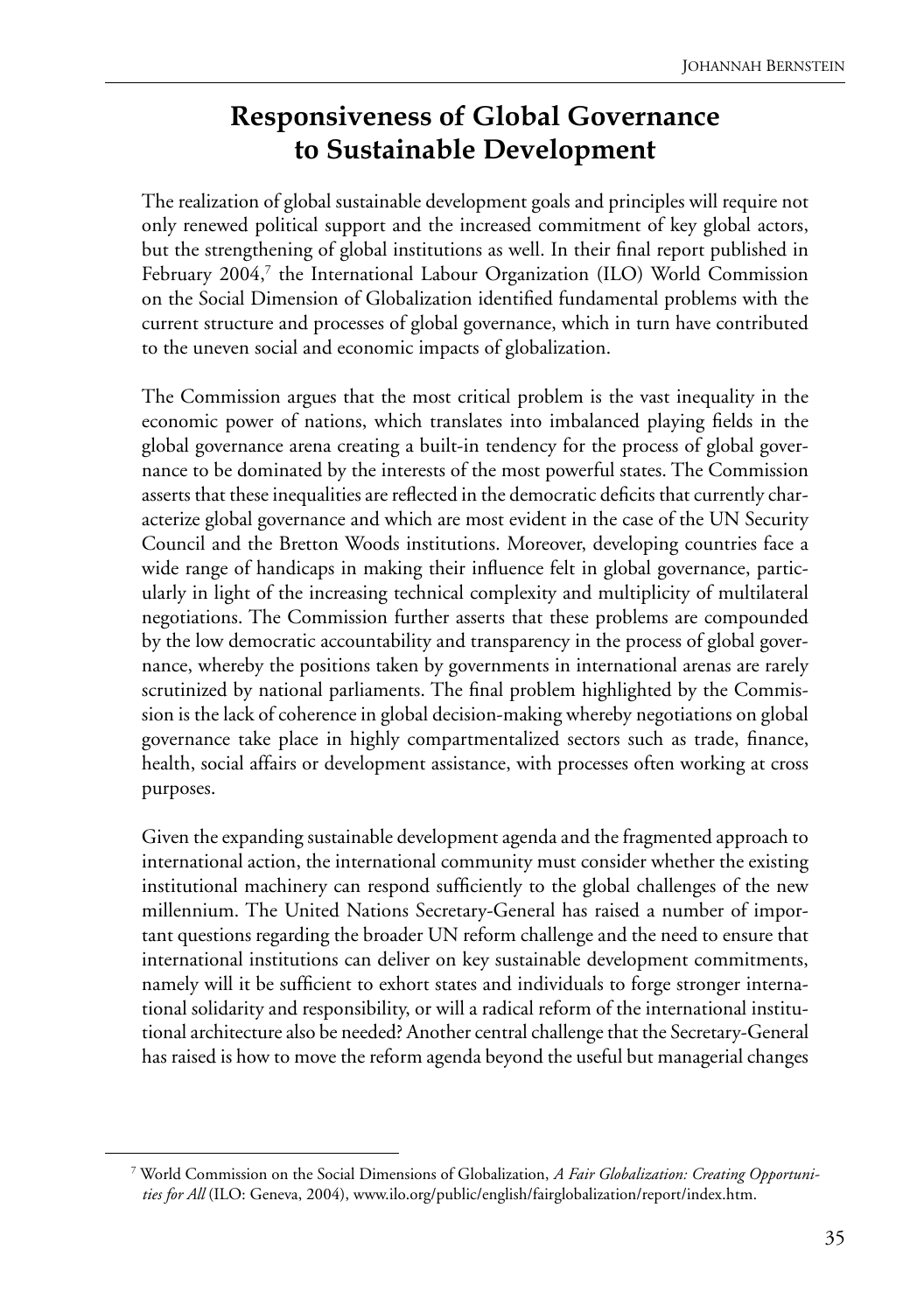## Responsiveness of Global Governance to Sustainable Development

The realization of global sustainable development goals and principles will require not only renewed political support and the increased commitment of key global actors, but the strengthening of global institutions as well. In their final report published in February 2004,[7] the International Labour Organization (ILO) World Commission on the Social Dimension of Globalization identified fundamental problems with the current structure and processes of global governance, which in turn have contributed to the uneven social and economic impacts of globalization.

The Commission argues that the most critical problem is the vast inequality in the economic power of nations, which translates into imbalanced playing fields in the global governance arena creating a built-in tendency for the process of global governance to be dominated by the interests of the most powerful states. The Commission asserts that these inequalities are reflected in the democratic deficits that currently characterize global governance and which are most evident in the case of the UN Security Council and the Bretton Woods institutions. Moreover, developing countries face a wide range of handicaps in making their influence felt in global governance, particularly in light of the increasing technical complexity and multiplicity of multilateral negotiations. The Commission further asserts that these problems are compounded by the low democratic accountability and transparency in the process of global governance, whereby the positions taken by governments in international arenas are rarely scrutinized by national parliaments. The final problem highlighted by the Commission is the lack of coherence in global decision-making whereby negotiations on global governance take place in highly compartmentalized sectors such as trade, finance, health, social affairs or development assistance, with processes often working at cross purposes.

Given the expanding sustainable development agenda and the fragmented approach to international action, the international community must consider whether the existing institutional machinery can respond sufficiently to the global challenges of the new millennium. The United Nations Secretary-General has raised a number of important questions regarding the broader UN reform challenge and the need to ensure that international institutions can deliver on key sustainable development commitments, namely will it be sufficient to exhort states and individuals to forge stronger international solidarity and responsibility, or will a radical reform of the international institutional architecture also be needed? Another central challenge that the Secretary-General has raised is how to move the reform agenda beyond the useful but managerial changes

---

[7] World Commission on the Social Dimensions of Globalization, *A Fair Globalization: Creating Opportunities for All* (ILO: Geneva, 2004), www.ilo.org/public/english/fairglobalization/report/index.htm.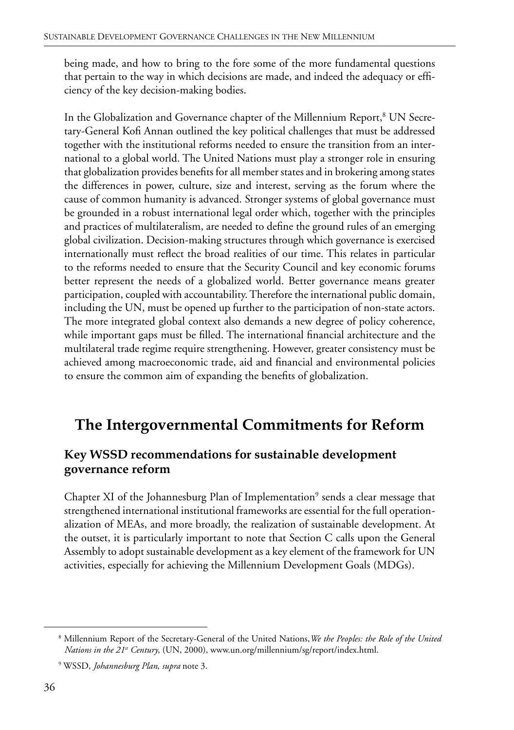being made, and how to bring to the fore some of the more fundamental questions that pertain to the way in which decisions are made, and indeed the adequacy or efficiency of the key decision-making bodies.

In the Globalization and Governance chapter of the Millennium Report,[8] UN Secretary-General Kofi Annan outlined the key political challenges that must be addressed together with the institutional reforms needed to ensure the transition from an international to a global world. The United Nations must play a stronger role in ensuring that globalization provides benefits for all member states and in brokering among states the differences in power, culture, size and interest, serving as the forum where the cause of common humanity is advanced. Stronger systems of global governance must be grounded in a robust international legal order which, together with the principles and practices of multilateralism, are needed to define the ground rules of an emerging global civilization. Decision-making structures through which governance is exercised internationally must reflect the broad realities of our time. This relates in particular to the reforms needed to ensure that the Security Council and key economic forums better represent the needs of a globalized world. Better governance means greater participation, coupled with accountability. Therefore the international public domain, including the UN, must be opened up further to the participation of non-state actors. The more integrated global context also demands a new degree of policy coherence, while important gaps must be filled. The international financial architecture and the multilateral trade regime require strengthening. However, greater consistency must be achieved among macroeconomic trade, aid and financial and environmental policies to ensure the common aim of expanding the benefits of globalization.

## The Intergovernmental Commitments for Reform

### Key WSSD recommendations for sustainable development governance reform

Chapter XI of the Johannesburg Plan of Implementation[9] sends a clear message that strengthened international institutional frameworks are essential for the full operationalization of MEAs, and more broadly, the realization of sustainable development. At the outset, it is particularly important to note that Section C calls upon the General Assembly to adopt sustainable development as a key element of the framework for UN activities, especially for achieving the Millennium Development Goals (MDGs).

---

[8] Millennium Report of the Secretary-General of the United Nations, *We the Peoples: the Role of the United Nations in the 21st Century*, (UN, 2000), www.un.org/millennium/sg/report/index.html.

[9] WSSD, *Johannesburg Plan*, *supra* note 3.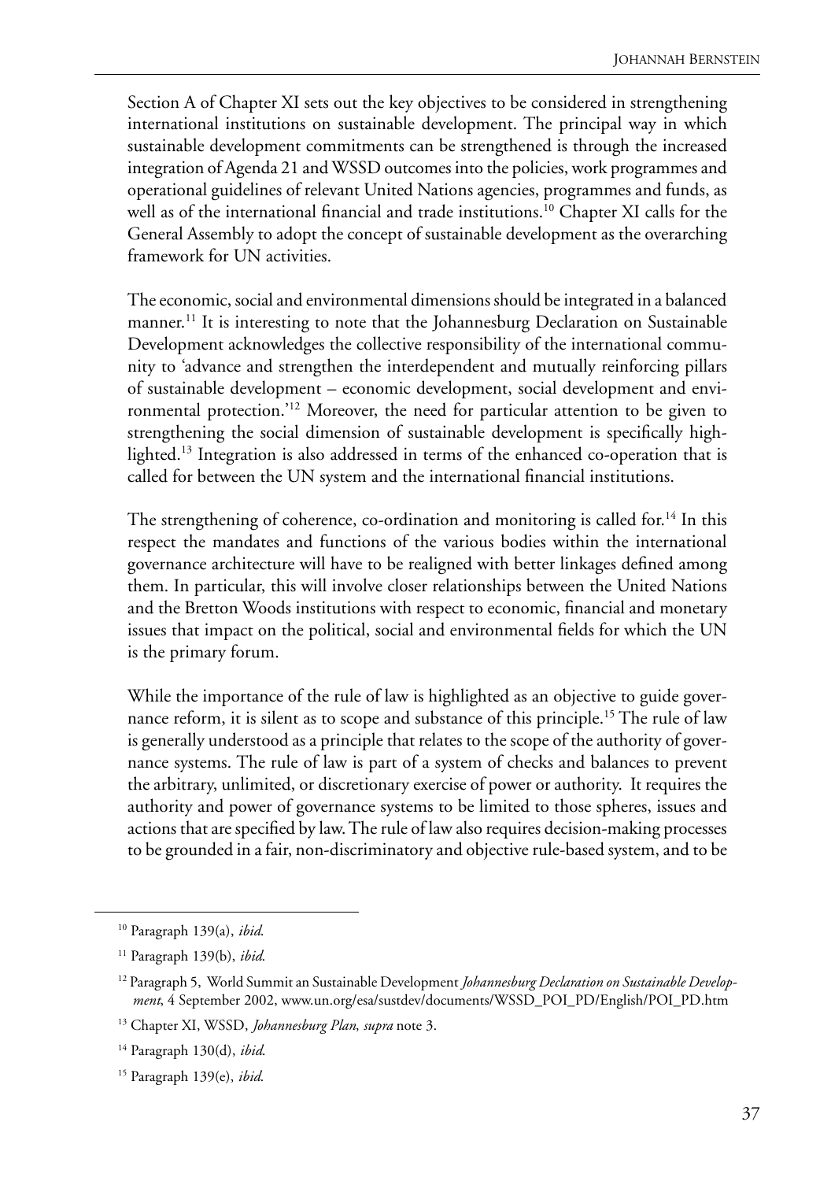Section A of Chapter XI sets out the key objectives to be considered in strengthening international institutions on sustainable development. The principal way in which sustainable development commitments can be strengthened is through the increased integration of Agenda 21 and WSSD outcomes into the policies, work programmes and operational guidelines of relevant United Nations agencies, programmes and funds, as well as of the international financial and trade institutions.[10] Chapter XI calls for the General Assembly to adopt the concept of sustainable development as the overarching framework for UN activities.

The economic, social and environmental dimensions should be integrated in a balanced manner.[11] It is interesting to note that the Johannesburg Declaration on Sustainable Development acknowledges the collective responsibility of the international community to 'advance and strengthen the interdependent and mutually reinforcing pillars of sustainable development – economic development, social development and environmental protection.'[12] Moreover, the need for particular attention to be given to strengthening the social dimension of sustainable development is specifically highlighted.[13] Integration is also addressed in terms of the enhanced co-operation that is called for between the UN system and the international financial institutions.

The strengthening of coherence, co-ordination and monitoring is called for.[14] In this respect the mandates and functions of the various bodies within the international governance architecture will have to be realigned with better linkages defined among them. In particular, this will involve closer relationships between the United Nations and the Bretton Woods institutions with respect to economic, financial and monetary issues that impact on the political, social and environmental fields for which the UN is the primary forum.

While the importance of the rule of law is highlighted as an objective to guide governance reform, it is silent as to scope and substance of this principle.[15] The rule of law is generally understood as a principle that relates to the scope of the authority of governance systems. The rule of law is part of a system of checks and balances to prevent the arbitrary, unlimited, or discretionary exercise of power or authority. It requires the authority and power of governance systems to be limited to those spheres, issues and actions that are specified by law. The rule of law also requires decision-making processes to be grounded in a fair, non-discriminatory and objective rule-based system, and to be

---

[10] Paragraph 139(a), *ibid.*

[11] Paragraph 139(b), *ibid.*

[12] Paragraph 5, World Summit an Sustainable Development *Johannesburg Declaration on Sustainable Development*, 4 September 2002, www.un.org/esa/sustdev/documents/WSSD_POI_PD/English/POI_PD.htm

[13] Chapter XI, WSSD, *Johannesburg Plan*, *supra* note 3.

[14] Paragraph 130(d), *ibid.*

[15] Paragraph 139(e), *ibid.*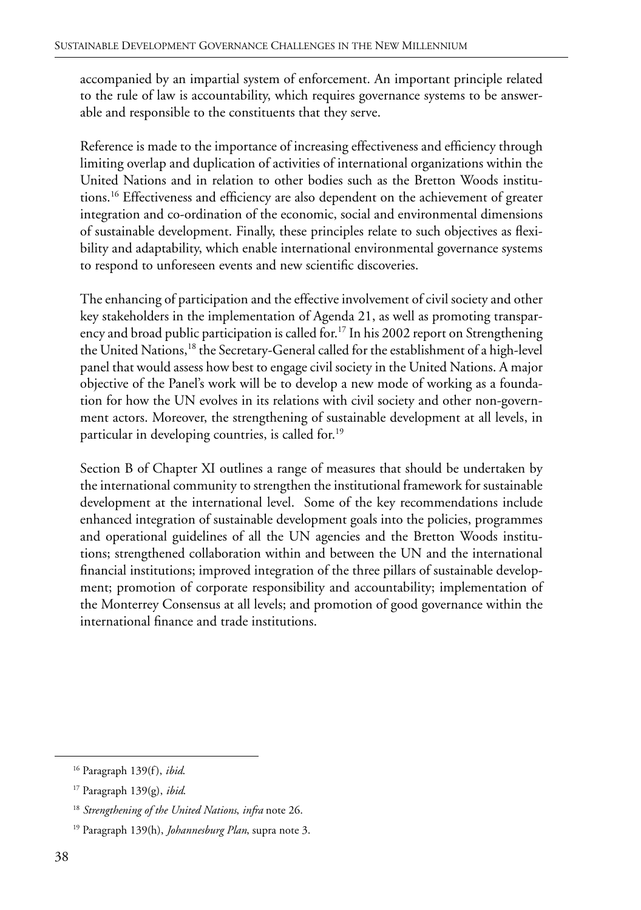accompanied by an impartial system of enforcement. An important principle related to the rule of law is accountability, which requires governance systems to be answerable and responsible to the constituents that they serve.

Reference is made to the importance of increasing effectiveness and efficiency through limiting overlap and duplication of activities of international organizations within the United Nations and in relation to other bodies such as the Bretton Woods institutions.[16] Effectiveness and efficiency are also dependent on the achievement of greater integration and co-ordination of the economic, social and environmental dimensions of sustainable development. Finally, these principles relate to such objectives as flexibility and adaptability, which enable international environmental governance systems to respond to unforeseen events and new scientific discoveries.

The enhancing of participation and the effective involvement of civil society and other key stakeholders in the implementation of Agenda 21, as well as promoting transparency and broad public participation is called for.[17] In his 2002 report on Strengthening the United Nations,[18] the Secretary-General called for the establishment of a high-level panel that would assess how best to engage civil society in the United Nations. A major objective of the Panel's work will be to develop a new mode of working as a foundation for how the UN evolves in its relations with civil society and other non-government actors. Moreover, the strengthening of sustainable development at all levels, in particular in developing countries, is called for.[19]

Section B of Chapter XI outlines a range of measures that should be undertaken by the international community to strengthen the institutional framework for sustainable development at the international level. Some of the key recommendations include enhanced integration of sustainable development goals into the policies, programmes and operational guidelines of all the UN agencies and the Bretton Woods institutions; strengthened collaboration within and between the UN and the international financial institutions; improved integration of the three pillars of sustainable development; promotion of corporate responsibility and accountability; implementation of the Monterrey Consensus at all levels; and promotion of good governance within the international finance and trade institutions.

---

[16] Paragraph 139(f), *ibid.*

[17] Paragraph 139(g), *ibid.*

[18] *Strengthening of the United Nations*, *infra* note 26.

[19] Paragraph 139(h), *Johannesburg Plan*, supra note 3.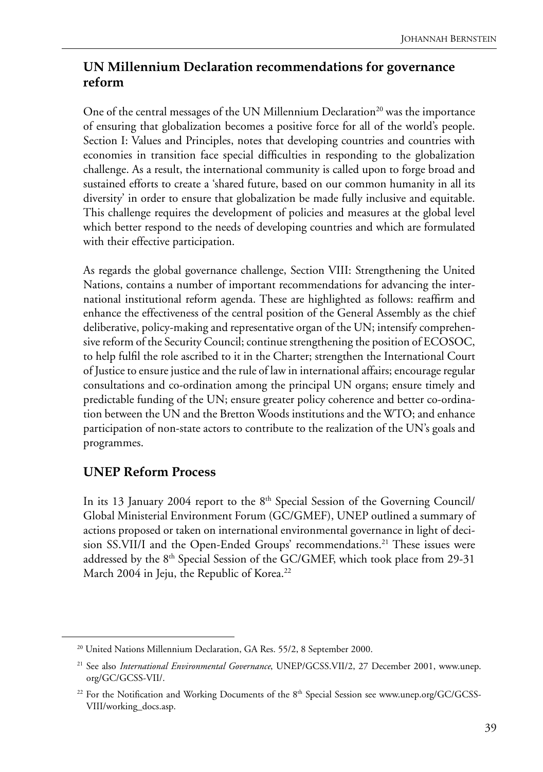## UN Millennium Declaration recommendations for governance reform

One of the central messages of the UN Millennium Declaration[20] was the importance of ensuring that globalization becomes a positive force for all of the world's people. Section I: Values and Principles, notes that developing countries and countries with economies in transition face special difficulties in responding to the globalization challenge. As a result, the international community is called upon to forge broad and sustained efforts to create a 'shared future, based on our common humanity in all its diversity' in order to ensure that globalization be made fully inclusive and equitable. This challenge requires the development of policies and measures at the global level which better respond to the needs of developing countries and which are formulated with their effective participation.

As regards the global governance challenge, Section VIII: Strengthening the United Nations, contains a number of important recommendations for advancing the international institutional reform agenda. These are highlighted as follows: reaffirm and enhance the effectiveness of the central position of the General Assembly as the chief deliberative, policy-making and representative organ of the UN; intensify comprehensive reform of the Security Council; continue strengthening the position of ECOSOC, to help fulfil the role ascribed to it in the Charter; strengthen the International Court of Justice to ensure justice and the rule of law in international affairs; encourage regular consultations and co-ordination among the principal UN organs; ensure timely and predictable funding of the UN; ensure greater policy coherence and better co-ordination between the UN and the Bretton Woods institutions and the WTO; and enhance participation of non-state actors to contribute to the realization of the UN's goals and programmes.

## UNEP Reform Process

In its 13 January 2004 report to the 8th Special Session of the Governing Council/ Global Ministerial Environment Forum (GC/GMEF), UNEP outlined a summary of actions proposed or taken on international environmental governance in light of decision SS.VII/I and the Open-Ended Groups' recommendations.[21] These issues were addressed by the 8th Special Session of the GC/GMEF, which took place from 29-31 March 2004 in Jeju, the Republic of Korea.[22]

---

[20] United Nations Millennium Declaration, GA Res. 55/2, 8 September 2000.

[21] See also *International Environmental Governance*, UNEP/GCSS.VII/2, 27 December 2001, www.unep.org/GC/GCSS-VII/.

[22] For the Notification and Working Documents of the 8th Special Session see www.unep.org/GC/GCSS-VIII/working_docs.asp.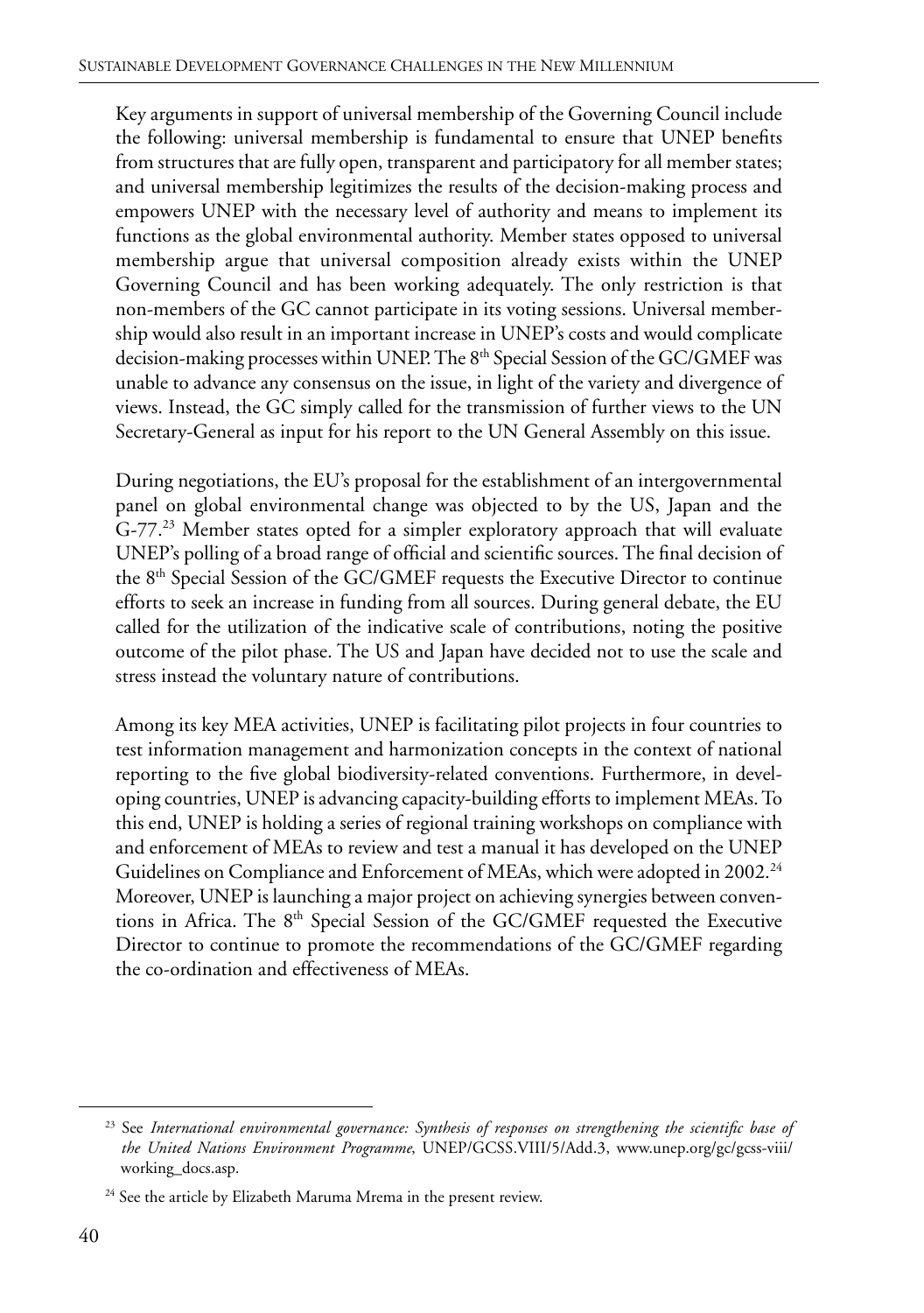Key arguments in support of universal membership of the Governing Council include the following: universal membership is fundamental to ensure that UNEP benefits from structures that are fully open, transparent and participatory for all member states; and universal membership legitimizes the results of the decision-making process and empowers UNEP with the necessary level of authority and means to implement its functions as the global environmental authority. Member states opposed to universal membership argue that universal composition already exists within the UNEP Governing Council and has been working adequately. The only restriction is that non-members of the GC cannot participate in its voting sessions. Universal membership would also result in an important increase in UNEP's costs and would complicate decision-making processes within UNEP. The 8th Special Session of the GC/GMEF was unable to advance any consensus on the issue, in light of the variety and divergence of views. Instead, the GC simply called for the transmission of further views to the UN Secretary-General as input for his report to the UN General Assembly on this issue.

During negotiations, the EU's proposal for the establishment of an intergovernmental panel on global environmental change was objected to by the US, Japan and the G-77.[23] Member states opted for a simpler exploratory approach that will evaluate UNEP's polling of a broad range of official and scientific sources. The final decision of the 8th Special Session of the GC/GMEF requests the Executive Director to continue efforts to seek an increase in funding from all sources. During general debate, the EU called for the utilization of the indicative scale of contributions, noting the positive outcome of the pilot phase. The US and Japan have decided not to use the scale and stress instead the voluntary nature of contributions.

Among its key MEA activities, UNEP is facilitating pilot projects in four countries to test information management and harmonization concepts in the context of national reporting to the five global biodiversity-related conventions. Furthermore, in developing countries, UNEP is advancing capacity-building efforts to implement MEAs. To this end, UNEP is holding a series of regional training workshops on compliance with and enforcement of MEAs to review and test a manual it has developed on the UNEP Guidelines on Compliance and Enforcement of MEAs, which were adopted in 2002.[24] Moreover, UNEP is launching a major project on achieving synergies between conventions in Africa. The 8th Special Session of the GC/GMEF requested the Executive Director to continue to promote the recommendations of the GC/GMEF regarding the co-ordination and effectiveness of MEAs.

---

[23] See *International environmental governance: Synthesis of responses on strengthening the scientific base of the United Nations Environment Programme*, UNEP/GCSS.VIII/5/Add.3, www.unep.org/gc/gcss-viii/working_docs.asp.

[24] See the article by Elizabeth Maruma Mrema in the present review.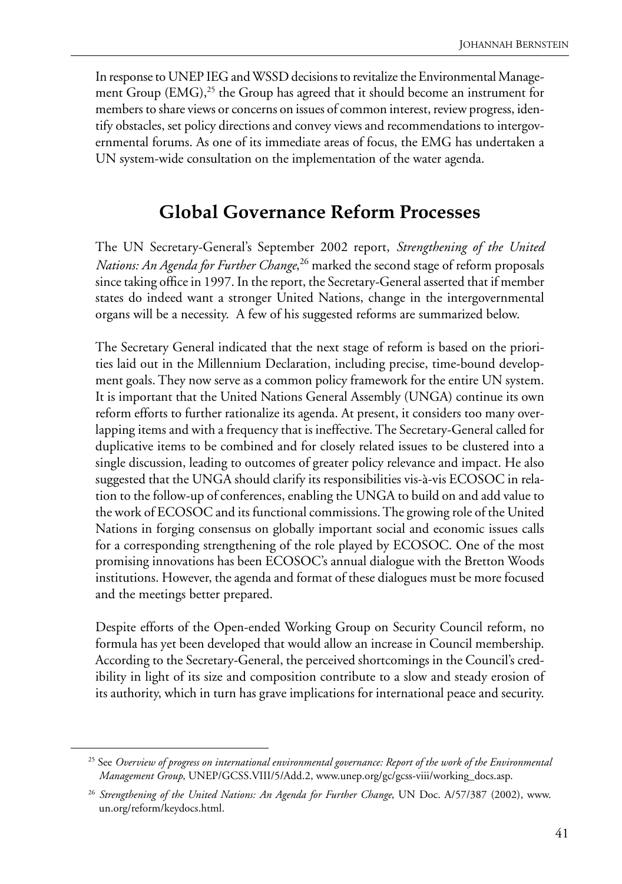In response to UNEP IEG and WSSD decisions to revitalize the Environmental Management Group (EMG),[25] the Group has agreed that it should become an instrument for members to share views or concerns on issues of common interest, review progress, identify obstacles, set policy directions and convey views and recommendations to intergovernmental forums. As one of its immediate areas of focus, the EMG has undertaken a UN system-wide consultation on the implementation of the water agenda.

## Global Governance Reform Processes

The UN Secretary-General's September 2002 report, *Strengthening of the United Nations: An Agenda for Further Change*,[26] marked the second stage of reform proposals since taking office in 1997. In the report, the Secretary-General asserted that if member states do indeed want a stronger United Nations, change in the intergovernmental organs will be a necessity. A few of his suggested reforms are summarized below.

The Secretary General indicated that the next stage of reform is based on the priorities laid out in the Millennium Declaration, including precise, time-bound development goals. They now serve as a common policy framework for the entire UN system. It is important that the United Nations General Assembly (UNGA) continue its own reform efforts to further rationalize its agenda. At present, it considers too many overlapping items and with a frequency that is ineffective. The Secretary-General called for duplicative items to be combined and for closely related issues to be clustered into a single discussion, leading to outcomes of greater policy relevance and impact. He also suggested that the UNGA should clarify its responsibilities vis-à-vis ECOSOC in relation to the follow-up of conferences, enabling the UNGA to build on and add value to the work of ECOSOC and its functional commissions. The growing role of the United Nations in forging consensus on globally important social and economic issues calls for a corresponding strengthening of the role played by ECOSOC. One of the most promising innovations has been ECOSOC's annual dialogue with the Bretton Woods institutions. However, the agenda and format of these dialogues must be more focused and the meetings better prepared.

Despite efforts of the Open-ended Working Group on Security Council reform, no formula has yet been developed that would allow an increase in Council membership. According to the Secretary-General, the perceived shortcomings in the Council's credibility in light of its size and composition contribute to a slow and steady erosion of its authority, which in turn has grave implications for international peace and security.

---

[25] See *Overview of progress on international environmental governance: Report of the work of the Environmental Management Group*, UNEP/GCSS.VIII/5/Add.2, www.unep.org/gc/gcss-viii/working_docs.asp.

[26] *Strengthening of the United Nations: An Agenda for Further Change*, UN Doc. A/57/387 (2002), www.un.org/reform/keydocs.html.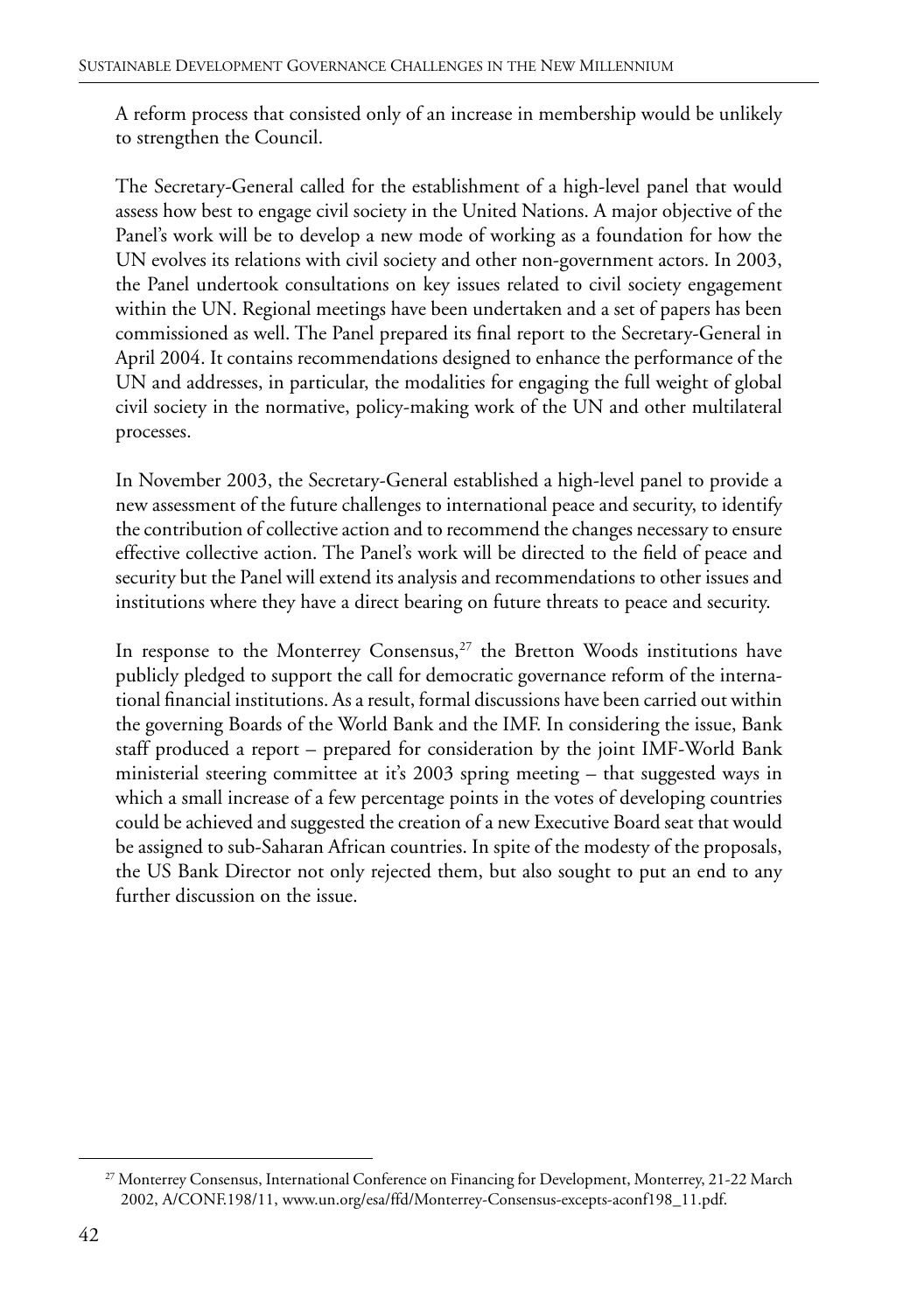A reform process that consisted only of an increase in membership would be unlikely to strengthen the Council.

The Secretary-General called for the establishment of a high-level panel that would assess how best to engage civil society in the United Nations. A major objective of the Panel's work will be to develop a new mode of working as a foundation for how the UN evolves its relations with civil society and other non-government actors. In 2003, the Panel undertook consultations on key issues related to civil society engagement within the UN. Regional meetings have been undertaken and a set of papers has been commissioned as well. The Panel prepared its final report to the Secretary-General in April 2004. It contains recommendations designed to enhance the performance of the UN and addresses, in particular, the modalities for engaging the full weight of global civil society in the normative, policy-making work of the UN and other multilateral processes.

In November 2003, the Secretary-General established a high-level panel to provide a new assessment of the future challenges to international peace and security, to identify the contribution of collective action and to recommend the changes necessary to ensure effective collective action. The Panel's work will be directed to the field of peace and security but the Panel will extend its analysis and recommendations to other issues and institutions where they have a direct bearing on future threats to peace and security.

In response to the Monterrey Consensus,[27] the Bretton Woods institutions have publicly pledged to support the call for democratic governance reform of the international financial institutions. As a result, formal discussions have been carried out within the governing Boards of the World Bank and the IMF. In considering the issue, Bank staff produced a report – prepared for consideration by the joint IMF-World Bank ministerial steering committee at it's 2003 spring meeting – that suggested ways in which a small increase of a few percentage points in the votes of developing countries could be achieved and suggested the creation of a new Executive Board seat that would be assigned to sub-Saharan African countries. In spite of the modesty of the proposals, the US Bank Director not only rejected them, but also sought to put an end to any further discussion on the issue.

[27] Monterrey Consensus, International Conference on Financing for Development, Monterrey, 21-22 March 2002, A/CONF.198/11, www.un.org/esa/ffd/Monterrey-Consensus-excepts-aconf198_11.pdf.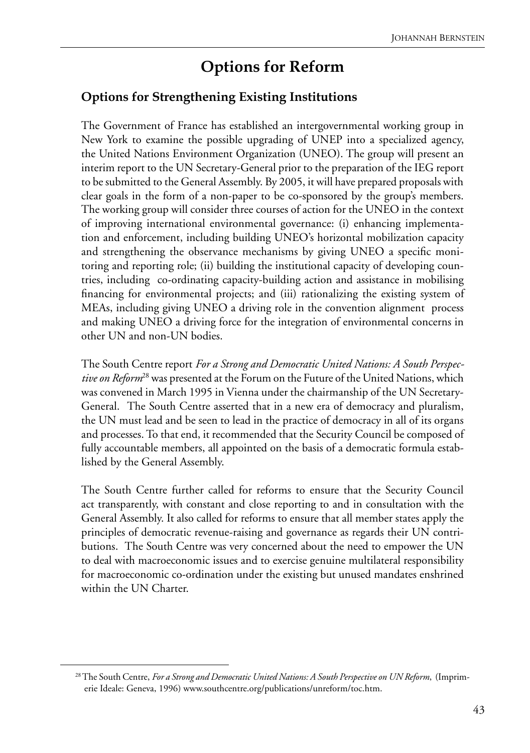# Options for Reform

## Options for Strengthening Existing Institutions

The Government of France has established an intergovernmental working group in New York to examine the possible upgrading of UNEP into a specialized agency, the United Nations Environment Organization (UNEO). The group will present an interim report to the UN Secretary-General prior to the preparation of the IEG report to be submitted to the General Assembly. By 2005, it will have prepared proposals with clear goals in the form of a non-paper to be co-sponsored by the group's members. The working group will consider three courses of action for the UNEO in the context of improving international environmental governance: (i) enhancing implementation and enforcement, including building UNEO's horizontal mobilization capacity and strengthening the observance mechanisms by giving UNEO a specific monitoring and reporting role; (ii) building the institutional capacity of developing countries, including co-ordinating capacity-building action and assistance in mobilising financing for environmental projects; and (iii) rationalizing the existing system of MEAs, including giving UNEO a driving role in the convention alignment process and making UNEO a driving force for the integration of environmental concerns in other UN and non-UN bodies.

The South Centre report *For a Strong and Democratic United Nations: A South Perspective on Reform*[28] was presented at the Forum on the Future of the United Nations, which was convened in March 1995 in Vienna under the chairmanship of the UN Secretary-General. The South Centre asserted that in a new era of democracy and pluralism, the UN must lead and be seen to lead in the practice of democracy in all of its organs and processes. To that end, it recommended that the Security Council be composed of fully accountable members, all appointed on the basis of a democratic formula established by the General Assembly.

The South Centre further called for reforms to ensure that the Security Council act transparently, with constant and close reporting to and in consultation with the General Assembly. It also called for reforms to ensure that all member states apply the principles of democratic revenue-raising and governance as regards their UN contributions. The South Centre was very concerned about the need to empower the UN to deal with macroeconomic issues and to exercise genuine multilateral responsibility for macroeconomic co-ordination under the existing but unused mandates enshrined within the UN Charter.

---

[28] The South Centre, *For a Strong and Democratic United Nations: A South Perspective on UN Reform*, (Imprimerie Ideale: Geneva, 1996) www.southcentre.org/publications/unreform/toc.htm.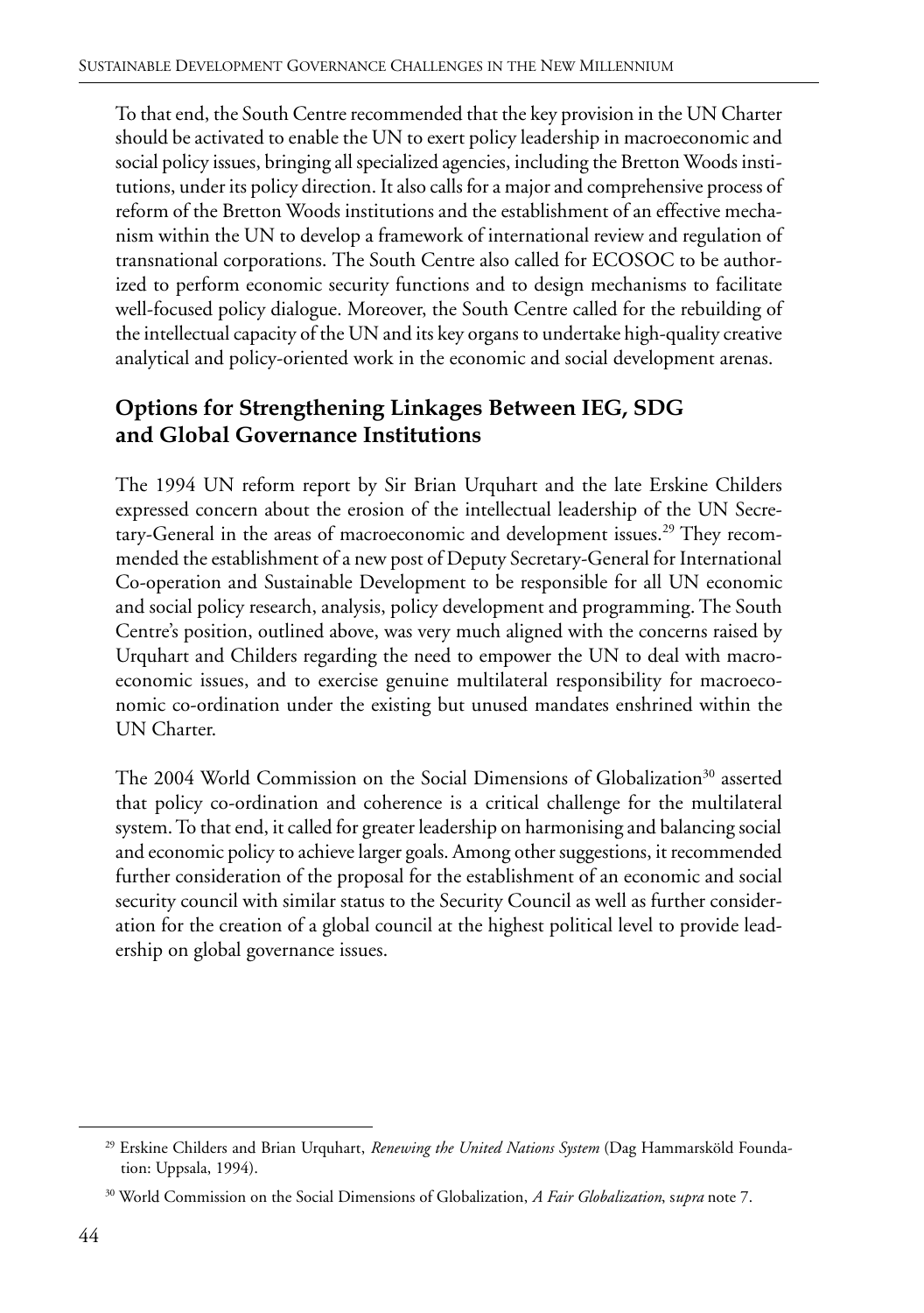To that end, the South Centre recommended that the key provision in the UN Charter should be activated to enable the UN to exert policy leadership in macroeconomic and social policy issues, bringing all specialized agencies, including the Bretton Woods institutions, under its policy direction. It also calls for a major and comprehensive process of reform of the Bretton Woods institutions and the establishment of an effective mechanism within the UN to develop a framework of international review and regulation of transnational corporations. The South Centre also called for ECOSOC to be authorized to perform economic security functions and to design mechanisms to facilitate well-focused policy dialogue. Moreover, the South Centre called for the rebuilding of the intellectual capacity of the UN and its key organs to undertake high-quality creative analytical and policy-oriented work in the economic and social development arenas.

## Options for Strengthening Linkages Between IEG, SDG and Global Governance Institutions

The 1994 UN reform report by Sir Brian Urquhart and the late Erskine Childers expressed concern about the erosion of the intellectual leadership of the UN Secretary-General in the areas of macroeconomic and development issues.[29] They recommended the establishment of a new post of Deputy Secretary-General for International Co-operation and Sustainable Development to be responsible for all UN economic and social policy research, analysis, policy development and programming. The South Centre's position, outlined above, was very much aligned with the concerns raised by Urquhart and Childers regarding the need to empower the UN to deal with macroeconomic issues, and to exercise genuine multilateral responsibility for macroeconomic co-ordination under the existing but unused mandates enshrined within the UN Charter.

The 2004 World Commission on the Social Dimensions of Globalization[30] asserted that policy co-ordination and coherence is a critical challenge for the multilateral system. To that end, it called for greater leadership on harmonising and balancing social and economic policy to achieve larger goals. Among other suggestions, it recommended further consideration of the proposal for the establishment of an economic and social security council with similar status to the Security Council as well as further consideration for the creation of a global council at the highest political level to provide leadership on global governance issues.

---

[29] Erskine Childers and Brian Urquhart, *Renewing the United Nations System* (Dag Hammarskjöld Foundation: Uppsala, 1994).

[30] World Commission on the Social Dimensions of Globalization, *A Fair Globalization*, *supra* note 7.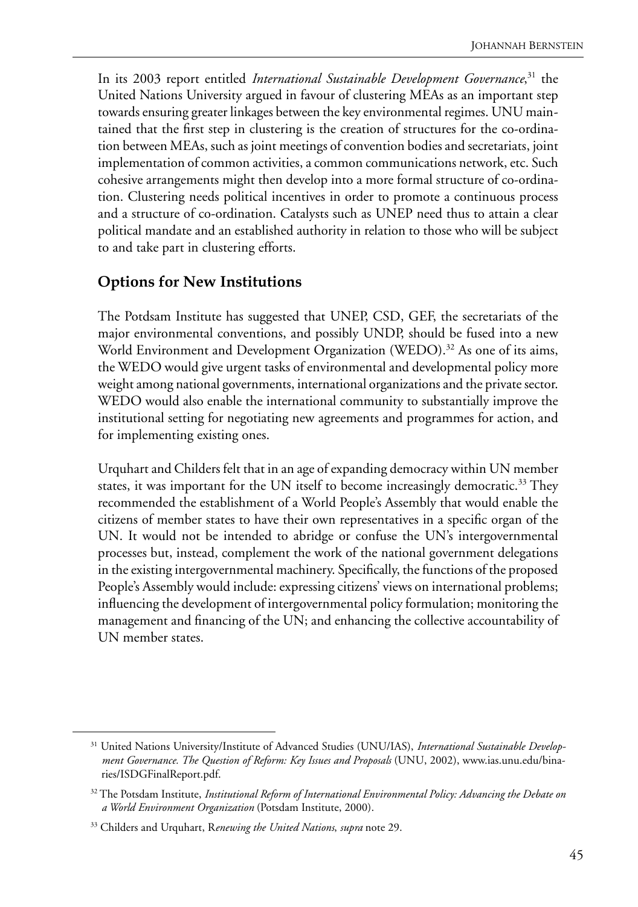In its 2003 report entitled *International Sustainable Development Governance*,[31] the United Nations University argued in favour of clustering MEAs as an important step towards ensuring greater linkages between the key environmental regimes. UNU maintained that the first step in clustering is the creation of structures for the co-ordination between MEAs, such as joint meetings of convention bodies and secretariats, joint implementation of common activities, a common communications network, etc. Such cohesive arrangements might then develop into a more formal structure of co-ordination. Clustering needs political incentives in order to promote a continuous process and a structure of co-ordination. Catalysts such as UNEP need thus to attain a clear political mandate and an established authority in relation to those who will be subject to and take part in clustering efforts.

## Options for New Institutions

The Potdsam Institute has suggested that UNEP, CSD, GEF, the secretariats of the major environmental conventions, and possibly UNDP, should be fused into a new World Environment and Development Organization (WEDO).[32] As one of its aims, the WEDO would give urgent tasks of environmental and developmental policy more weight among national governments, international organizations and the private sector. WEDO would also enable the international community to substantially improve the institutional setting for negotiating new agreements and programmes for action, and for implementing existing ones.

Urquhart and Childers felt that in an age of expanding democracy within UN member states, it was important for the UN itself to become increasingly democratic.[33] They recommended the establishment of a World People's Assembly that would enable the citizens of member states to have their own representatives in a specific organ of the UN. It would not be intended to abridge or confuse the UN's intergovernmental processes but, instead, complement the work of the national government delegations in the existing intergovernmental machinery. Specifically, the functions of the proposed People's Assembly would include: expressing citizens' views on international problems; influencing the development of intergovernmental policy formulation; monitoring the management and financing of the UN; and enhancing the collective accountability of UN member states.

---

[31] United Nations University/Institute of Advanced Studies (UNU/IAS), *International Sustainable Development Governance. The Question of Reform: Key Issues and Proposals* (UNU, 2002), www.ias.unu.edu/binaries/ISDGFinalReport.pdf.

[32] The Potdsam Institute, *Institutional Reform of International Environmental Policy: Advancing the Debate on a World Environment Organization* (Potdsam Institute, 2000).

[33] Childers and Urquhart, R*enewing the United Nations*, *supra* note 29.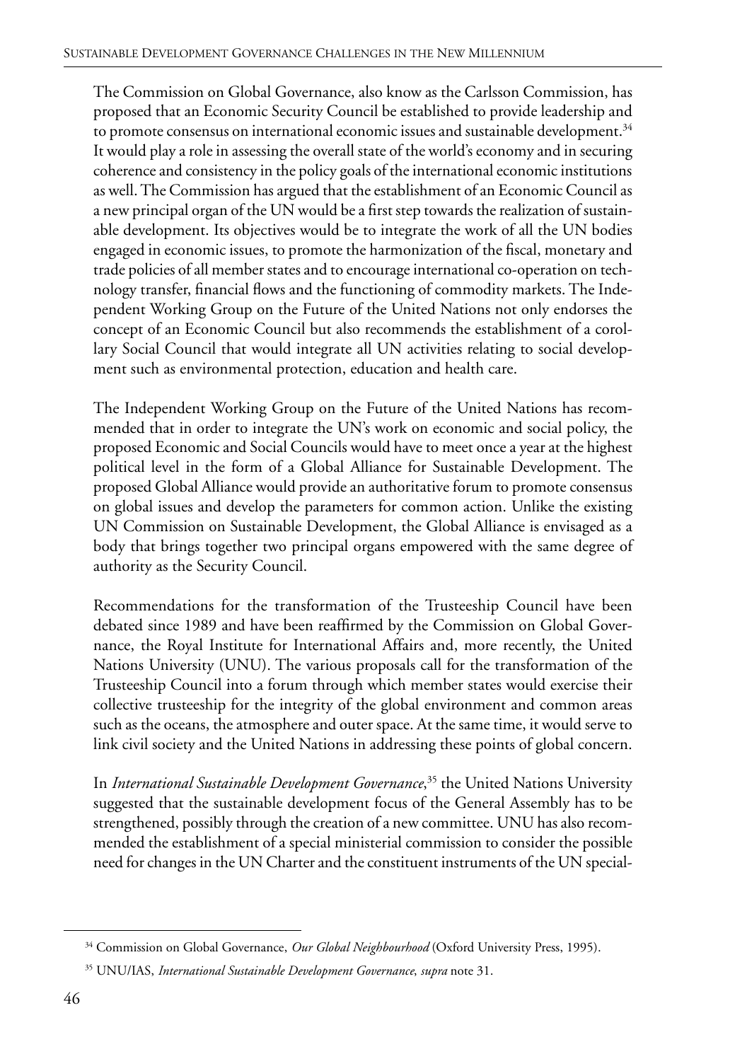The Commission on Global Governance, also know as the Carlsson Commission, has proposed that an Economic Security Council be established to provide leadership and to promote consensus on international economic issues and sustainable development.[34] It would play a role in assessing the overall state of the world's economy and in securing coherence and consistency in the policy goals of the international economic institutions as well. The Commission has argued that the establishment of an Economic Council as a new principal organ of the UN would be a first step towards the realization of sustainable development. Its objectives would be to integrate the work of all the UN bodies engaged in economic issues, to promote the harmonization of the fiscal, monetary and trade policies of all member states and to encourage international co-operation on technology transfer, financial flows and the functioning of commodity markets. The Independent Working Group on the Future of the United Nations not only endorses the concept of an Economic Council but also recommends the establishment of a corollary Social Council that would integrate all UN activities relating to social development such as environmental protection, education and health care.

The Independent Working Group on the Future of the United Nations has recommended that in order to integrate the UN's work on economic and social policy, the proposed Economic and Social Councils would have to meet once a year at the highest political level in the form of a Global Alliance for Sustainable Development. The proposed Global Alliance would provide an authoritative forum to promote consensus on global issues and develop the parameters for common action. Unlike the existing UN Commission on Sustainable Development, the Global Alliance is envisaged as a body that brings together two principal organs empowered with the same degree of authority as the Security Council.

Recommendations for the transformation of the Trusteeship Council have been debated since 1989 and have been reaffirmed by the Commission on Global Governance, the Royal Institute for International Affairs and, more recently, the United Nations University (UNU). The various proposals call for the transformation of the Trusteeship Council into a forum through which member states would exercise their collective trusteeship for the integrity of the global environment and common areas such as the oceans, the atmosphere and outer space. At the same time, it would serve to link civil society and the United Nations in addressing these points of global concern.

In *International Sustainable Development Governance*,[35] the United Nations University suggested that the sustainable development focus of the General Assembly has to be strengthened, possibly through the creation of a new committee. UNU has also recommended the establishment of a special ministerial commission to consider the possible need for changes in the UN Charter and the constituent instruments of the UN special-

---

[34] Commission on Global Governance, *Our Global Neighbourhood* (Oxford University Press, 1995).

[35] UNU/IAS, *International Sustainable Development Governance*, *supra* note 31.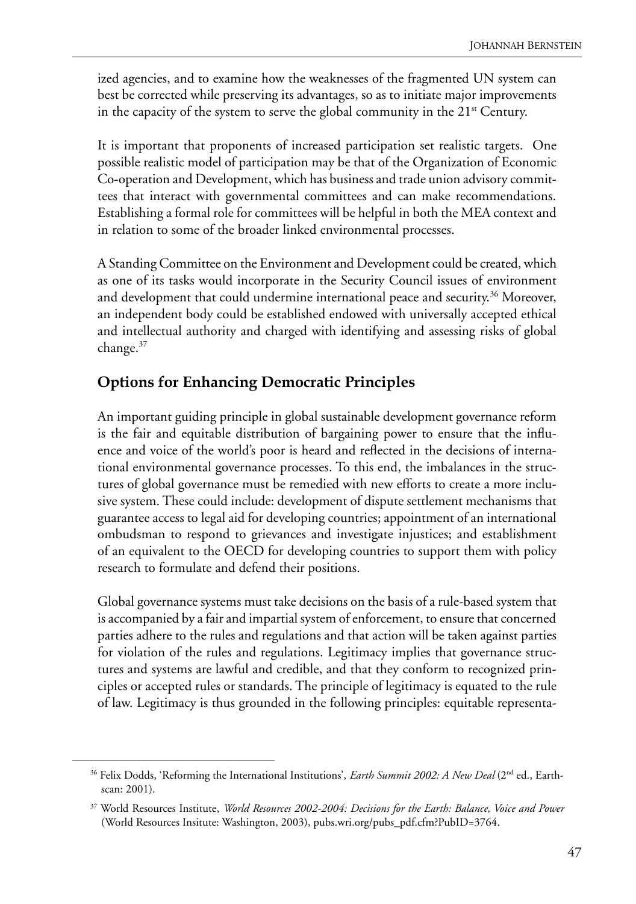ized agencies, and to examine how the weaknesses of the fragmented UN system can best be corrected while preserving its advantages, so as to initiate major improvements in the capacity of the system to serve the global community in the 21st Century.

It is important that proponents of increased participation set realistic targets. One possible realistic model of participation may be that of the Organization of Economic Co-operation and Development, which has business and trade union advisory committees that interact with governmental committees and can make recommendations. Establishing a formal role for committees will be helpful in both the MEA context and in relation to some of the broader linked environmental processes.

A Standing Committee on the Environment and Development could be created, which as one of its tasks would incorporate in the Security Council issues of environment and development that could undermine international peace and security.[36] Moreover, an independent body could be established endowed with universally accepted ethical and intellectual authority and charged with identifying and assessing risks of global change.[37]

## Options for Enhancing Democratic Principles

An important guiding principle in global sustainable development governance reform is the fair and equitable distribution of bargaining power to ensure that the influence and voice of the world's poor is heard and reflected in the decisions of international environmental governance processes. To this end, the imbalances in the structures of global governance must be remedied with new efforts to create a more inclusive system. These could include: development of dispute settlement mechanisms that guarantee access to legal aid for developing countries; appointment of an international ombudsman to respond to grievances and investigate injustices; and establishment of an equivalent to the OECD for developing countries to support them with policy research to formulate and defend their positions.

Global governance systems must take decisions on the basis of a rule-based system that is accompanied by a fair and impartial system of enforcement, to ensure that concerned parties adhere to the rules and regulations and that action will be taken against parties for violation of the rules and regulations. Legitimacy implies that governance structures and systems are lawful and credible, and that they conform to recognized principles or accepted rules or standards. The principle of legitimacy is equated to the rule of law. Legitimacy is thus grounded in the following principles: equitable representa-

---

[36] Felix Dodds, 'Reforming the International Institutions', *Earth Summit 2002: A New Deal* (2nd ed., Earthscan: 2001).

[37] World Resources Institute, *World Resources 2002-2004: Decisions for the Earth: Balance, Voice and Power* (World Resources Insitute: Washington, 2003), pubs.wri.org/pubs_pdf.cfm?PubID=3764.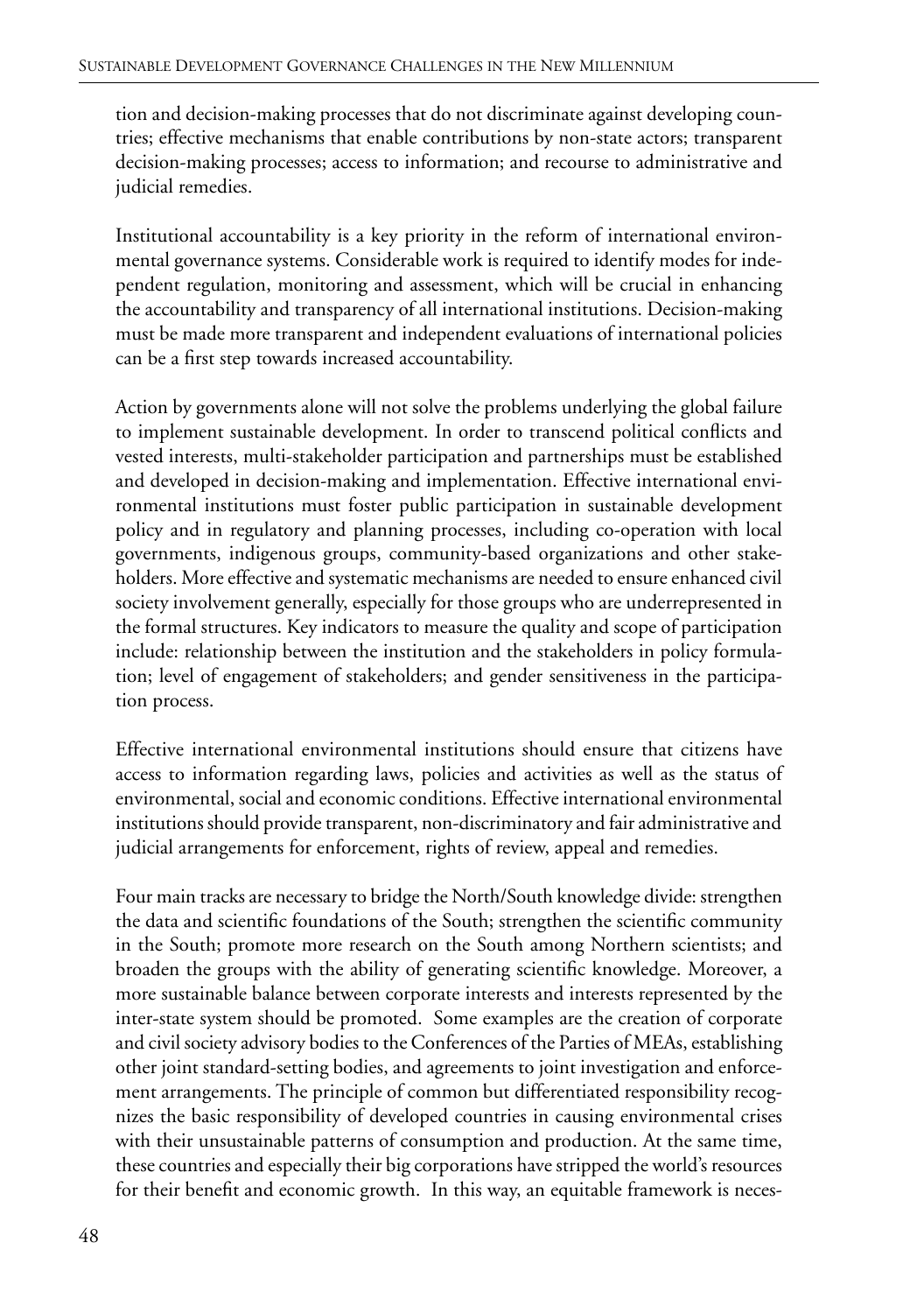tion and decision-making processes that do not discriminate against developing countries; effective mechanisms that enable contributions by non-state actors; transparent decision-making processes; access to information; and recourse to administrative and judicial remedies.

Institutional accountability is a key priority in the reform of international environmental governance systems. Considerable work is required to identify modes for independent regulation, monitoring and assessment, which will be crucial in enhancing the accountability and transparency of all international institutions. Decision-making must be made more transparent and independent evaluations of international policies can be a first step towards increased accountability.

Action by governments alone will not solve the problems underlying the global failure to implement sustainable development. In order to transcend political conflicts and vested interests, multi-stakeholder participation and partnerships must be established and developed in decision-making and implementation. Effective international environmental institutions must foster public participation in sustainable development policy and in regulatory and planning processes, including co-operation with local governments, indigenous groups, community-based organizations and other stakeholders. More effective and systematic mechanisms are needed to ensure enhanced civil society involvement generally, especially for those groups who are underrepresented in the formal structures. Key indicators to measure the quality and scope of participation include: relationship between the institution and the stakeholders in policy formulation; level of engagement of stakeholders; and gender sensitiveness in the participation process.

Effective international environmental institutions should ensure that citizens have access to information regarding laws, policies and activities as well as the status of environmental, social and economic conditions. Effective international environmental institutions should provide transparent, non-discriminatory and fair administrative and judicial arrangements for enforcement, rights of review, appeal and remedies.

Four main tracks are necessary to bridge the North/South knowledge divide: strengthen the data and scientific foundations of the South; strengthen the scientific community in the South; promote more research on the South among Northern scientists; and broaden the groups with the ability of generating scientific knowledge. Moreover, a more sustainable balance between corporate interests and interests represented by the inter-state system should be promoted. Some examples are the creation of corporate and civil society advisory bodies to the Conferences of the Parties of MEAs, establishing other joint standard-setting bodies, and agreements to joint investigation and enforcement arrangements. The principle of common but differentiated responsibility recognizes the basic responsibility of developed countries in causing environmental crises with their unsustainable patterns of consumption and production. At the same time, these countries and especially their big corporations have stripped the world's resources for their benefit and economic growth. In this way, an equitable framework is neces-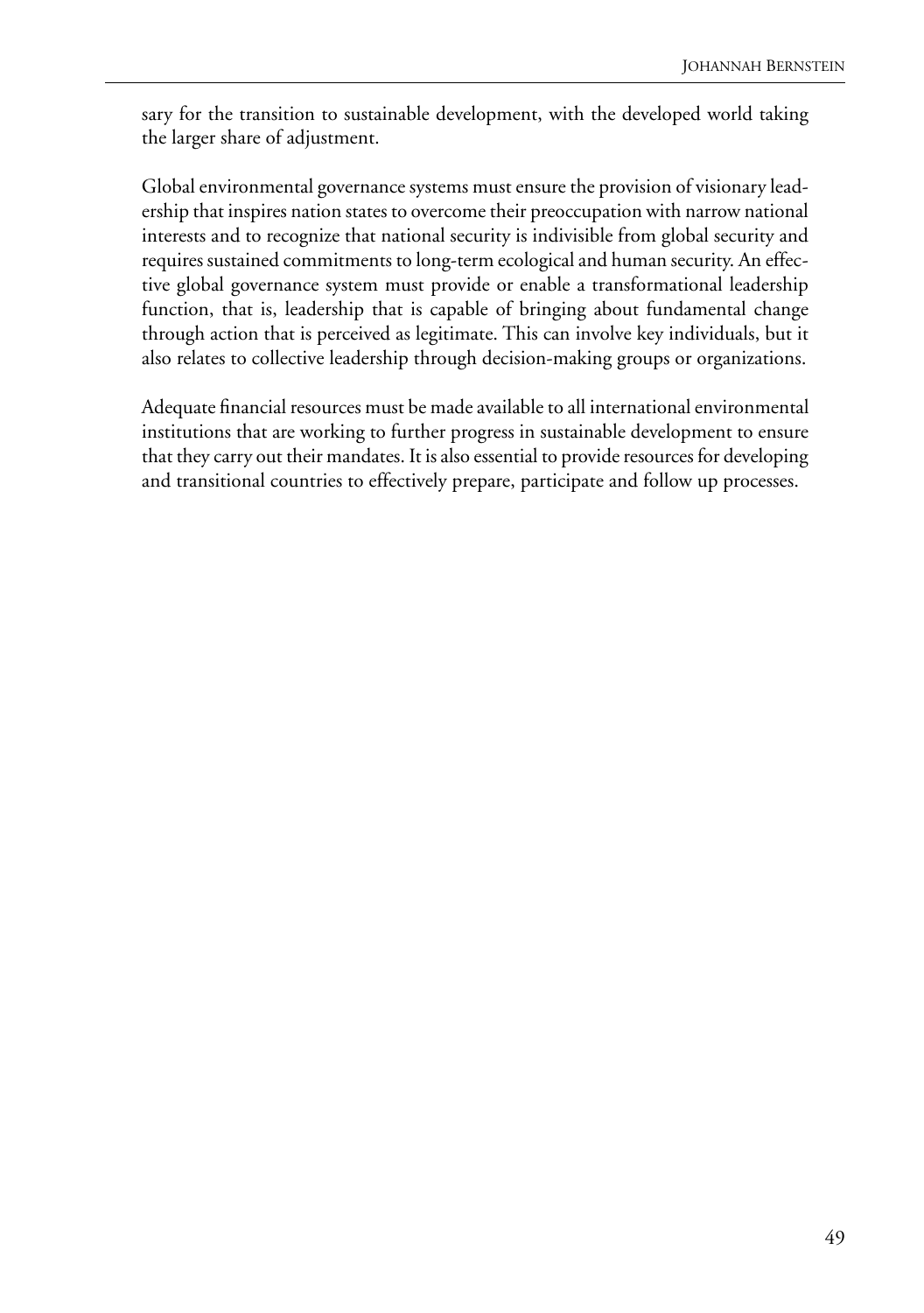sary for the transition to sustainable development, with the developed world taking the larger share of adjustment.

Global environmental governance systems must ensure the provision of visionary leadership that inspires nation states to overcome their preoccupation with narrow national interests and to recognize that national security is indivisible from global security and requires sustained commitments to long-term ecological and human security. An effective global governance system must provide or enable a transformational leadership function, that is, leadership that is capable of bringing about fundamental change through action that is perceived as legitimate. This can involve key individuals, but it also relates to collective leadership through decision-making groups or organizations.

Adequate financial resources must be made available to all international environmental institutions that are working to further progress in sustainable development to ensure that they carry out their mandates. It is also essential to provide resources for developing and transitional countries to effectively prepare, participate and follow up processes.